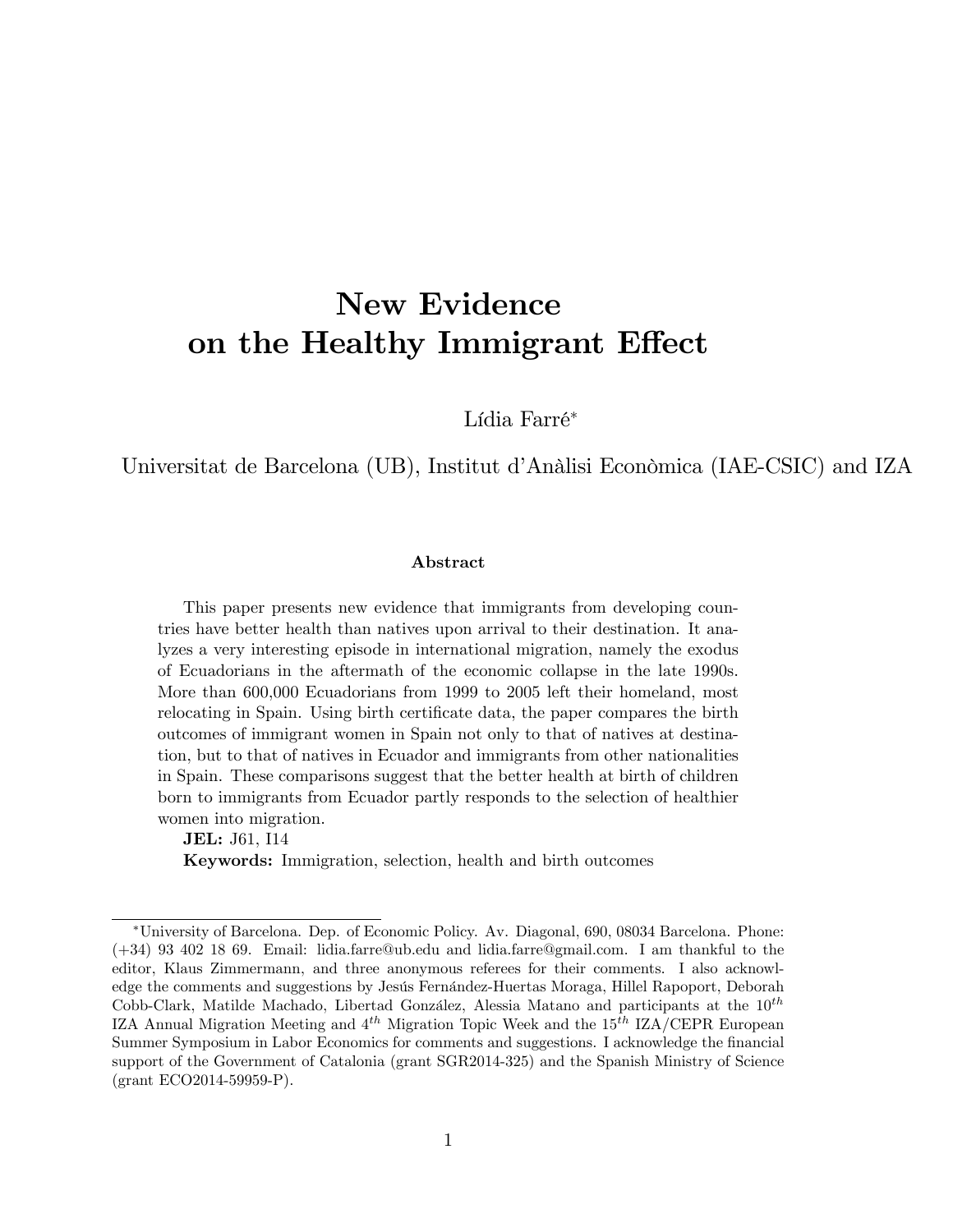# New Evidence on the Healthy Immigrant Effect

Lídia Farré*

Universitat de Barcelona (UB), Institut d'Anàlisi Econòmica (IAE-CSIC) and IZA

### Abstract

This paper presents new evidence that immigrants from developing countries have better health than natives upon arrival to their destination. It analyzes a very interesting episode in international migration, namely the exodus of Ecuadorians in the aftermath of the economic collapse in the late 1990s. More than 600,000 Ecuadorians from 1999 to 2005 left their homeland, most relocating in Spain. Using birth certificate data, the paper compares the birth outcomes of immigrant women in Spain not only to that of natives at destination, but to that of natives in Ecuador and immigrants from other nationalities in Spain. These comparisons suggest that the better health at birth of children born to immigrants from Ecuador partly responds to the selection of healthier women into migration.

**JEL:** J61, I14

**Keywords:** Immigration, selection, health and birth outcomes

---

*University of Barcelona. Dep. of Economic Policy. Av. Diagonal, 690, 08034 Barcelona. Phone: (+34) 93 402 18 69. Email: lidia.farre@ub.edu and lidia.farre@gmail.com. I am thankful to the editor, Klaus Zimmermann, and three anonymous referees for their comments. I also acknowledge the comments and suggestions by Jesús Fernández-Huertas Moraga, Hillel Rapoport, Deborah Cobb-Clark, Matilde Machado, Libertad González, Alessia Matano and participants at the $10^{th}$ IZA Annual Migration Meeting and $4^{th}$ Migration Topic Week and the $15^{th}$ IZA/CEPR European Summer Symposium in Labor Economics for comments and suggestions. I acknowledge the financial support of the Government of Catalonia (grant SGR2014-325) and the Spanish Ministry of Science (grant ECO2014-59959-P).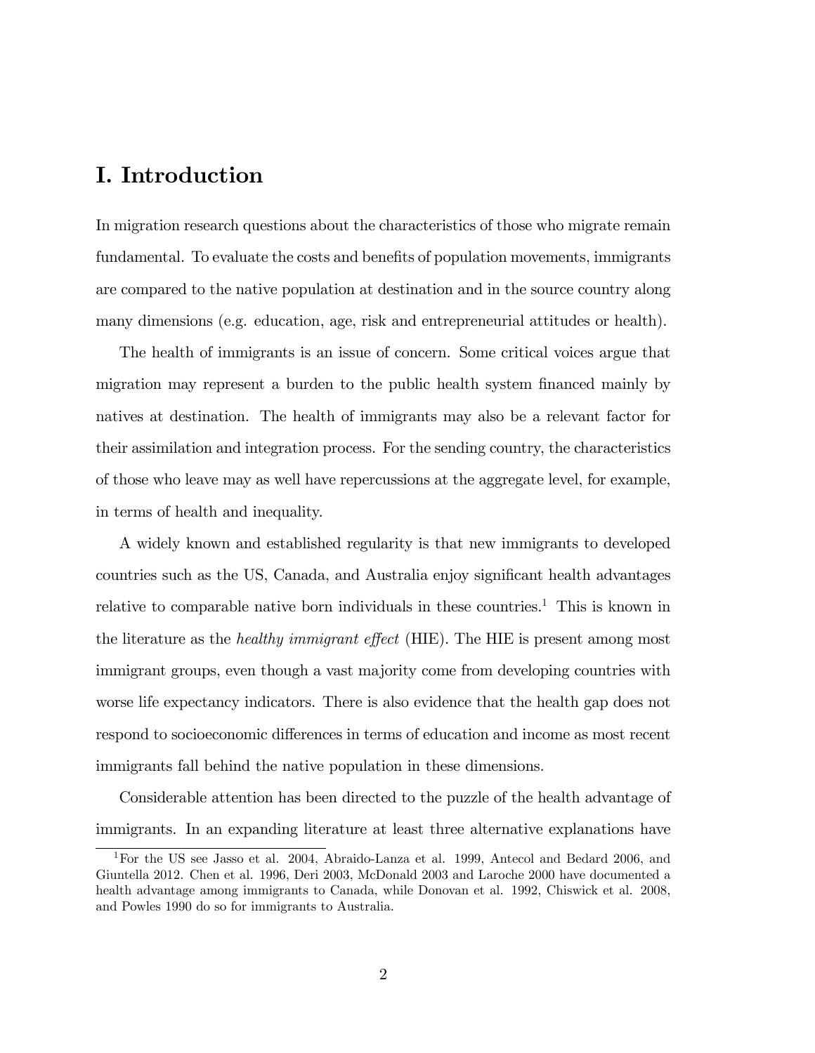# I. Introduction

In migration research questions about the characteristics of those who migrate remain fundamental. To evaluate the costs and benefits of population movements, immigrants are compared to the native population at destination and in the source country along many dimensions (e.g. education, age, risk and entrepreneurial attitudes or health).

The health of immigrants is an issue of concern. Some critical voices argue that migration may represent a burden to the public health system financed mainly by natives at destination. The health of immigrants may also be a relevant factor for their assimilation and integration process. For the sending country, the characteristics of those who leave may as well have repercussions at the aggregate level, for example, in terms of health and inequality.

A widely known and established regularity is that new immigrants to developed countries such as the US, Canada, and Australia enjoy significant health advantages relative to comparable native born individuals in these countries.[1] This is known in the literature as the *healthy immigrant effect* (HIE). The HIE is present among most immigrant groups, even though a vast majority come from developing countries with worse life expectancy indicators. There is also evidence that the health gap does not respond to socioeconomic differences in terms of education and income as most recent immigrants fall behind the native population in these dimensions.

Considerable attention has been directed to the puzzle of the health advantage of immigrants. In an expanding literature at least three alternative explanations have

[1] For the US see Jasso et al. 2004, Abraido-Lanza et al. 1999, Antecol and Bedard 2006, and Giuntella 2012. Chen et al. 1996, Deri 2003, McDonald 2003 and Laroche 2000 have documented a health advantage among immigrants to Canada, while Donovan et al. 1992, Chiswick et al. 2008, and Powles 1990 do so for immigrants to Australia.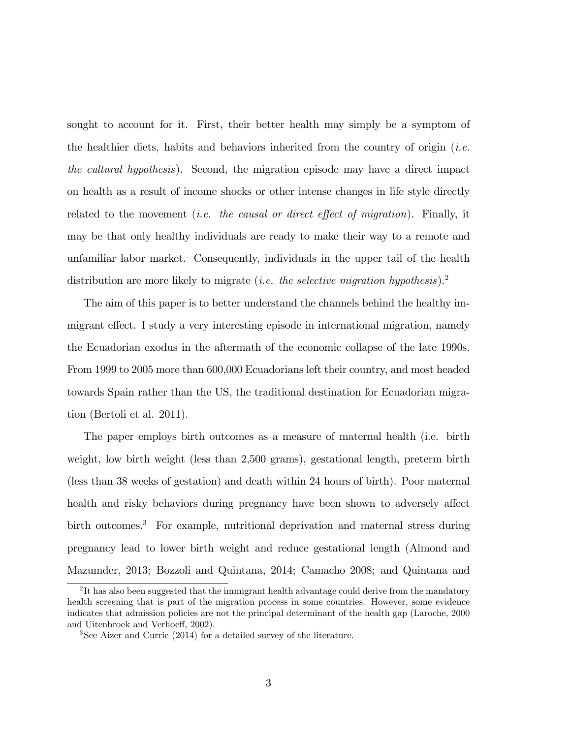sought to account for it. First, their better health may simply be a symptom of the healthier diets, habits and behaviors inherited from the country of origin (*i.e. the cultural hypothesis*). Second, the migration episode may have a direct impact on health as a result of income shocks or other intense changes in life style directly related to the movement (*i.e. the causal or direct effect of migration*). Finally, it may be that only healthy individuals are ready to make their way to a remote and unfamiliar labor market. Consequently, individuals in the upper tail of the health distribution are more likely to migrate (*i.e. the selective migration hypothesis*).[2]

The aim of this paper is to better understand the channels behind the healthy immigrant effect. I study a very interesting episode in international migration, namely the Ecuadorian exodus in the aftermath of the economic collapse of the late 1990s. From 1999 to 2005 more than 600,000 Ecuadorians left their country, and most headed towards Spain rather than the US, the traditional destination for Ecuadorian migration (Bertoli et al. 2011).

The paper employs birth outcomes as a measure of maternal health (i.e. birth weight, low birth weight (less than 2,500 grams), gestational length, preterm birth (less than 38 weeks of gestation) and death within 24 hours of birth). Poor maternal health and risky behaviors during pregnancy have been shown to adversely affect birth outcomes.[3] For example, nutritional deprivation and maternal stress during pregnancy lead to lower birth weight and reduce gestational length (Almond and Mazumder, 2013; Bozzoli and Quintana, 2014; Camacho 2008; and Quintana and

---

[2] It has also been suggested that the immigrant health advantage could derive from the mandatory health screening that is part of the migration process in some countries. However, some evidence indicates that admission policies are not the principal determinant of the health gap (Laroche, 2000 and Uitenbroek and Verhoeff, 2002).

[3] See Aizer and Currie (2014) for a detailed survey of the literature.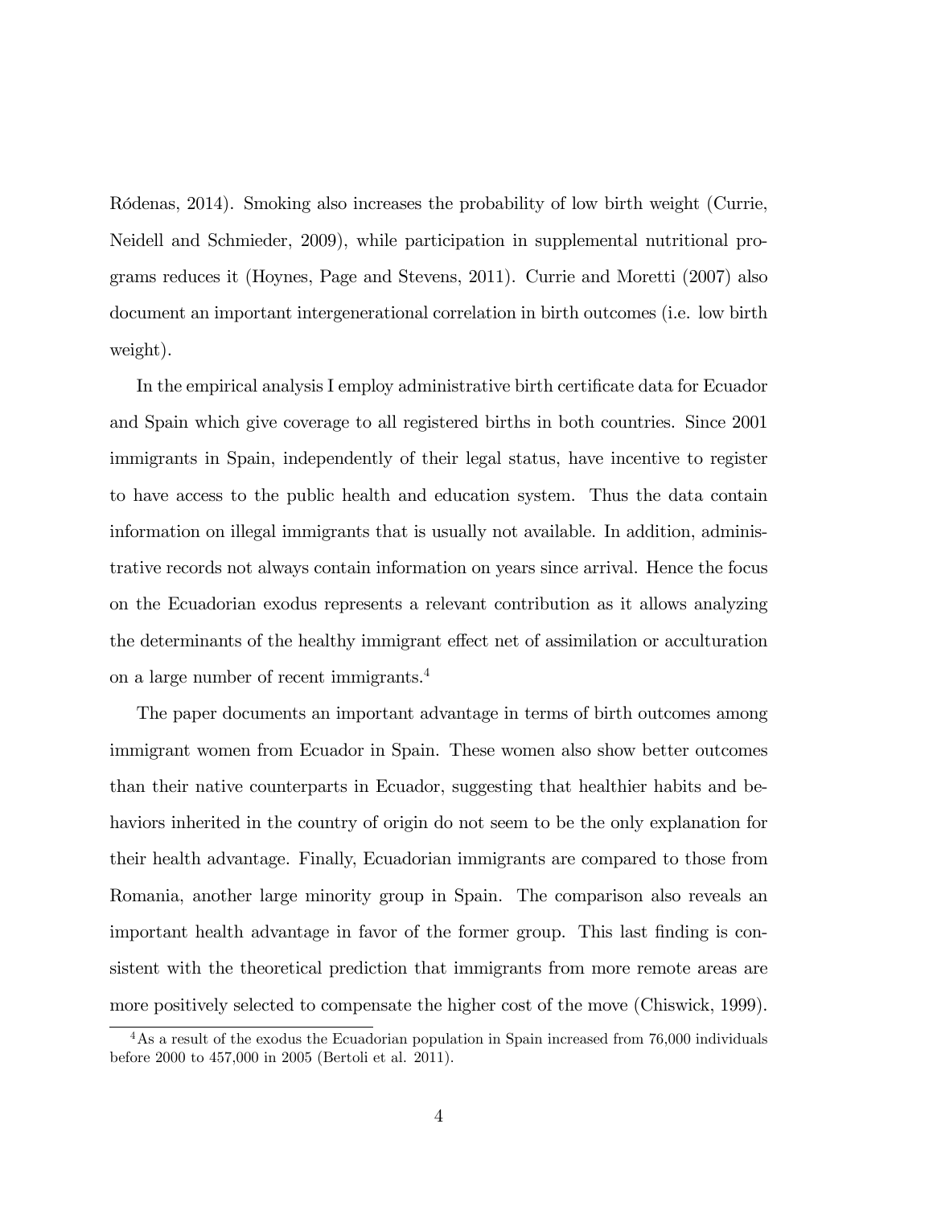Ródenas, 2014). Smoking also increases the probability of low birth weight (Currie, Neidell and Schmieder, 2009), while participation in supplemental nutritional programs reduces it (Hoynes, Page and Stevens, 2011). Currie and Moretti (2007) also document an important intergenerational correlation in birth outcomes (i.e. low birth weight).

In the empirical analysis I employ administrative birth certificate data for Ecuador and Spain which give coverage to all registered births in both countries. Since 2001 immigrants in Spain, independently of their legal status, have incentive to register to have access to the public health and education system. Thus the data contain information on illegal immigrants that is usually not available. In addition, administrative records not always contain information on years since arrival. Hence the focus on the Ecuadorian exodus represents a relevant contribution as it allows analyzing the determinants of the healthy immigrant effect net of assimilation or acculturation on a large number of recent immigrants.[4]

The paper documents an important advantage in terms of birth outcomes among immigrant women from Ecuador in Spain. These women also show better outcomes than their native counterparts in Ecuador, suggesting that healthier habits and behaviors inherited in the country of origin do not seem to be the only explanation for their health advantage. Finally, Ecuadorian immigrants are compared to those from Romania, another large minority group in Spain. The comparison also reveals an important health advantage in favor of the former group. This last finding is consistent with the theoretical prediction that immigrants from more remote areas are more positively selected to compensate the higher cost of the move (Chiswick, 1999).

[4] As a result of the exodus the Ecuadorian population in Spain increased from 76,000 individuals before 2000 to 457,000 in 2005 (Bertoli et al. 2011).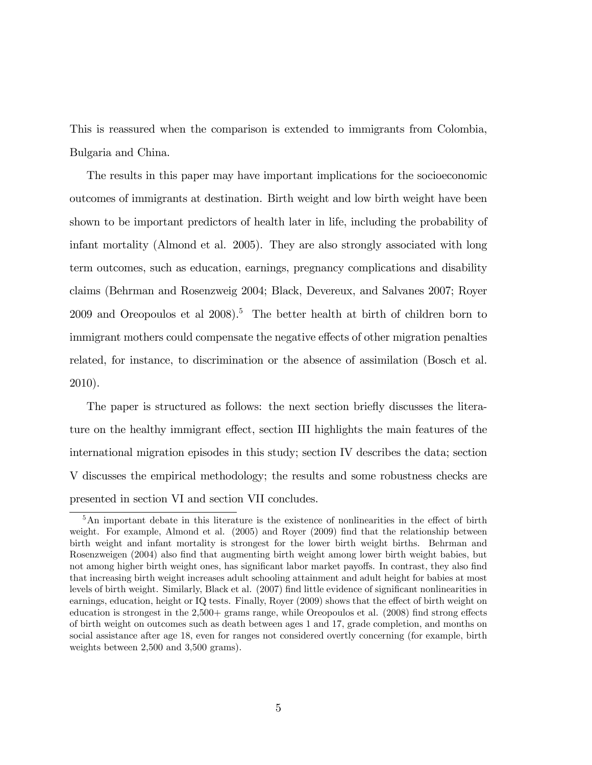This is reassured when the comparison is extended to immigrants from Colombia, Bulgaria and China.

The results in this paper may have important implications for the socioeconomic outcomes of immigrants at destination. Birth weight and low birth weight have been shown to be important predictors of health later in life, including the probability of infant mortality (Almond et al. 2005). They are also strongly associated with long term outcomes, such as education, earnings, pregnancy complications and disability claims (Behrman and Rosenzweig 2004; Black, Devereux, and Salvanes 2007; Royer 2009 and Oreopoulos et al 2008).[5] The better health at birth of children born to immigrant mothers could compensate the negative effects of other migration penalties related, for instance, to discrimination or the absence of assimilation (Bosch et al. 2010).

The paper is structured as follows: the next section briefly discusses the literature on the healthy immigrant effect, section III highlights the main features of the international migration episodes in this study; section IV describes the data; section V discusses the empirical methodology; the results and some robustness checks are presented in section VI and section VII concludes.

[5] An important debate in this literature is the existence of nonlinearities in the effect of birth weight. For example, Almond et al. (2005) and Royer (2009) find that the relationship between birth weight and infant mortality is strongest for the lower birth weight births. Behrman and Rosenzweigen (2004) also find that augmenting birth weight among lower birth weight babies, but not among higher birth weight ones, has significant labor market payoffs. In contrast, they also find that increasing birth weight increases adult schooling attainment and adult height for babies at most levels of birth weight. Similarly, Black et al. (2007) find little evidence of significant nonlinearities in earnings, education, height or IQ tests. Finally, Royer (2009) shows that the effect of birth weight on education is strongest in the 2,500+ grams range, while Oreopoulos et al. (2008) find strong effects of birth weight on outcomes such as death between ages 1 and 17, grade completion, and months on social assistance after age 18, even for ranges not considered overtly concerning (for example, birth weights between 2,500 and 3,500 grams).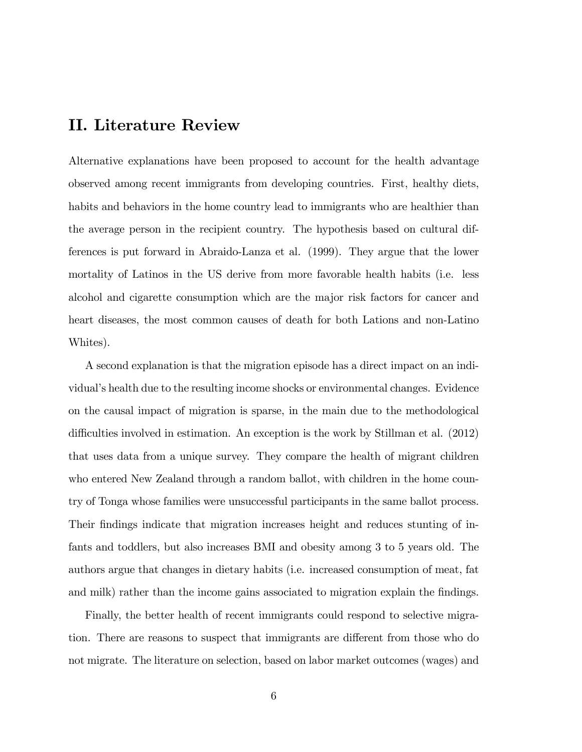## II. Literature Review

Alternative explanations have been proposed to account for the health advantage observed among recent immigrants from developing countries. First, healthy diets, habits and behaviors in the home country lead to immigrants who are healthier than the average person in the recipient country. The hypothesis based on cultural differences is put forward in Abraido-Lanza et al. (1999). They argue that the lower mortality of Latinos in the US derive from more favorable health habits (i.e. less alcohol and cigarette consumption which are the major risk factors for cancer and heart diseases, the most common causes of death for both Lations and non-Latino Whites).

A second explanation is that the migration episode has a direct impact on an individual's health due to the resulting income shocks or environmental changes. Evidence on the causal impact of migration is sparse, in the main due to the methodological difficulties involved in estimation. An exception is the work by Stillman et al. (2012) that uses data from a unique survey. They compare the health of migrant children who entered New Zealand through a random ballot, with children in the home country of Tonga whose families were unsuccessful participants in the same ballot process. Their findings indicate that migration increases height and reduces stunting of infants and toddlers, but also increases BMI and obesity among 3 to 5 years old. The authors argue that changes in dietary habits (i.e. increased consumption of meat, fat and milk) rather than the income gains associated to migration explain the findings.

Finally, the better health of recent immigrants could respond to selective migration. There are reasons to suspect that immigrants are different from those who do not migrate. The literature on selection, based on labor market outcomes (wages) and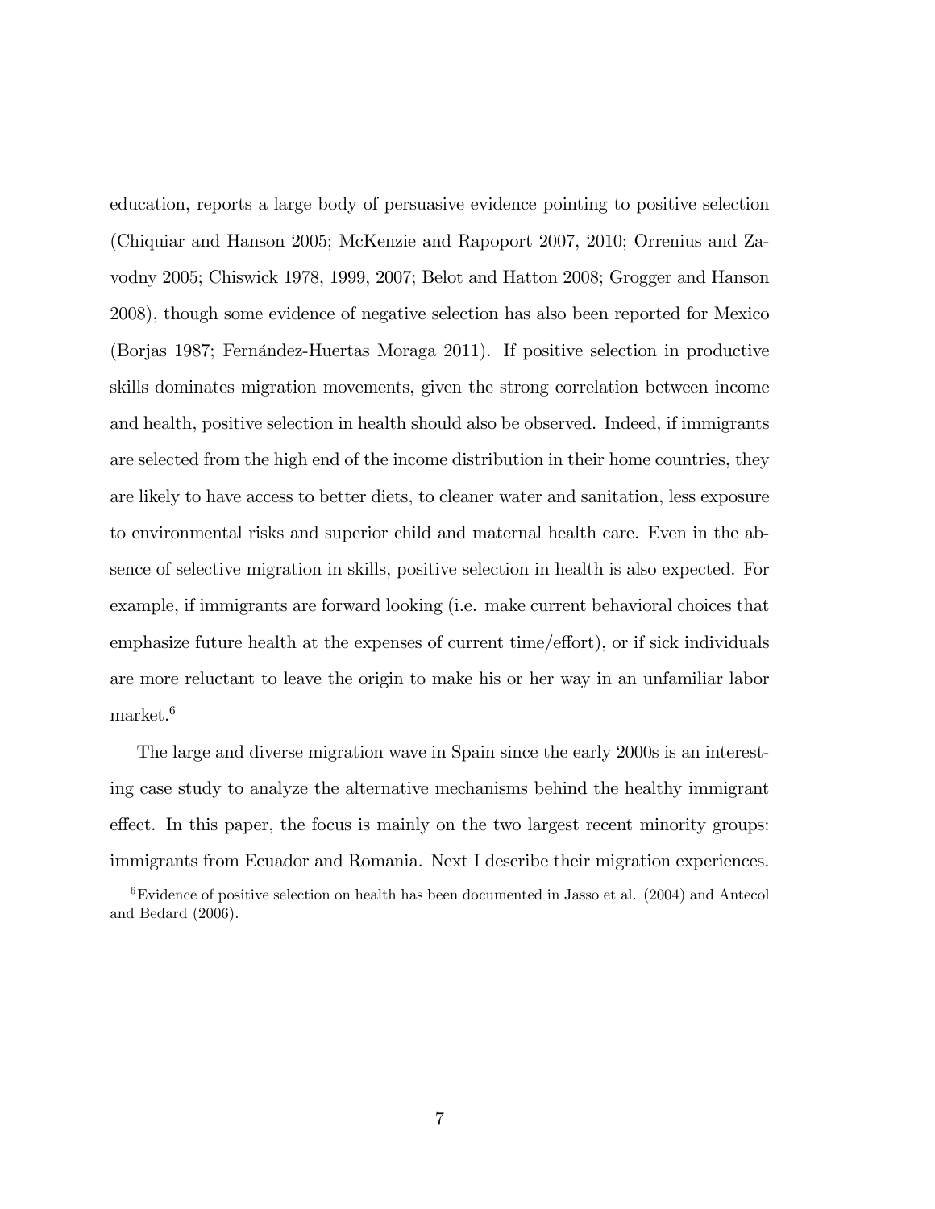education, reports a large body of persuasive evidence pointing to positive selection (Chiquiar and Hanson 2005; McKenzie and Rapoport 2007, 2010; Orrenius and Zavodny 2005; Chiswick 1978, 1999, 2007; Belot and Hatton 2008; Grogger and Hanson 2008), though some evidence of negative selection has also been reported for Mexico (Borjas 1987; Fernández-Huertas Moraga 2011). If positive selection in productive skills dominates migration movements, given the strong correlation between income and health, positive selection in health should also be observed. Indeed, if immigrants are selected from the high end of the income distribution in their home countries, they are likely to have access to better diets, to cleaner water and sanitation, less exposure to environmental risks and superior child and maternal health care. Even in the absence of selective migration in skills, positive selection in health is also expected. For example, if immigrants are forward looking (i.e. make current behavioral choices that emphasize future health at the expenses of current time/effort), or if sick individuals are more reluctant to leave the origin to make his or her way in an unfamiliar labor market.[6]

The large and diverse migration wave in Spain since the early 2000s is an interesting case study to analyze the alternative mechanisms behind the healthy immigrant effect. In this paper, the focus is mainly on the two largest recent minority groups: immigrants from Ecuador and Romania. Next I describe their migration experiences.

[6] Evidence of positive selection on health has been documented in Jasso et al. (2004) and Antecol and Bedard (2006).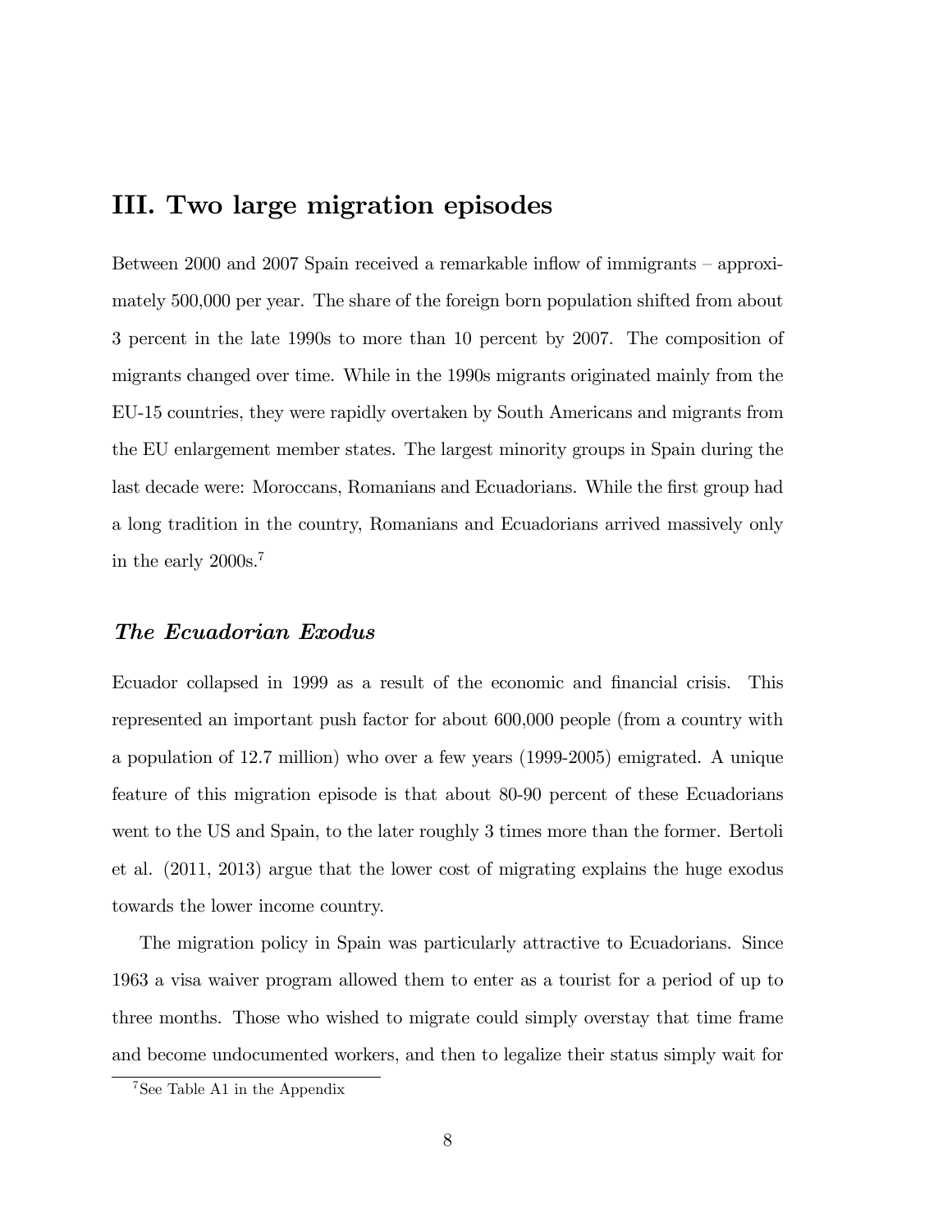## III. Two large migration episodes

Between 2000 and 2007 Spain received a remarkable inflow of immigrants – approximately 500,000 per year. The share of the foreign born population shifted from about 3 percent in the late 1990s to more than 10 percent by 2007. The composition of migrants changed over time. While in the 1990s migrants originated mainly from the EU-15 countries, they were rapidly overtaken by South Americans and migrants from the EU enlargement member states. The largest minority groups in Spain during the last decade were: Moroccans, Romanians and Ecuadorians. While the first group had a long tradition in the country, Romanians and Ecuadorians arrived massively only in the early 2000s.[7]

### *The Ecuadorian Exodus*

Ecuador collapsed in 1999 as a result of the economic and financial crisis. This represented an important push factor for about 600,000 people (from a country with a population of 12.7 million) who over a few years (1999-2005) emigrated. A unique feature of this migration episode is that about 80-90 percent of these Ecuadorians went to the US and Spain, to the later roughly 3 times more than the former. Bertoli et al. (2011, 2013) argue that the lower cost of migrating explains the huge exodus towards the lower income country.

The migration policy in Spain was particularly attractive to Ecuadorians. Since 1963 a visa waiver program allowed them to enter as a tourist for a period of up to three months. Those who wished to migrate could simply overstay that time frame and become undocumented workers, and then to legalize their status simply wait for

[7] See Table A1 in the Appendix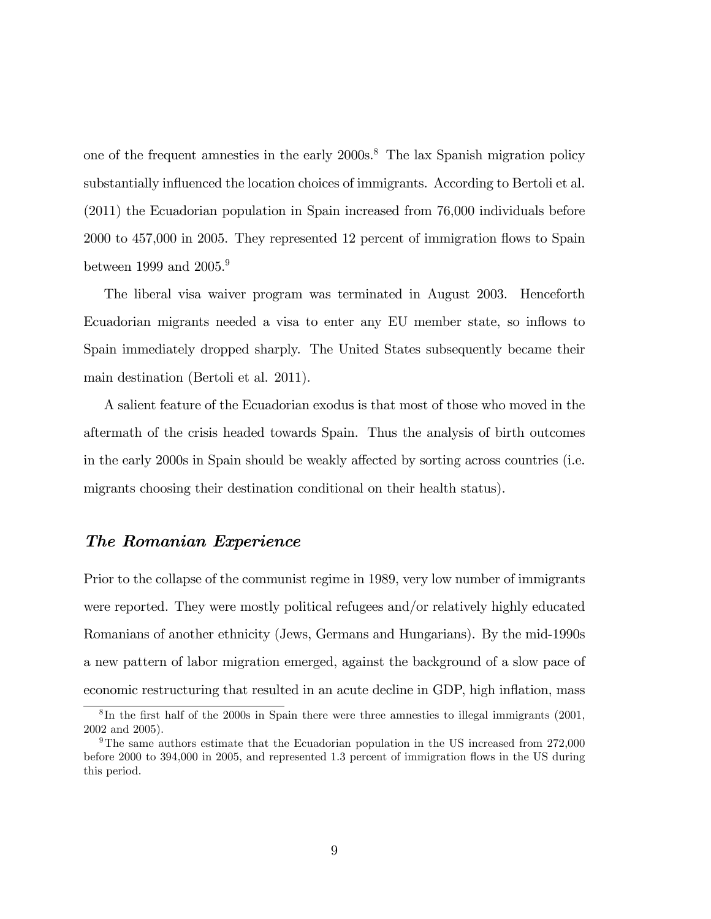one of the frequent amnesties in the early 2000s.[8] The lax Spanish migration policy substantially influenced the location choices of immigrants. According to Bertoli et al. (2011) the Ecuadorian population in Spain increased from 76,000 individuals before 2000 to 457,000 in 2005. They represented 12 percent of immigration flows to Spain between 1999 and 2005.[9]

The liberal visa waiver program was terminated in August 2003. Henceforth Ecuadorian migrants needed a visa to enter any EU member state, so inflows to Spain immediately dropped sharply. The United States subsequently became their main destination (Bertoli et al. 2011).

A salient feature of the Ecuadorian exodus is that most of those who moved in the aftermath of the crisis headed towards Spain. Thus the analysis of birth outcomes in the early 2000s in Spain should be weakly affected by sorting across countries (i.e. migrants choosing their destination conditional on their health status).

### *The Romanian Experience*

Prior to the collapse of the communist regime in 1989, very low number of immigrants were reported. They were mostly political refugees and/or relatively highly educated Romanians of another ethnicity (Jews, Germans and Hungarians). By the mid-1990s a new pattern of labor migration emerged, against the background of a slow pace of economic restructuring that resulted in an acute decline in GDP, high inflation, mass

[8] In the first half of the 2000s in Spain there were three amnesties to illegal immigrants (2001, 2002 and 2005).

[9] The same authors estimate that the Ecuadorian population in the US increased from 272,000 before 2000 to 394,000 in 2005, and represented 1.3 percent of immigration flows in the US during this period.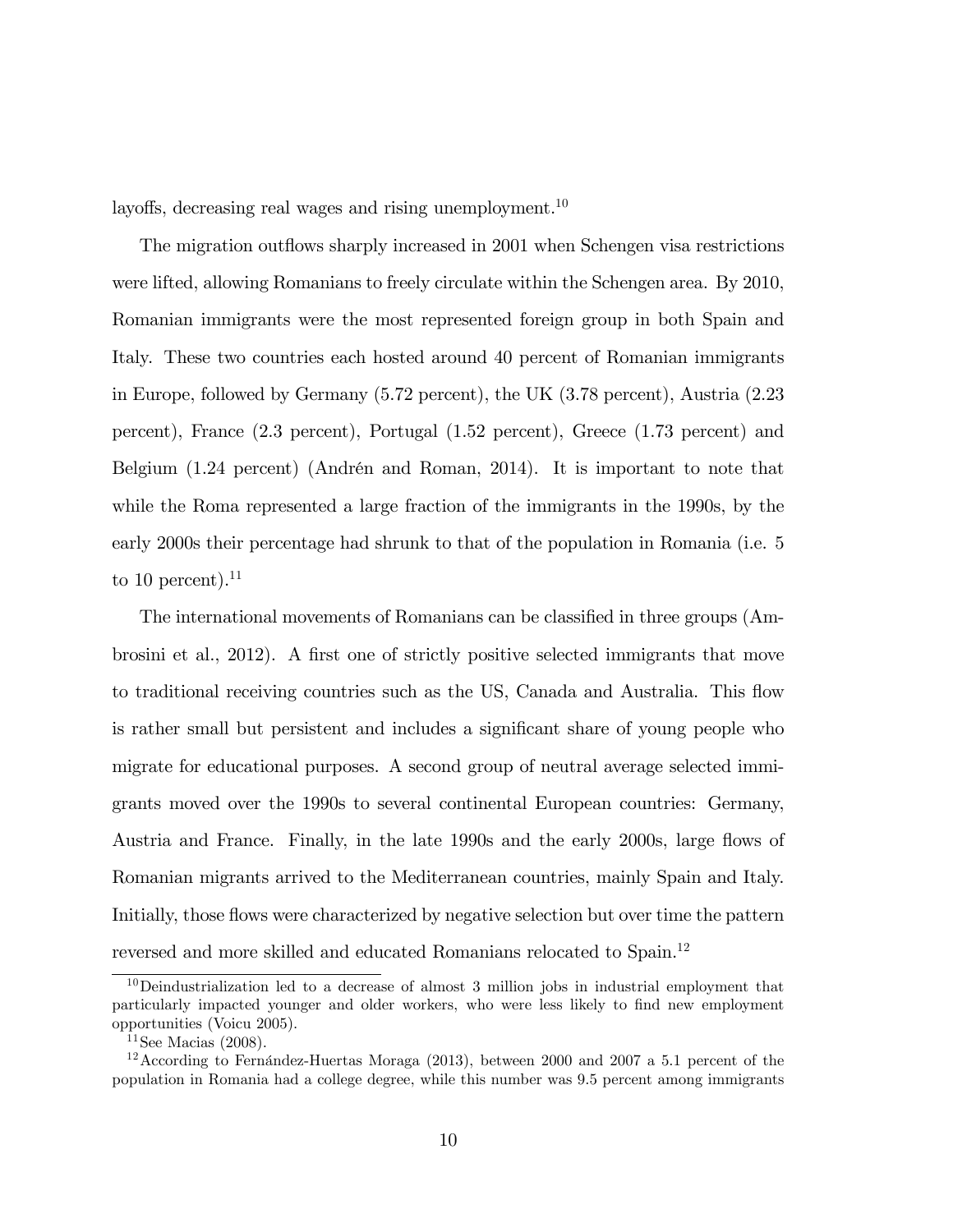layoffs, decreasing real wages and rising unemployment.[10]

The migration outflows sharply increased in 2001 when Schengen visa restrictions were lifted, allowing Romanians to freely circulate within the Schengen area. By 2010, Romanian immigrants were the most represented foreign group in both Spain and Italy. These two countries each hosted around 40 percent of Romanian immigrants in Europe, followed by Germany (5.72 percent), the UK (3.78 percent), Austria (2.23 percent), France (2.3 percent), Portugal (1.52 percent), Greece (1.73 percent) and Belgium (1.24 percent) (Andrén and Roman, 2014). It is important to note that while the Roma represented a large fraction of the immigrants in the 1990s, by the early 2000s their percentage had shrunk to that of the population in Romania (i.e. 5 to 10 percent).[11]

The international movements of Romanians can be classified in three groups (Ambrosini et al., 2012). A first one of strictly positive selected immigrants that move to traditional receiving countries such as the US, Canada and Australia. This flow is rather small but persistent and includes a significant share of young people who migrate for educational purposes. A second group of neutral average selected immigrants moved over the 1990s to several continental European countries: Germany, Austria and France. Finally, in the late 1990s and the early 2000s, large flows of Romanian migrants arrived to the Mediterranean countries, mainly Spain and Italy. Initially, those flows were characterized by negative selection but over time the pattern reversed and more skilled and educated Romanians relocated to Spain.[12]

[10] Deindustrialization led to a decrease of almost 3 million jobs in industrial employment that particularly impacted younger and older workers, who were less likely to find new employment opportunities (Voicu 2005).

[11] See Macias (2008).

[12] According to Fernández-Huertas Moraga (2013), between 2000 and 2007 a 5.1 percent of the population in Romania had a college degree, while this number was 9.5 percent among immigrants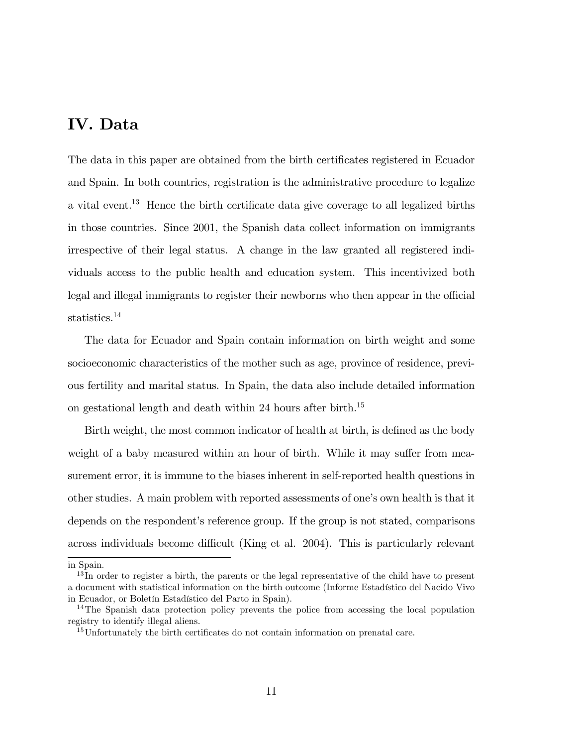## IV. Data

The data in this paper are obtained from the birth certificates registered in Ecuador and Spain. In both countries, registration is the administrative procedure to legalize a vital event.[13] Hence the birth certificate data give coverage to all legalized births in those countries. Since 2001, the Spanish data collect information on immigrants irrespective of their legal status. A change in the law granted all registered individuals access to the public health and education system. This incentivized both legal and illegal immigrants to register their newborns who then appear in the official statistics.[14]

The data for Ecuador and Spain contain information on birth weight and some socioeconomic characteristics of the mother such as age, province of residence, previous fertility and marital status. In Spain, the data also include detailed information on gestational length and death within 24 hours after birth.[15]

Birth weight, the most common indicator of health at birth, is defined as the body weight of a baby measured within an hour of birth. While it may suffer from measurement error, it is immune to the biases inherent in self-reported health questions in other studies. A main problem with reported assessments of one's own health is that it depends on the respondent's reference group. If the group is not stated, comparisons across individuals become difficult (King et al. 2004). This is particularly relevant

---

in Spain.

[13] In order to register a birth, the parents or the legal representative of the child have to present a document with statistical information on the birth outcome (Informe Estadístico del Nacido Vivo in Ecuador, or Boletín Estadístico del Parto in Spain).

[14] The Spanish data protection policy prevents the police from accessing the local population registry to identify illegal aliens.

[15] Unfortunately the birth certificates do not contain information on prenatal care.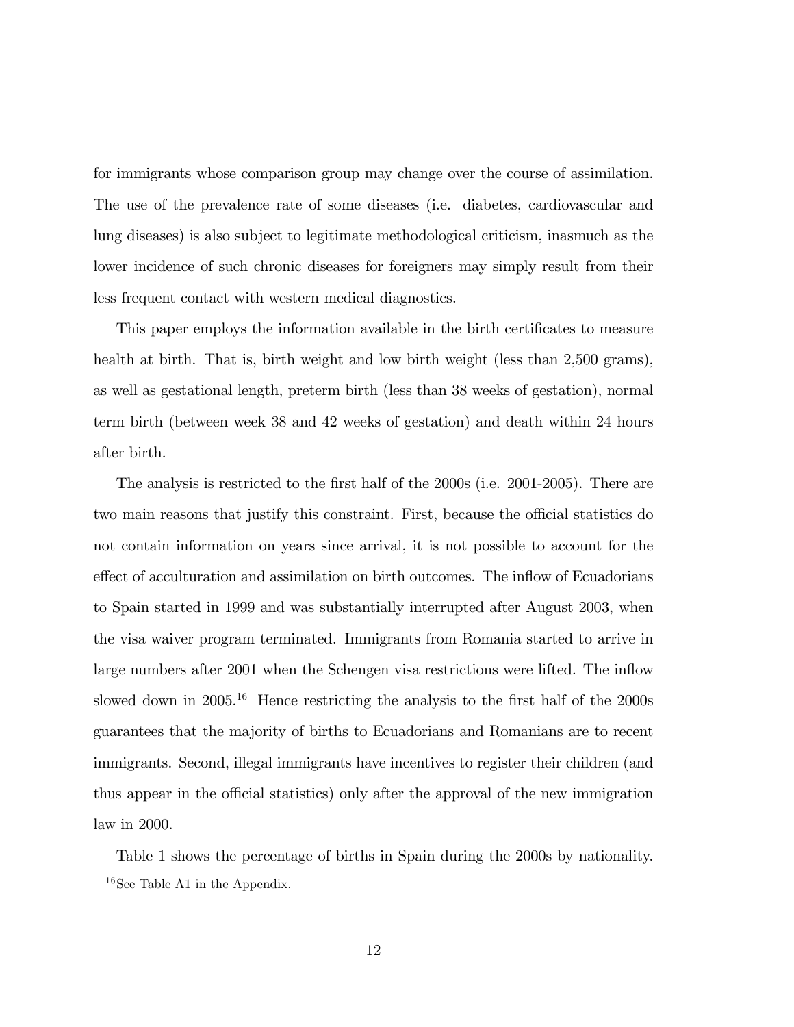for immigrants whose comparison group may change over the course of assimilation. The use of the prevalence rate of some diseases (i.e. diabetes, cardiovascular and lung diseases) is also subject to legitimate methodological criticism, inasmuch as the lower incidence of such chronic diseases for foreigners may simply result from their less frequent contact with western medical diagnostics.

This paper employs the information available in the birth certificates to measure health at birth. That is, birth weight and low birth weight (less than 2,500 grams), as well as gestational length, preterm birth (less than 38 weeks of gestation), normal term birth (between week 38 and 42 weeks of gestation) and death within 24 hours after birth.

The analysis is restricted to the first half of the 2000s (i.e. 2001-2005). There are two main reasons that justify this constraint. First, because the official statistics do not contain information on years since arrival, it is not possible to account for the effect of acculturation and assimilation on birth outcomes. The inflow of Ecuadorians to Spain started in 1999 and was substantially interrupted after August 2003, when the visa waiver program terminated. Immigrants from Romania started to arrive in large numbers after 2001 when the Schengen visa restrictions were lifted. The inflow slowed down in 2005.[16] Hence restricting the analysis to the first half of the 2000s guarantees that the majority of births to Ecuadorians and Romanians are to recent immigrants. Second, illegal immigrants have incentives to register their children (and thus appear in the official statistics) only after the approval of the new immigration law in 2000.

Table 1 shows the percentage of births in Spain during the 2000s by nationality.

[16] See Table A1 in the Appendix.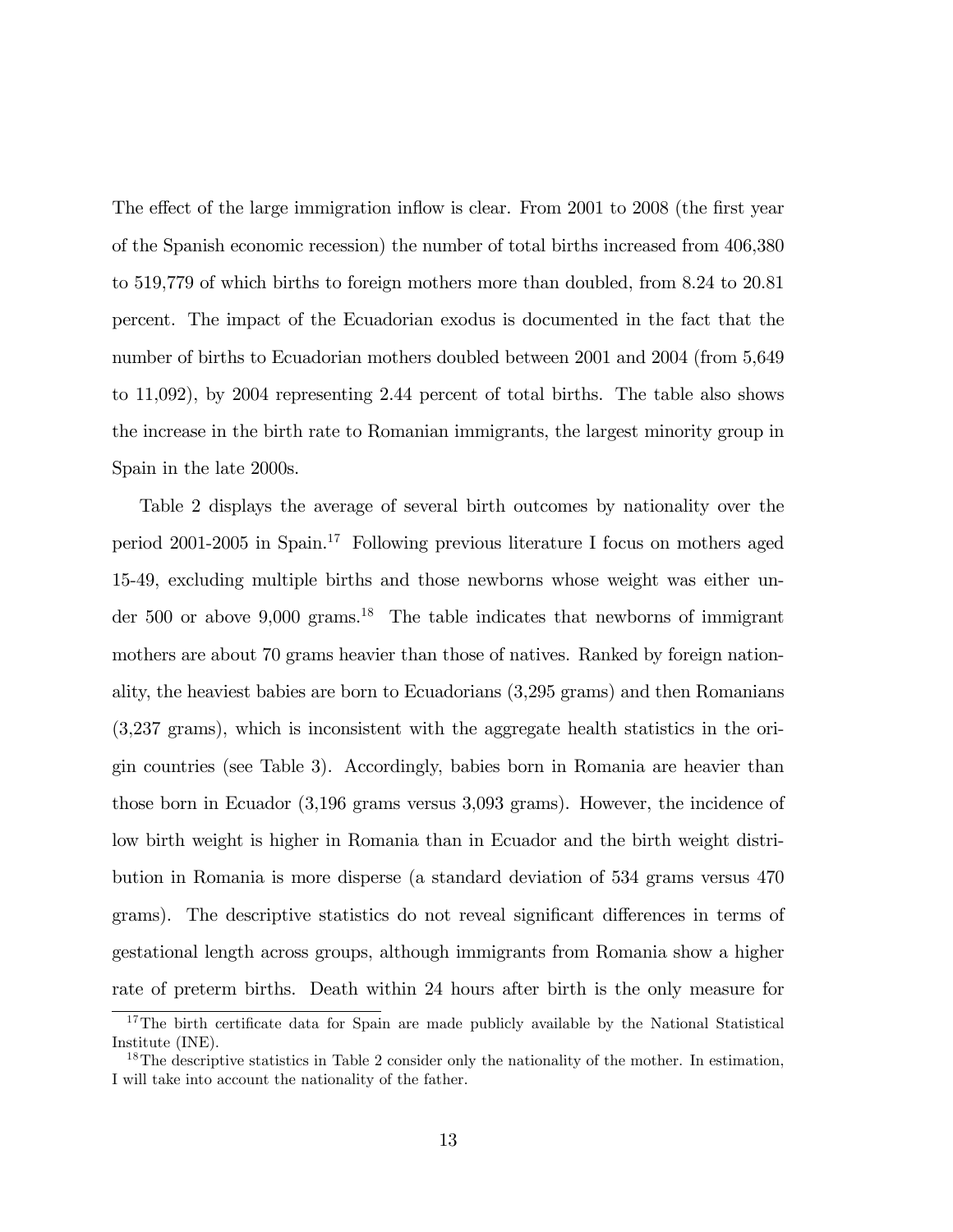The effect of the large immigration inflow is clear. From 2001 to 2008 (the first year of the Spanish economic recession) the number of total births increased from 406,380 to 519,779 of which births to foreign mothers more than doubled, from 8.24 to 20.81 percent. The impact of the Ecuadorian exodus is documented in the fact that the number of births to Ecuadorian mothers doubled between 2001 and 2004 (from 5,649 to 11,092), by 2004 representing 2.44 percent of total births. The table also shows the increase in the birth rate to Romanian immigrants, the largest minority group in Spain in the late 2000s.

Table 2 displays the average of several birth outcomes by nationality over the period 2001-2005 in Spain.[17] Following previous literature I focus on mothers aged 15-49, excluding multiple births and those newborns whose weight was either under 500 or above 9,000 grams.[18] The table indicates that newborns of immigrant mothers are about 70 grams heavier than those of natives. Ranked by foreign nationality, the heaviest babies are born to Ecuadorians (3,295 grams) and then Romanians (3,237 grams), which is inconsistent with the aggregate health statistics in the origin countries (see Table 3). Accordingly, babies born in Romania are heavier than those born in Ecuador (3,196 grams versus 3,093 grams). However, the incidence of low birth weight is higher in Romania than in Ecuador and the birth weight distribution in Romania is more disperse (a standard deviation of 534 grams versus 470 grams). The descriptive statistics do not reveal significant differences in terms of gestational length across groups, although immigrants from Romania show a higher rate of preterm births. Death within 24 hours after birth is the only measure for

[17] The birth certificate data for Spain are made publicly available by the National Statistical Institute (INE).

[18] The descriptive statistics in Table 2 consider only the nationality of the mother. In estimation, I will take into account the nationality of the father.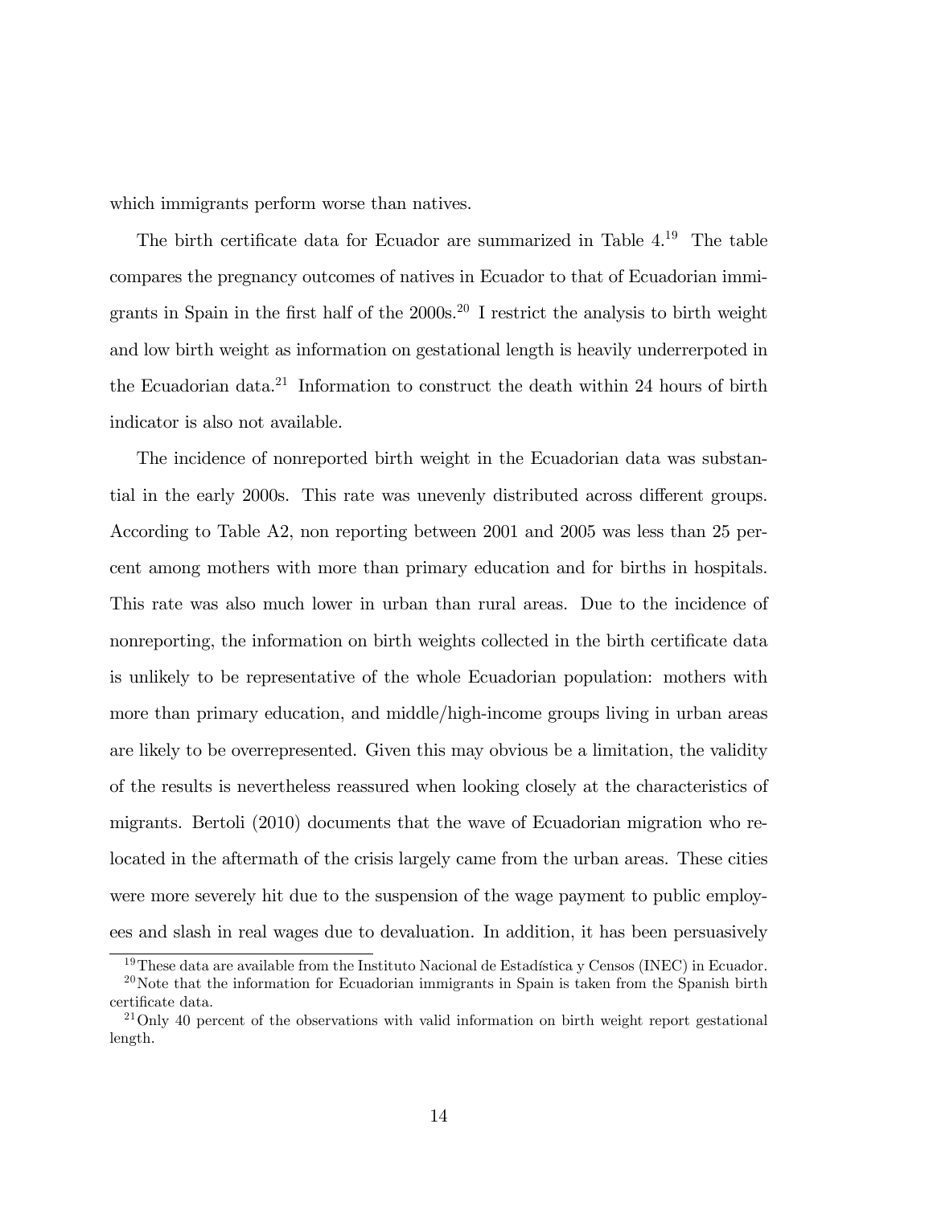which immigrants perform worse than natives.

The birth certificate data for Ecuador are summarized in Table 4.[19] The table compares the pregnancy outcomes of natives in Ecuador to that of Ecuadorian immigrants in Spain in the first half of the 2000s.[20] I restrict the analysis to birth weight and low birth weight as information on gestational length is heavily underrerpoted in the Ecuadorian data.[21] Information to construct the death within 24 hours of birth indicator is also not available.

The incidence of nonreported birth weight in the Ecuadorian data was substantial in the early 2000s. This rate was unevenly distributed across different groups. According to Table A2, non reporting between 2001 and 2005 was less than 25 percent among mothers with more than primary education and for births in hospitals. This rate was also much lower in urban than rural areas. Due to the incidence of nonreporting, the information on birth weights collected in the birth certificate data is unlikely to be representative of the whole Ecuadorian population: mothers with more than primary education, and middle/high-income groups living in urban areas are likely to be overrepresented. Given this may obvious be a limitation, the validity of the results is nevertheless reassured when looking closely at the characteristics of migrants. Bertoli (2010) documents that the wave of Ecuadorian migration who relocated in the aftermath of the crisis largely came from the urban areas. These cities were more severely hit due to the suspension of the wage payment to public employees and slash in real wages due to devaluation. In addition, it has been persuasively

[19] These data are available from the Instituto Nacional de Estadística y Censos (INEC) in Ecuador.

[20] Note that the information for Ecuadorian immigrants in Spain is taken from the Spanish birth certificate data.

[21] Only 40 percent of the observations with valid information on birth weight report gestational length.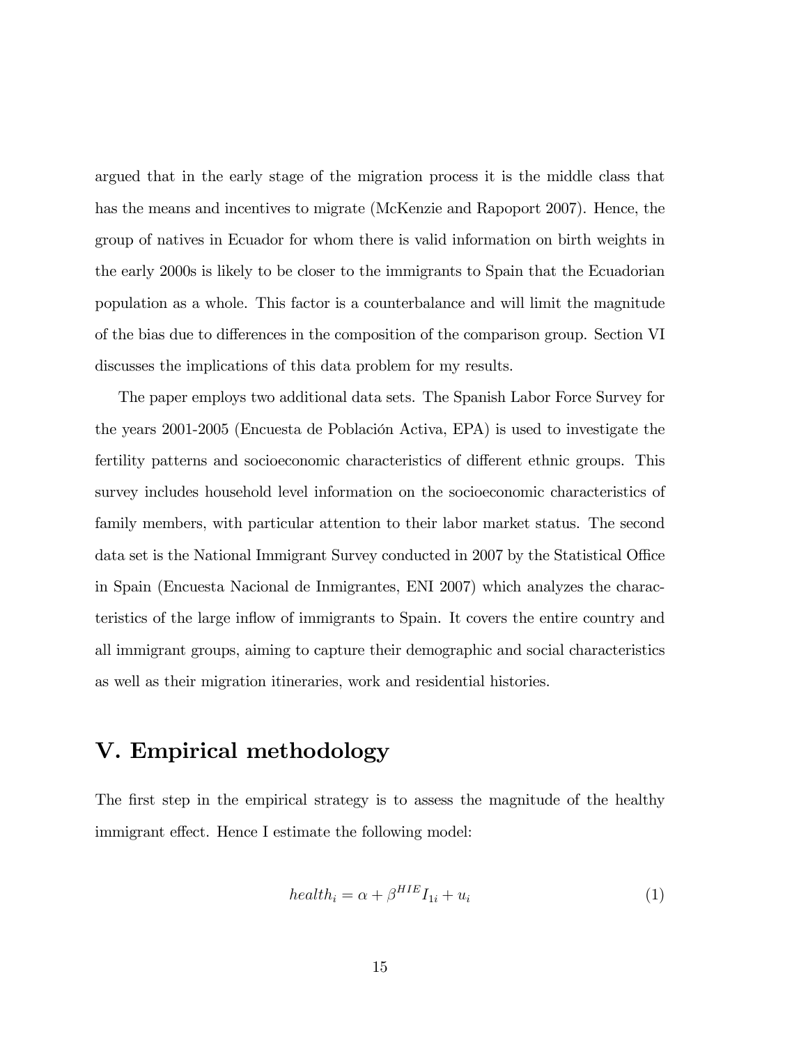argued that in the early stage of the migration process it is the middle class that has the means and incentives to migrate (McKenzie and Rapoport 2007). Hence, the group of natives in Ecuador for whom there is valid information on birth weights in the early 2000s is likely to be closer to the immigrants to Spain that the Ecuadorian population as a whole. This factor is a counterbalance and will limit the magnitude of the bias due to differences in the composition of the comparison group. Section VI discusses the implications of this data problem for my results.

The paper employs two additional data sets. The Spanish Labor Force Survey for the years 2001-2005 (Encuesta de Población Activa, EPA) is used to investigate the fertility patterns and socioeconomic characteristics of different ethnic groups. This survey includes household level information on the socioeconomic characteristics of family members, with particular attention to their labor market status. The second data set is the National Immigrant Survey conducted in 2007 by the Statistical Office in Spain (Encuesta Nacional de Inmigrantes, ENI 2007) which analyzes the characteristics of the large inflow of immigrants to Spain. It covers the entire country and all immigrant groups, aiming to capture their demographic and social characteristics as well as their migration itineraries, work and residential histories.

## V. Empirical methodology

The first step in the empirical strategy is to assess the magnitude of the healthy immigrant effect. Hence I estimate the following model:

$$health_i = \alpha + \beta^{HIE} I_{1i} + u_i \tag{1}$$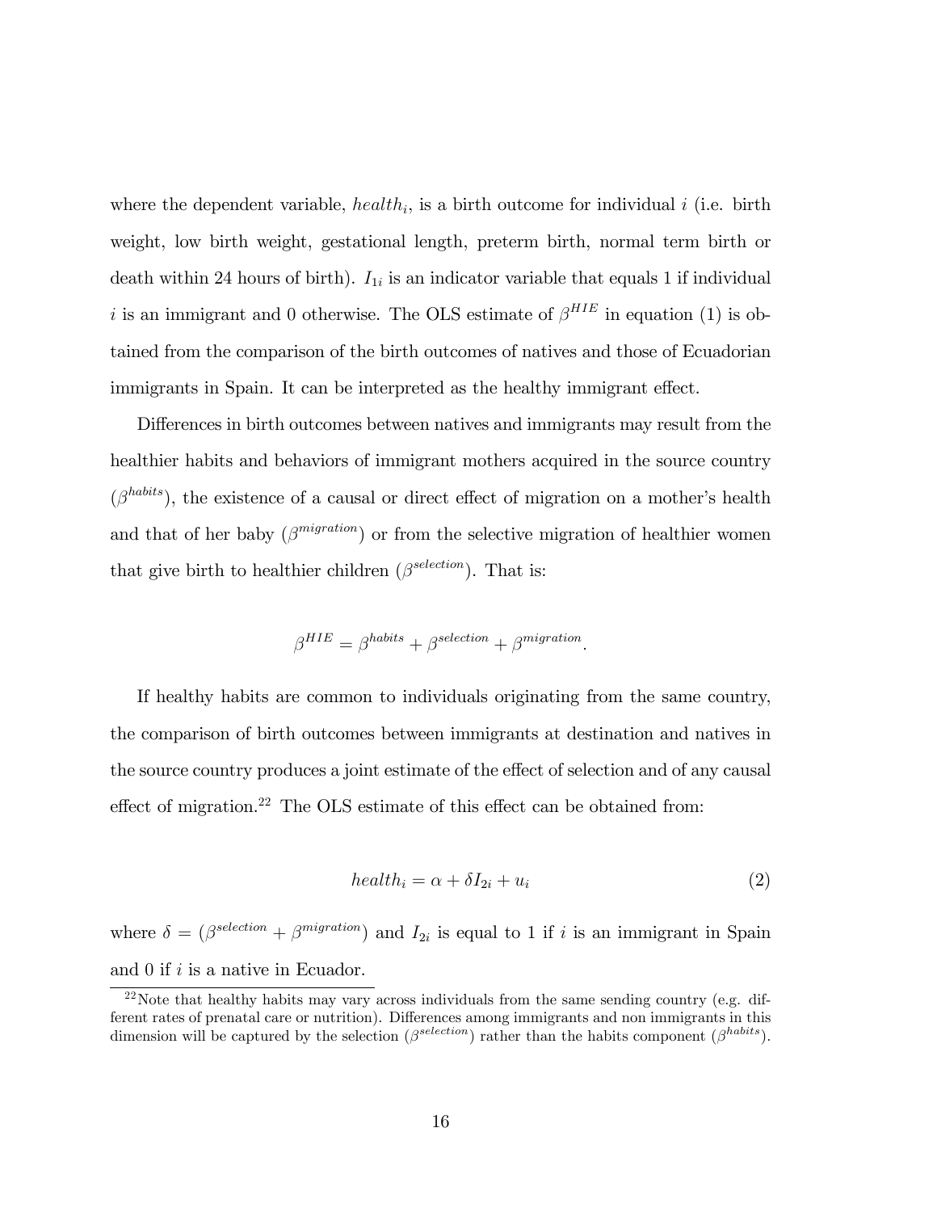where the dependent variable, $health_i$, is a birth outcome for individual $i$ (i.e. birth weight, low birth weight, gestational length, preterm birth, normal term birth or death within 24 hours of birth). $I_{1i}$ is an indicator variable that equals 1 if individual $i$ is an immigrant and 0 otherwise. The OLS estimate of $\beta^{HIE}$ in equation (1) is obtained from the comparison of the birth outcomes of natives and those of Ecuadorian immigrants in Spain. It can be interpreted as the healthy immigrant effect.

Differences in birth outcomes between natives and immigrants may result from the healthier habits and behaviors of immigrant mothers acquired in the source country ($\beta^{habits}$), the existence of a causal or direct effect of migration on a mother's health and that of her baby ($\beta^{migration}$) or from the selective migration of healthier women that give birth to healthier children ($\beta^{selection}$). That is:

$$\beta^{HIE} = \beta^{habits} + \beta^{selection} + \beta^{migration}.$$

If healthy habits are common to individuals originating from the same country, the comparison of birth outcomes between immigrants at destination and natives in the source country produces a joint estimate of the effect of selection and of any causal effect of migration.[22] The OLS estimate of this effect can be obtained from:

$$health_i = \alpha + \delta I_{2i} + u_i \tag{2}$$

where $\delta = (\beta^{selection} + \beta^{migration})$ and $I_{2i}$ is equal to 1 if $i$ is an immigrant in Spain and 0 if $i$ is a native in Ecuador.

[22] Note that healthy habits may vary across individuals from the same sending country (e.g. different rates of prenatal care or nutrition). Differences among immigrants and non immigrants in this dimension will be captured by the selection ($\beta^{selection}$) rather than the habits component ($\beta^{habits}$).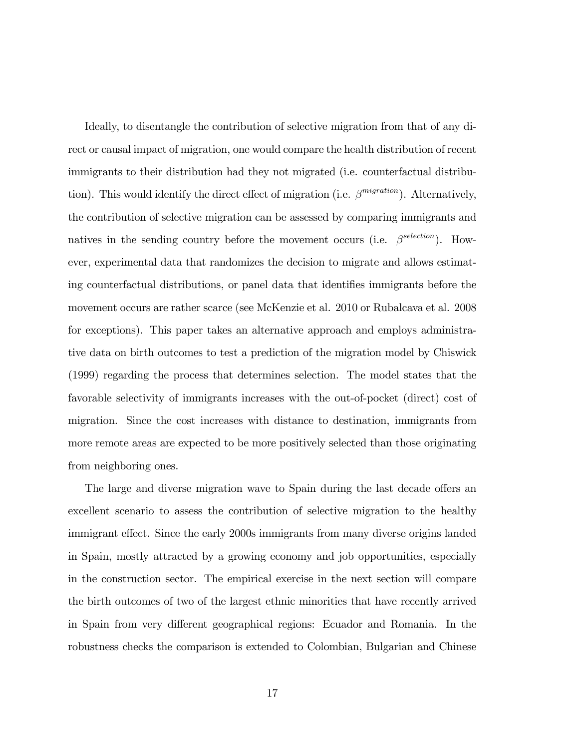Ideally, to disentangle the contribution of selective migration from that of any direct or causal impact of migration, one would compare the health distribution of recent immigrants to their distribution had they not migrated (i.e. counterfactual distribution). This would identify the direct effect of migration (i.e. $\beta^{migration}$). Alternatively, the contribution of selective migration can be assessed by comparing immigrants and natives in the sending country before the movement occurs (i.e. $\beta^{selection}$). However, experimental data that randomizes the decision to migrate and allows estimating counterfactual distributions, or panel data that identifies immigrants before the movement occurs are rather scarce (see McKenzie et al. 2010 or Rubalcava et al. 2008 for exceptions). This paper takes an alternative approach and employs administrative data on birth outcomes to test a prediction of the migration model by Chiswick (1999) regarding the process that determines selection. The model states that the favorable selectivity of immigrants increases with the out-of-pocket (direct) cost of migration. Since the cost increases with distance to destination, immigrants from more remote areas are expected to be more positively selected than those originating from neighboring ones.

The large and diverse migration wave to Spain during the last decade offers an excellent scenario to assess the contribution of selective migration to the healthy immigrant effect. Since the early 2000s immigrants from many diverse origins landed in Spain, mostly attracted by a growing economy and job opportunities, especially in the construction sector. The empirical exercise in the next section will compare the birth outcomes of two of the largest ethnic minorities that have recently arrived in Spain from very different geographical regions: Ecuador and Romania. In the robustness checks the comparison is extended to Colombian, Bulgarian and Chinese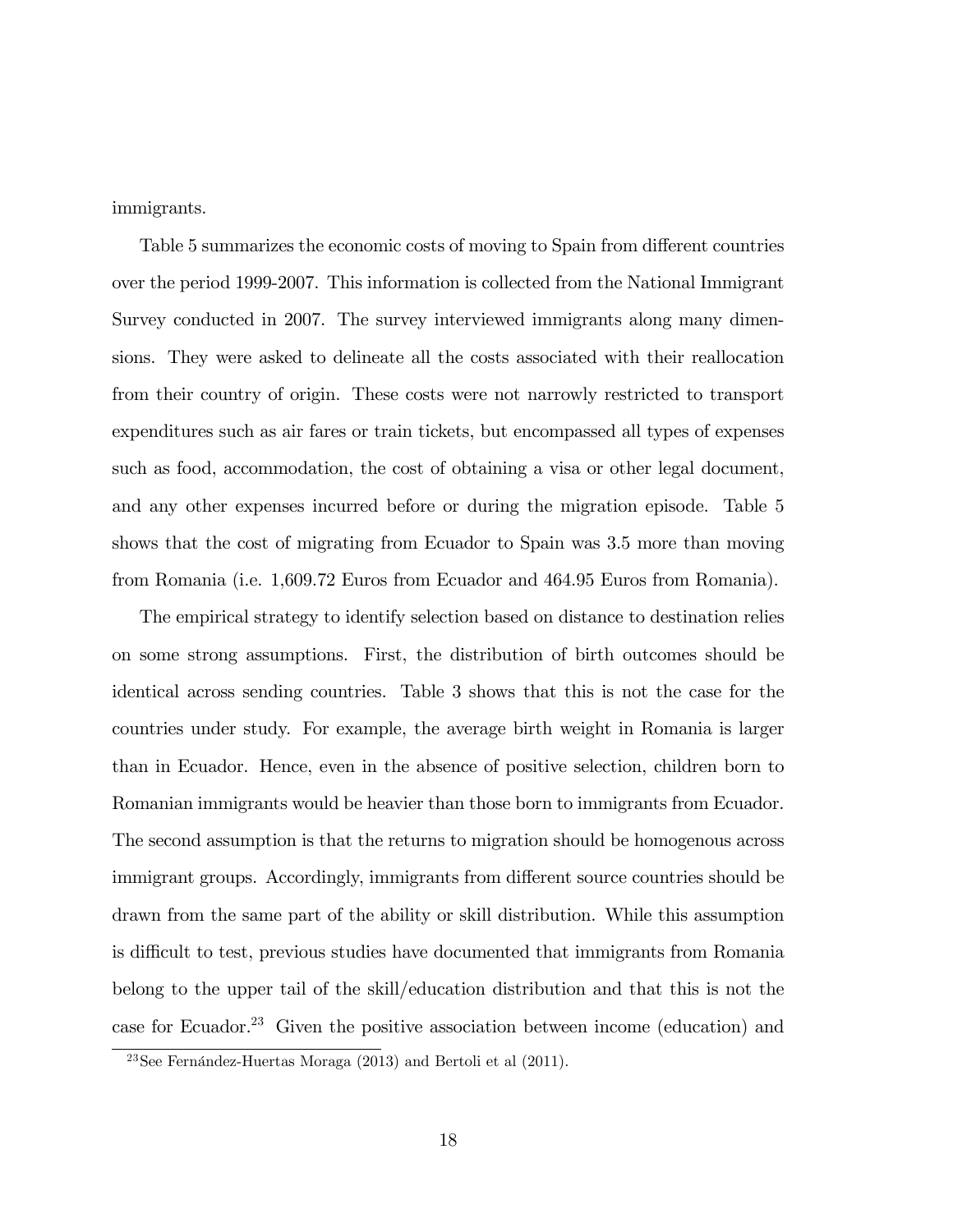immigrants.

Table 5 summarizes the economic costs of moving to Spain from different countries over the period 1999-2007. This information is collected from the National Immigrant Survey conducted in 2007. The survey interviewed immigrants along many dimensions. They were asked to delineate all the costs associated with their reallocation from their country of origin. These costs were not narrowly restricted to transport expenditures such as air fares or train tickets, but encompassed all types of expenses such as food, accommodation, the cost of obtaining a visa or other legal document, and any other expenses incurred before or during the migration episode. Table 5 shows that the cost of migrating from Ecuador to Spain was 3.5 more than moving from Romania (i.e. 1,609.72 Euros from Ecuador and 464.95 Euros from Romania).

The empirical strategy to identify selection based on distance to destination relies on some strong assumptions. First, the distribution of birth outcomes should be identical across sending countries. Table 3 shows that this is not the case for the countries under study. For example, the average birth weight in Romania is larger than in Ecuador. Hence, even in the absence of positive selection, children born to Romanian immigrants would be heavier than those born to immigrants from Ecuador. The second assumption is that the returns to migration should be homogenous across immigrant groups. Accordingly, immigrants from different source countries should be drawn from the same part of the ability or skill distribution. While this assumption is difficult to test, previous studies have documented that immigrants from Romania belong to the upper tail of the skill/education distribution and that this is not the case for Ecuador.[23] Given the positive association between income (education) and

[23] See Fernández-Huertas Moraga (2013) and Bertoli et al (2011).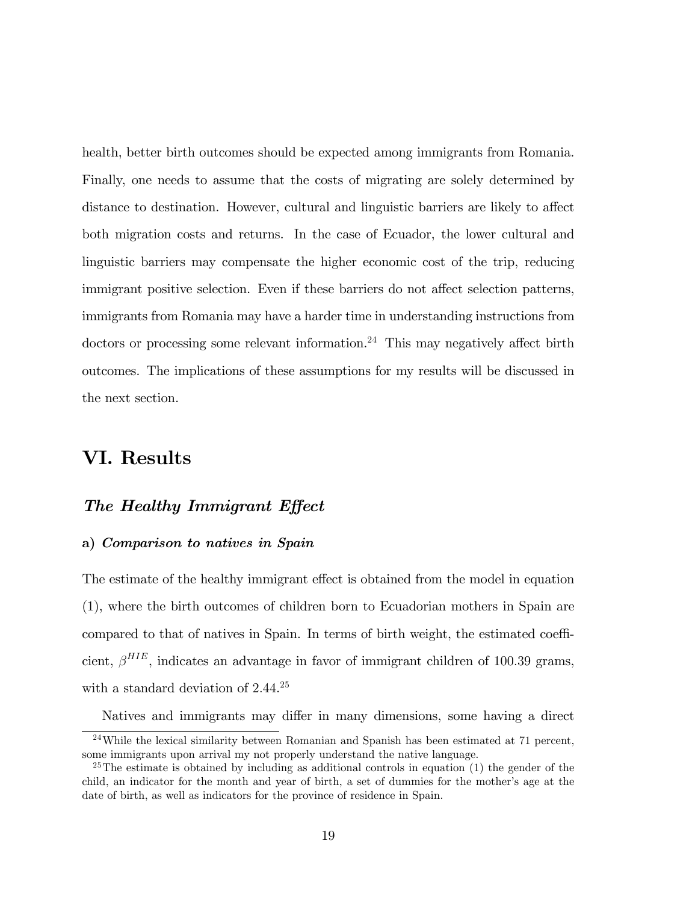health, better birth outcomes should be expected among immigrants from Romania. Finally, one needs to assume that the costs of migrating are solely determined by distance to destination. However, cultural and linguistic barriers are likely to affect both migration costs and returns. In the case of Ecuador, the lower cultural and linguistic barriers may compensate the higher economic cost of the trip, reducing immigrant positive selection. Even if these barriers do not affect selection patterns, immigrants from Romania may have a harder time in understanding instructions from doctors or processing some relevant information.[24] This may negatively affect birth outcomes. The implications of these assumptions for my results will be discussed in the next section.

# VI. Results

## *The Healthy Immigrant Effect*

### a) *Comparison to natives in Spain*

The estimate of the healthy immigrant effect is obtained from the model in equation (1), where the birth outcomes of children born to Ecuadorian mothers in Spain are compared to that of natives in Spain. In terms of birth weight, the estimated coefficient, $\beta^{HIE}$, indicates an advantage in favor of immigrant children of 100.39 grams, with a standard deviation of 2.44.[25]

Natives and immigrants may differ in many dimensions, some having a direct

[24] While the lexical similarity between Romanian and Spanish has been estimated at 71 percent, some immigrants upon arrival my not properly understand the native language.

[25] The estimate is obtained by including as additional controls in equation (1) the gender of the child, an indicator for the month and year of birth, a set of dummies for the mother's age at the date of birth, as well as indicators for the province of residence in Spain.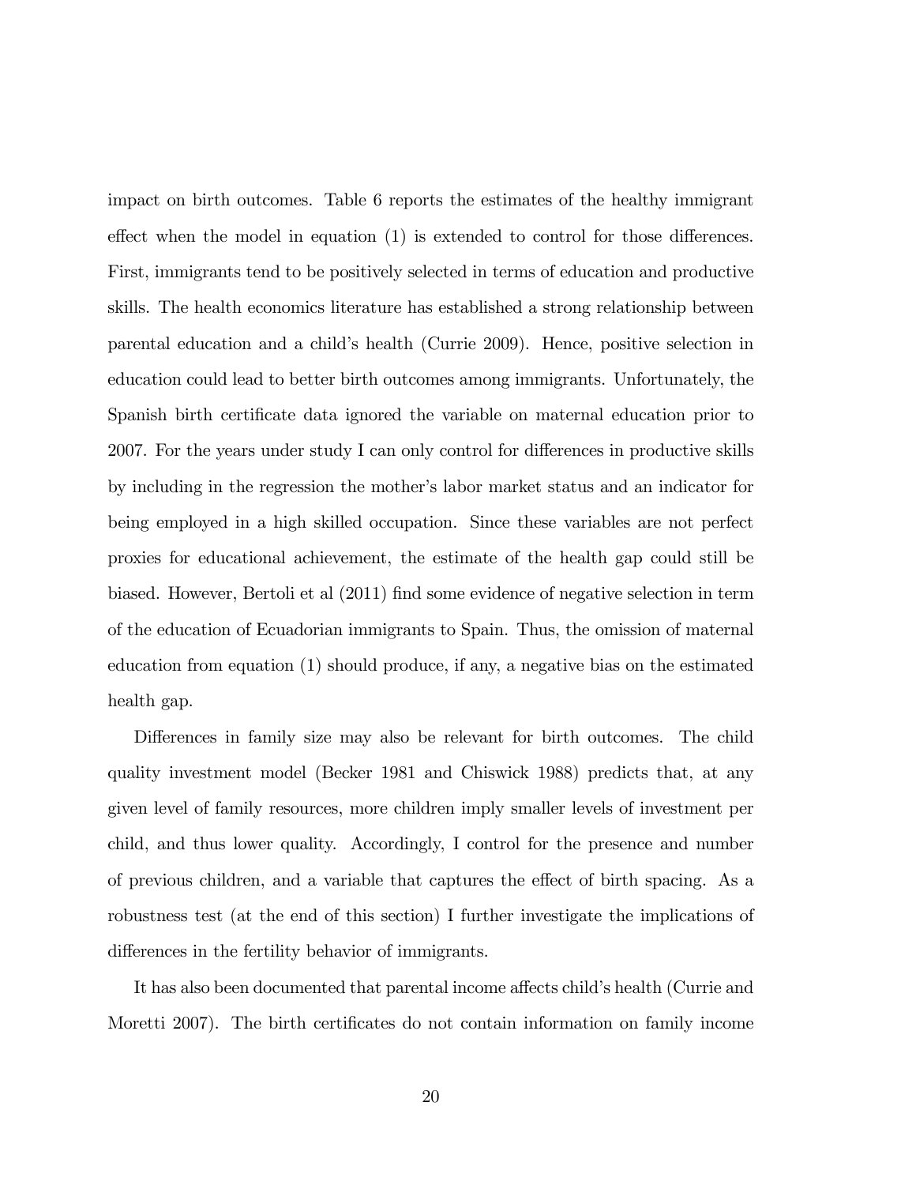impact on birth outcomes. Table 6 reports the estimates of the healthy immigrant effect when the model in equation (1) is extended to control for those differences. First, immigrants tend to be positively selected in terms of education and productive skills. The health economics literature has established a strong relationship between parental education and a child's health (Currie 2009). Hence, positive selection in education could lead to better birth outcomes among immigrants. Unfortunately, the Spanish birth certificate data ignored the variable on maternal education prior to 2007. For the years under study I can only control for differences in productive skills by including in the regression the mother's labor market status and an indicator for being employed in a high skilled occupation. Since these variables are not perfect proxies for educational achievement, the estimate of the health gap could still be biased. However, Bertoli et al (2011) find some evidence of negative selection in term of the education of Ecuadorian immigrants to Spain. Thus, the omission of maternal education from equation (1) should produce, if any, a negative bias on the estimated health gap.

Differences in family size may also be relevant for birth outcomes. The child quality investment model (Becker 1981 and Chiswick 1988) predicts that, at any given level of family resources, more children imply smaller levels of investment per child, and thus lower quality. Accordingly, I control for the presence and number of previous children, and a variable that captures the effect of birth spacing. As a robustness test (at the end of this section) I further investigate the implications of differences in the fertility behavior of immigrants.

It has also been documented that parental income affects child's health (Currie and Moretti 2007). The birth certificates do not contain information on family income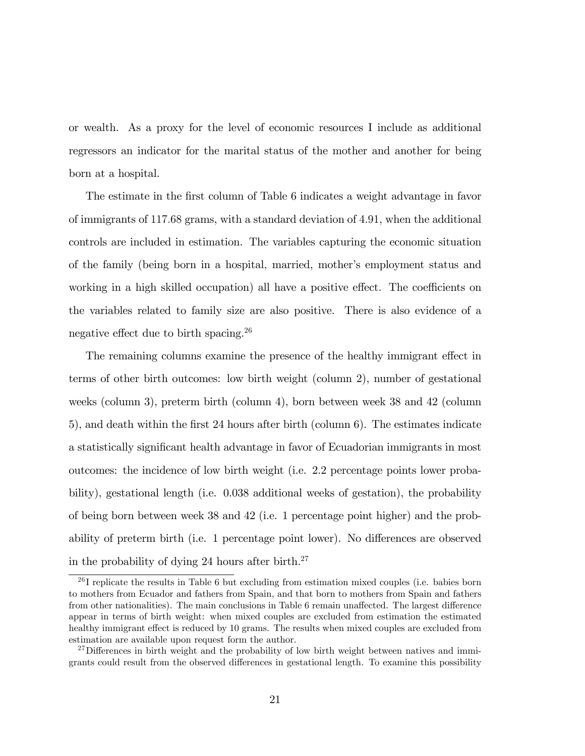or wealth. As a proxy for the level of economic resources I include as additional regressors an indicator for the marital status of the mother and another for being born at a hospital.

The estimate in the first column of Table 6 indicates a weight advantage in favor of immigrants of 117.68 grams, with a standard deviation of 4.91, when the additional controls are included in estimation. The variables capturing the economic situation of the family (being born in a hospital, married, mother's employment status and working in a high skilled occupation) all have a positive effect. The coefficients on the variables related to family size are also positive. There is also evidence of a negative effect due to birth spacing.[26]

The remaining columns examine the presence of the healthy immigrant effect in terms of other birth outcomes: low birth weight (column 2), number of gestational weeks (column 3), preterm birth (column 4), born between week 38 and 42 (column 5), and death within the first 24 hours after birth (column 6). The estimates indicate a statistically significant health advantage in favor of Ecuadorian immigrants in most outcomes: the incidence of low birth weight (i.e. 2.2 percentage points lower probability), gestational length (i.e. 0.038 additional weeks of gestation), the probability of being born between week 38 and 42 (i.e. 1 percentage point higher) and the probability of preterm birth (i.e. 1 percentage point lower). No differences are observed in the probability of dying 24 hours after birth.[27]

[26] I replicate the results in Table 6 but excluding from estimation mixed couples (i.e. babies born to mothers from Ecuador and fathers from Spain, and that born to mothers from Spain and fathers from other nationalities). The main conclusions in Table 6 remain unaffected. The largest difference appear in terms of birth weight: when mixed couples are excluded from estimation the estimated healthy immigrant effect is reduced by 10 grams. The results when mixed couples are excluded from estimation are available upon request form the author.

[27] Differences in birth weight and the probability of low birth weight between natives and immigrants could result from the observed differences in gestational length. To examine this possibility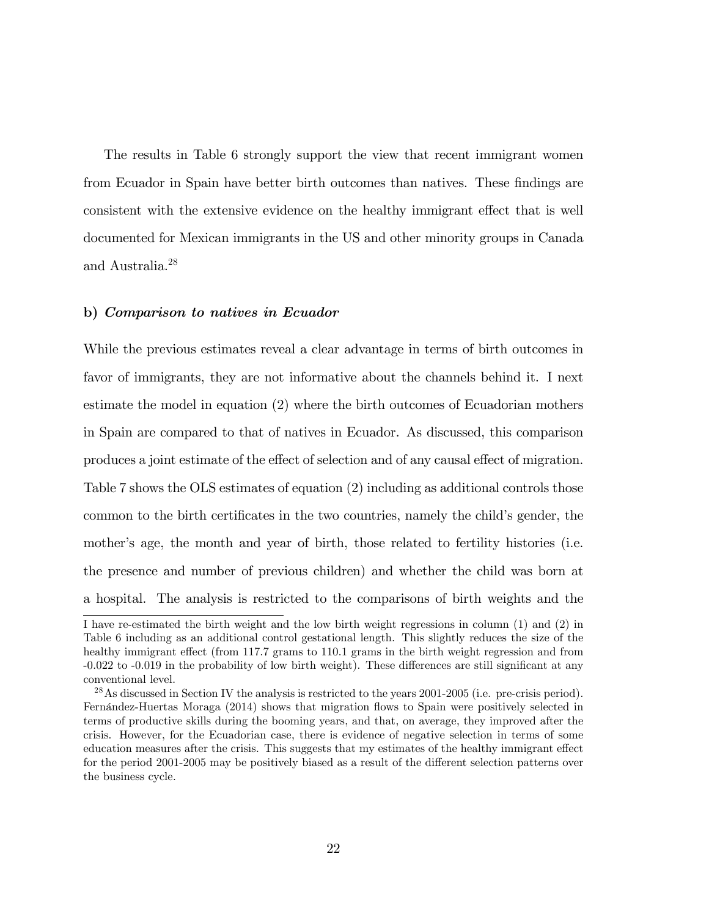The results in Table 6 strongly support the view that recent immigrant women from Ecuador in Spain have better birth outcomes than natives. These findings are consistent with the extensive evidence on the healthy immigrant effect that is well documented for Mexican immigrants in the US and other minority groups in Canada and Australia.[28]

**b)** ***Comparison to natives in Ecuador***

While the previous estimates reveal a clear advantage in terms of birth outcomes in favor of immigrants, they are not informative about the channels behind it. I next estimate the model in equation (2) where the birth outcomes of Ecuadorian mothers in Spain are compared to that of natives in Ecuador. As discussed, this comparison produces a joint estimate of the effect of selection and of any causal effect of migration. Table 7 shows the OLS estimates of equation (2) including as additional controls those common to the birth certificates in the two countries, namely the child's gender, the mother's age, the month and year of birth, those related to fertility histories (i.e. the presence and number of previous children) and whether the child was born at a hospital. The analysis is restricted to the comparisons of birth weights and the

---

I have re-estimated the birth weight and the low birth weight regressions in column (1) and (2) in Table 6 including as an additional control gestational length. This slightly reduces the size of the healthy immigrant effect (from 117.7 grams to 110.1 grams in the birth weight regression and from -0.022 to -0.019 in the probability of low birth weight). These differences are still significant at any conventional level.

[28] As discussed in Section IV the analysis is restricted to the years 2001-2005 (i.e. pre-crisis period). Fernández-Huertas Moraga (2014) shows that migration flows to Spain were positively selected in terms of productive skills during the booming years, and that, on average, they improved after the crisis. However, for the Ecuadorian case, there is evidence of negative selection in terms of some education measures after the crisis. This suggests that my estimates of the healthy immigrant effect for the period 2001-2005 may be positively biased as a result of the different selection patterns over the business cycle.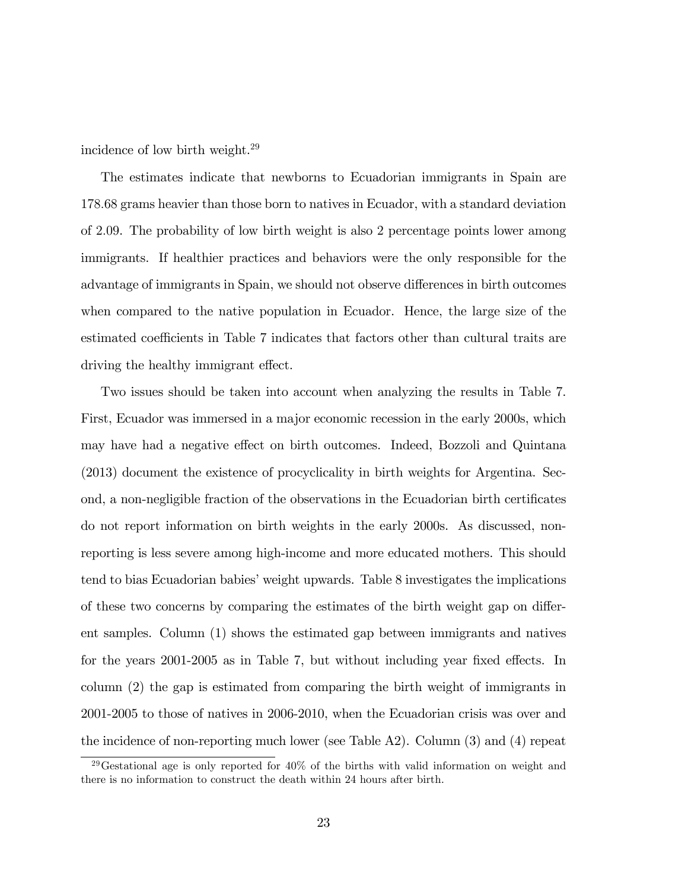incidence of low birth weight.[29]

The estimates indicate that newborns to Ecuadorian immigrants in Spain are 178.68 grams heavier than those born to natives in Ecuador, with a standard deviation of 2.09. The probability of low birth weight is also 2 percentage points lower among immigrants. If healthier practices and behaviors were the only responsible for the advantage of immigrants in Spain, we should not observe differences in birth outcomes when compared to the native population in Ecuador. Hence, the large size of the estimated coefficients in Table 7 indicates that factors other than cultural traits are driving the healthy immigrant effect.

Two issues should be taken into account when analyzing the results in Table 7. First, Ecuador was immersed in a major economic recession in the early 2000s, which may have had a negative effect on birth outcomes. Indeed, Bozzoli and Quintana (2013) document the existence of procyclicality in birth weights for Argentina. Second, a non-negligible fraction of the observations in the Ecuadorian birth certificates do not report information on birth weights in the early 2000s. As discussed, non-reporting is less severe among high-income and more educated mothers. This should tend to bias Ecuadorian babies' weight upwards. Table 8 investigates the implications of these two concerns by comparing the estimates of the birth weight gap on different samples. Column (1) shows the estimated gap between immigrants and natives for the years 2001-2005 as in Table 7, but without including year fixed effects. In column (2) the gap is estimated from comparing the birth weight of immigrants in 2001-2005 to those of natives in 2006-2010, when the Ecuadorian crisis was over and the incidence of non-reporting much lower (see Table A2). Column (3) and (4) repeat

[29] Gestational age is only reported for 40% of the births with valid information on weight and there is no information to construct the death within 24 hours after birth.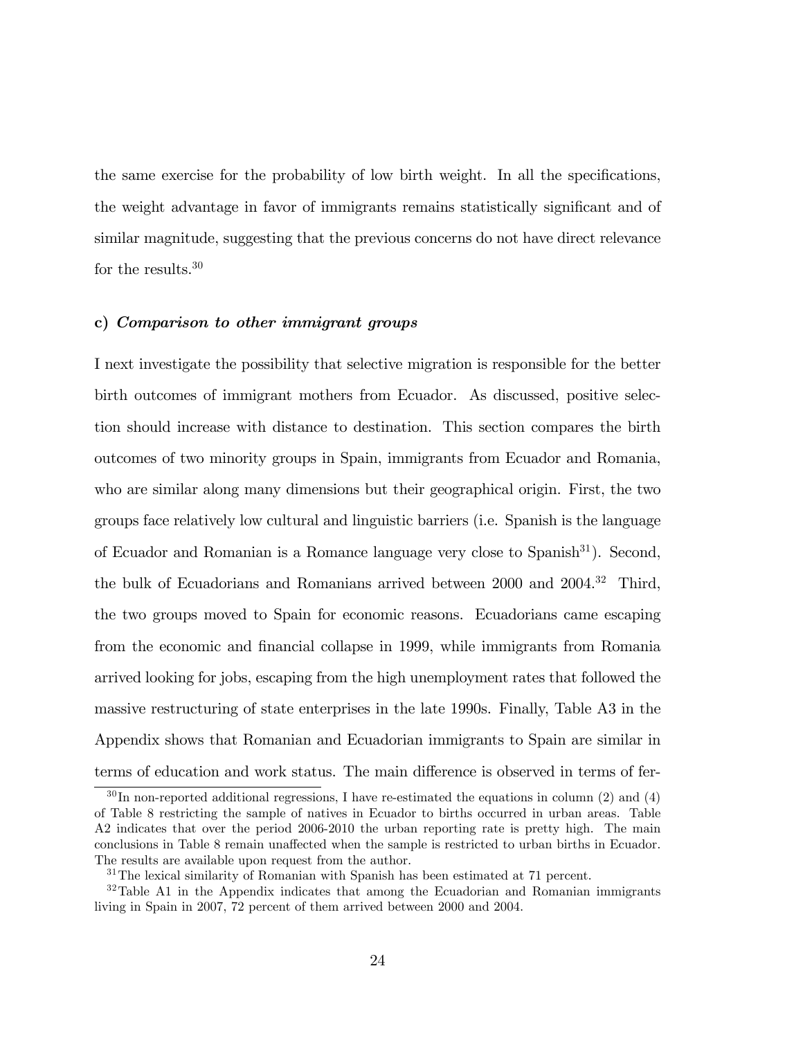the same exercise for the probability of low birth weight. In all the specifications, the weight advantage in favor of immigrants remains statistically significant and of similar magnitude, suggesting that the previous concerns do not have direct relevance for the results.[30]

**c)** ***Comparison to other immigrant groups***

I next investigate the possibility that selective migration is responsible for the better birth outcomes of immigrant mothers from Ecuador. As discussed, positive selection should increase with distance to destination. This section compares the birth outcomes of two minority groups in Spain, immigrants from Ecuador and Romania, who are similar along many dimensions but their geographical origin. First, the two groups face relatively low cultural and linguistic barriers (i.e. Spanish is the language of Ecuador and Romanian is a Romance language very close to Spanish[31]). Second, the bulk of Ecuadorians and Romanians arrived between 2000 and 2004.[32] Third, the two groups moved to Spain for economic reasons. Ecuadorians came escaping from the economic and financial collapse in 1999, while immigrants from Romania arrived looking for jobs, escaping from the high unemployment rates that followed the massive restructuring of state enterprises in the late 1990s. Finally, Table A3 in the Appendix shows that Romanian and Ecuadorian immigrants to Spain are similar in terms of education and work status. The main difference is observed in terms of fer-

[30] In non-reported additional regressions, I have re-estimated the equations in column (2) and (4) of Table 8 restricting the sample of natives in Ecuador to births occurred in urban areas. Table A2 indicates that over the period 2006-2010 the urban reporting rate is pretty high. The main conclusions in Table 8 remain unaffected when the sample is restricted to urban births in Ecuador. The results are available upon request from the author.

[31] The lexical similarity of Romanian with Spanish has been estimated at 71 percent.

[32] Table A1 in the Appendix indicates that among the Ecuadorian and Romanian immigrants living in Spain in 2007, 72 percent of them arrived between 2000 and 2004.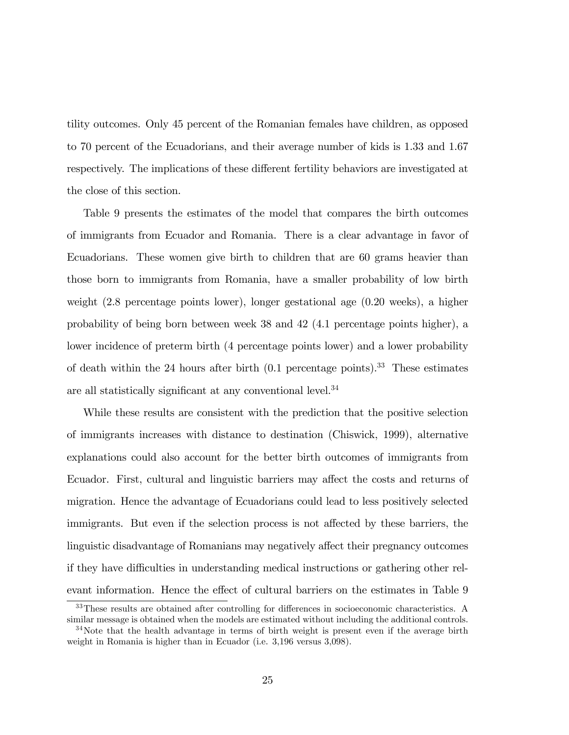tility outcomes. Only 45 percent of the Romanian females have children, as opposed to 70 percent of the Ecuadorians, and their average number of kids is 1.33 and 1.67 respectively. The implications of these different fertility behaviors are investigated at the close of this section.

Table 9 presents the estimates of the model that compares the birth outcomes of immigrants from Ecuador and Romania. There is a clear advantage in favor of Ecuadorians. These women give birth to children that are 60 grams heavier than those born to immigrants from Romania, have a smaller probability of low birth weight (2.8 percentage points lower), longer gestational age (0.20 weeks), a higher probability of being born between week 38 and 42 (4.1 percentage points higher), a lower incidence of preterm birth (4 percentage points lower) and a lower probability of death within the 24 hours after birth (0.1 percentage points).[33] These estimates are all statistically significant at any conventional level.[34]

While these results are consistent with the prediction that the positive selection of immigrants increases with distance to destination (Chiswick, 1999), alternative explanations could also account for the better birth outcomes of immigrants from Ecuador. First, cultural and linguistic barriers may affect the costs and returns of migration. Hence the advantage of Ecuadorians could lead to less positively selected immigrants. But even if the selection process is not affected by these barriers, the linguistic disadvantage of Romanians may negatively affect their pregnancy outcomes if they have difficulties in understanding medical instructions or gathering other relevant information. Hence the effect of cultural barriers on the estimates in Table 9

[33] These results are obtained after controlling for differences in socioeconomic characteristics. A similar message is obtained when the models are estimated without including the additional controls.

[34] Note that the health advantage in terms of birth weight is present even if the average birth weight in Romania is higher than in Ecuador (i.e. 3,196 versus 3,098).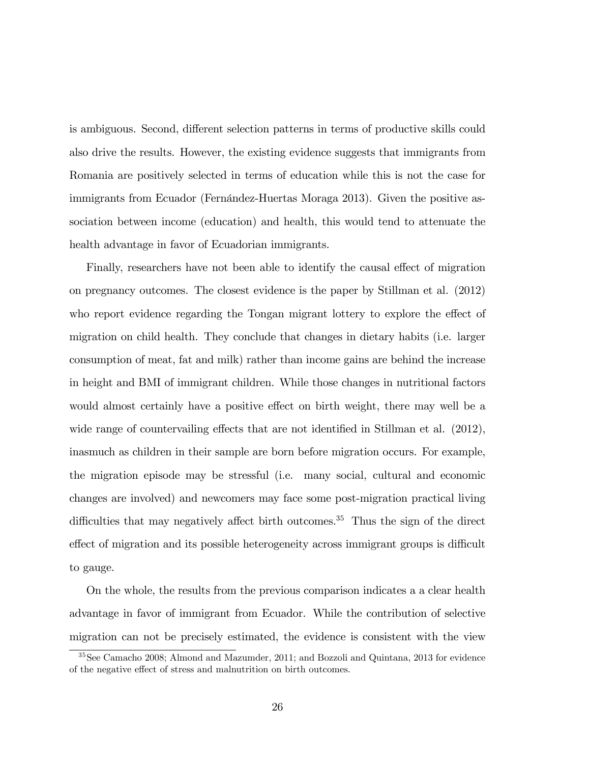is ambiguous. Second, different selection patterns in terms of productive skills could also drive the results. However, the existing evidence suggests that immigrants from Romania are positively selected in terms of education while this is not the case for immigrants from Ecuador (Fernández-Huertas Moraga 2013). Given the positive association between income (education) and health, this would tend to attenuate the health advantage in favor of Ecuadorian immigrants.

Finally, researchers have not been able to identify the causal effect of migration on pregnancy outcomes. The closest evidence is the paper by Stillman et al. (2012) who report evidence regarding the Tongan migrant lottery to explore the effect of migration on child health. They conclude that changes in dietary habits (i.e. larger consumption of meat, fat and milk) rather than income gains are behind the increase in height and BMI of immigrant children. While those changes in nutritional factors would almost certainly have a positive effect on birth weight, there may well be a wide range of countervailing effects that are not identified in Stillman et al. (2012), inasmuch as children in their sample are born before migration occurs. For example, the migration episode may be stressful (i.e. many social, cultural and economic changes are involved) and newcomers may face some post-migration practical living difficulties that may negatively affect birth outcomes.[35] Thus the sign of the direct effect of migration and its possible heterogeneity across immigrant groups is difficult to gauge.

On the whole, the results from the previous comparison indicates a a clear health advantage in favor of immigrant from Ecuador. While the contribution of selective migration can not be precisely estimated, the evidence is consistent with the view

[35] See Camacho 2008; Almond and Mazumder, 2011; and Bozzoli and Quintana, 2013 for evidence of the negative effect of stress and malnutrition on birth outcomes.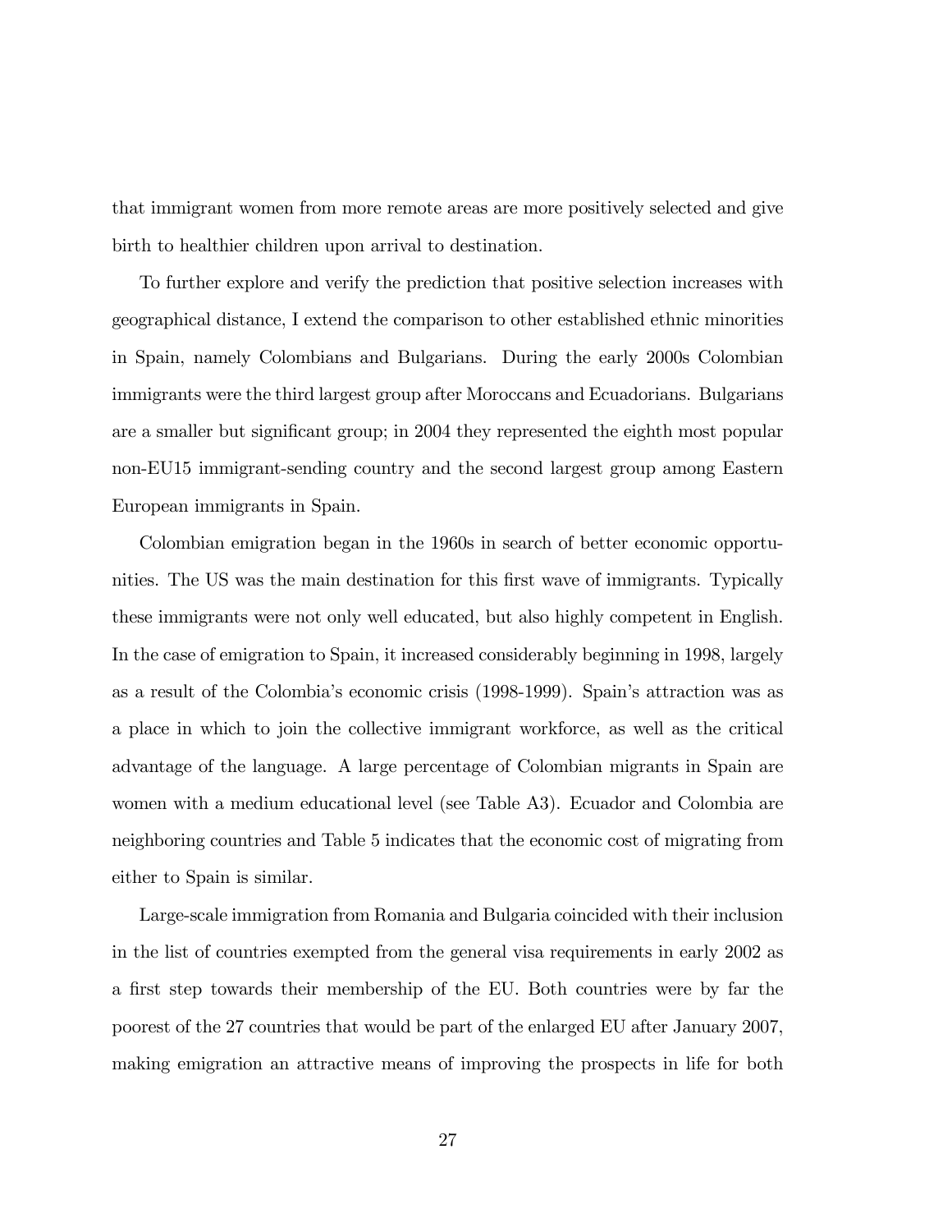that immigrant women from more remote areas are more positively selected and give birth to healthier children upon arrival to destination.

To further explore and verify the prediction that positive selection increases with geographical distance, I extend the comparison to other established ethnic minorities in Spain, namely Colombians and Bulgarians. During the early 2000s Colombian immigrants were the third largest group after Moroccans and Ecuadorians. Bulgarians are a smaller but significant group; in 2004 they represented the eighth most popular non-EU15 immigrant-sending country and the second largest group among Eastern European immigrants in Spain.

Colombian emigration began in the 1960s in search of better economic opportunities. The US was the main destination for this first wave of immigrants. Typically these immigrants were not only well educated, but also highly competent in English. In the case of emigration to Spain, it increased considerably beginning in 1998, largely as a result of the Colombia's economic crisis (1998-1999). Spain's attraction was as a place in which to join the collective immigrant workforce, as well as the critical advantage of the language. A large percentage of Colombian migrants in Spain are women with a medium educational level (see Table A3). Ecuador and Colombia are neighboring countries and Table 5 indicates that the economic cost of migrating from either to Spain is similar.

Large-scale immigration from Romania and Bulgaria coincided with their inclusion in the list of countries exempted from the general visa requirements in early 2002 as a first step towards their membership of the EU. Both countries were by far the poorest of the 27 countries that would be part of the enlarged EU after January 2007, making emigration an attractive means of improving the prospects in life for both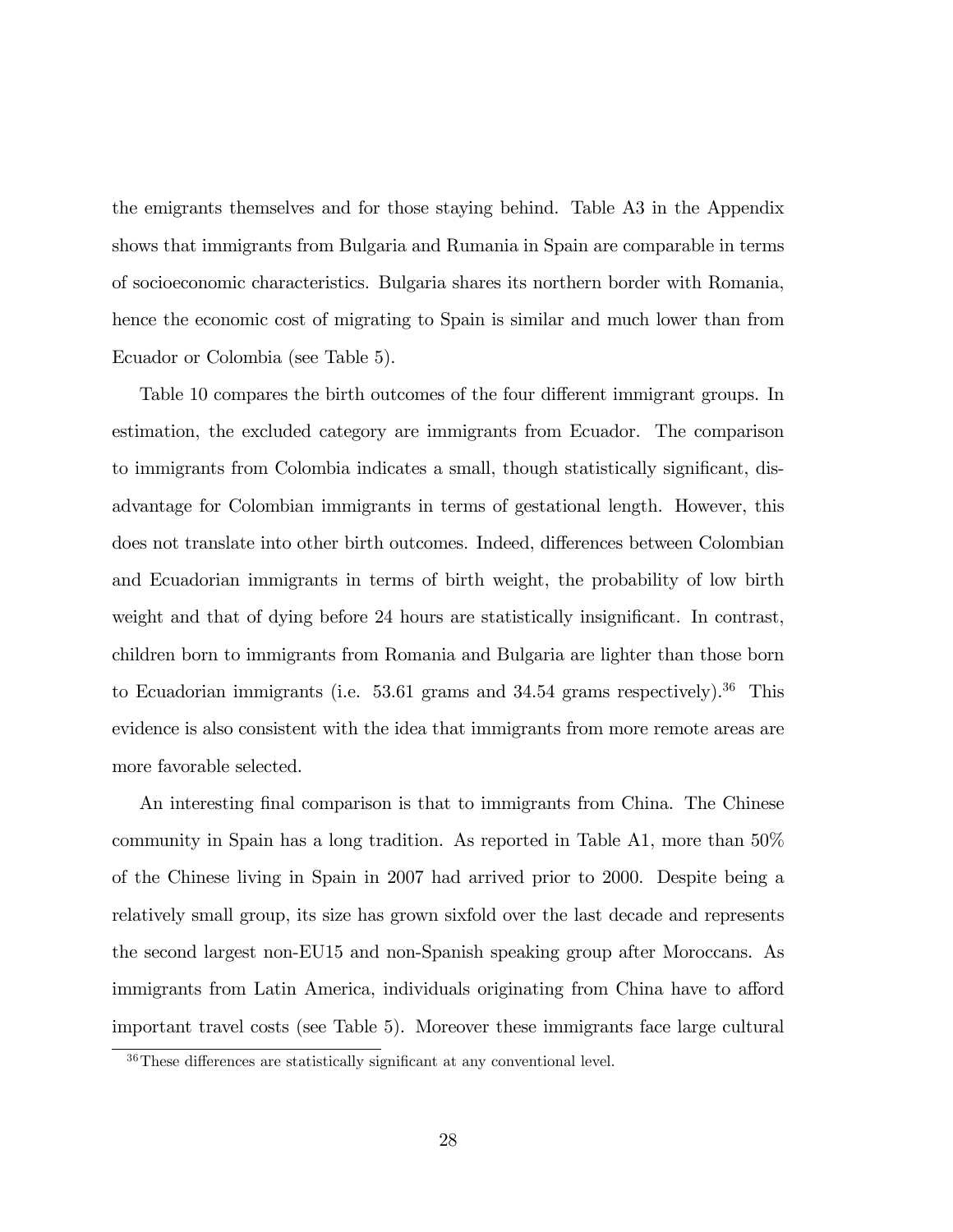the emigrants themselves and for those staying behind. Table A3 in the Appendix shows that immigrants from Bulgaria and Rumania in Spain are comparable in terms of socioeconomic characteristics. Bulgaria shares its northern border with Romania, hence the economic cost of migrating to Spain is similar and much lower than from Ecuador or Colombia (see Table 5).

Table 10 compares the birth outcomes of the four different immigrant groups. In estimation, the excluded category are immigrants from Ecuador. The comparison to immigrants from Colombia indicates a small, though statistically significant, disadvantage for Colombian immigrants in terms of gestational length. However, this does not translate into other birth outcomes. Indeed, differences between Colombian and Ecuadorian immigrants in terms of birth weight, the probability of low birth weight and that of dying before 24 hours are statistically insignificant. In contrast, children born to immigrants from Romania and Bulgaria are lighter than those born to Ecuadorian immigrants (i.e. 53.61 grams and 34.54 grams respectively).[36] This evidence is also consistent with the idea that immigrants from more remote areas are more favorable selected.

An interesting final comparison is that to immigrants from China. The Chinese community in Spain has a long tradition. As reported in Table A1, more than 50% of the Chinese living in Spain in 2007 had arrived prior to 2000. Despite being a relatively small group, its size has grown sixfold over the last decade and represents the second largest non-EU15 and non-Spanish speaking group after Moroccans. As immigrants from Latin America, individuals originating from China have to afford important travel costs (see Table 5). Moreover these immigrants face large cultural

[36] These differences are statistically significant at any conventional level.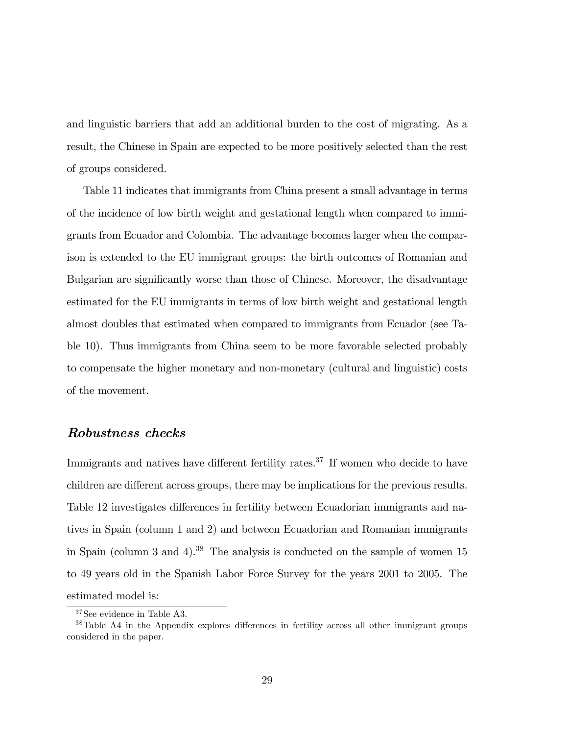and linguistic barriers that add an additional burden to the cost of migrating. As a result, the Chinese in Spain are expected to be more positively selected than the rest of groups considered.

Table 11 indicates that immigrants from China present a small advantage in terms of the incidence of low birth weight and gestational length when compared to immigrants from Ecuador and Colombia. The advantage becomes larger when the comparison is extended to the EU immigrant groups: the birth outcomes of Romanian and Bulgarian are significantly worse than those of Chinese. Moreover, the disadvantage estimated for the EU immigrants in terms of low birth weight and gestational length almost doubles that estimated when compared to immigrants from Ecuador (see Table 10). Thus immigrants from China seem to be more favorable selected probably to compensate the higher monetary and non-monetary (cultural and linguistic) costs of the movement.

### ***Robustness checks***

Immigrants and natives have different fertility rates.[37] If women who decide to have children are different across groups, there may be implications for the previous results. Table 12 investigates differences in fertility between Ecuadorian immigrants and natives in Spain (column 1 and 2) and between Ecuadorian and Romanian immigrants in Spain (column 3 and 4).[38] The analysis is conducted on the sample of women 15 to 49 years old in the Spanish Labor Force Survey for the years 2001 to 2005. The estimated model is:

[37] See evidence in Table A3.

[38] Table A4 in the Appendix explores differences in fertility across all other immigrant groups considered in the paper.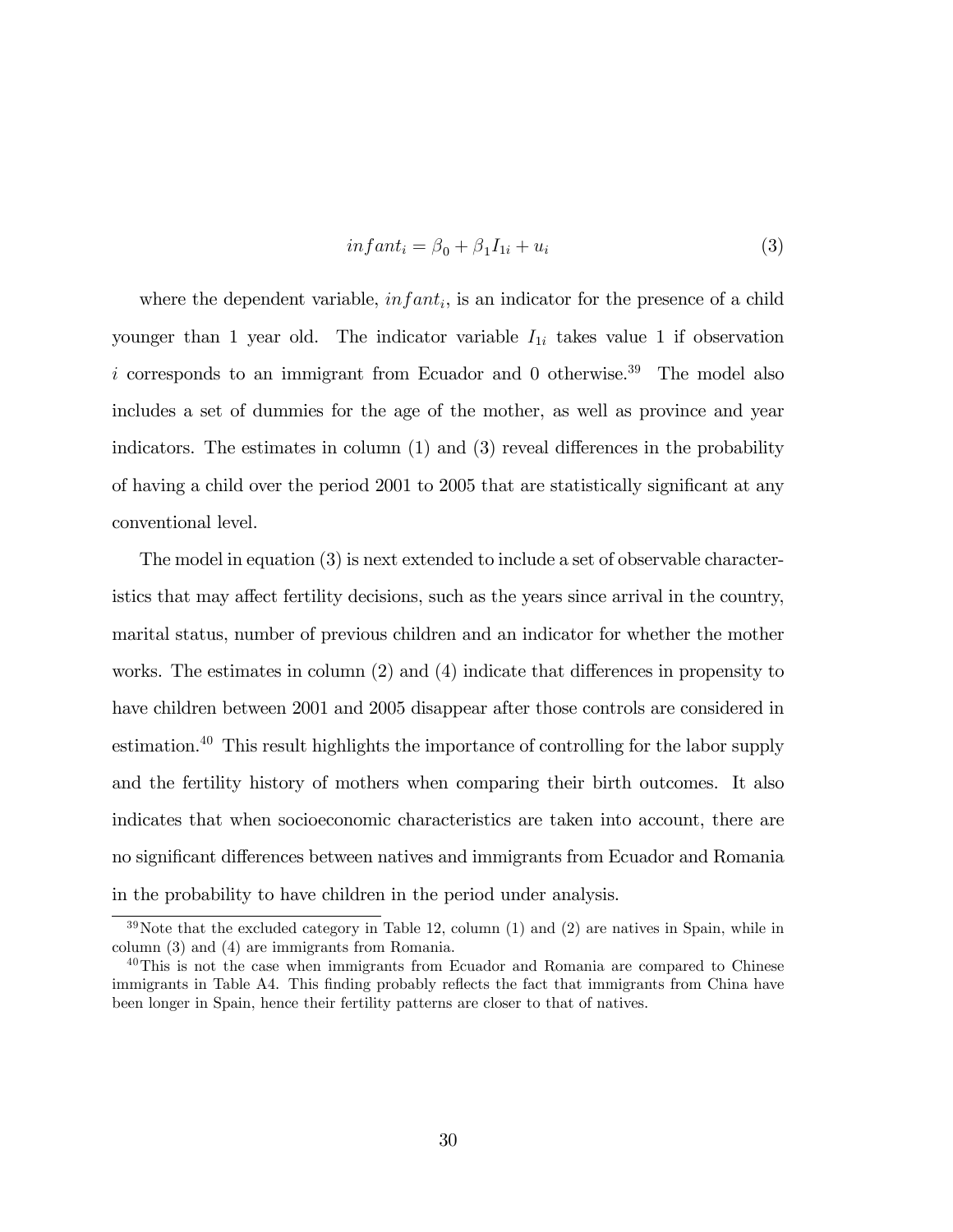$$infant_i = \beta_0 + \beta_1 I_{1i} + u_i \tag{3}$$

where the dependent variable, $infant_i$, is an indicator for the presence of a child younger than 1 year old. The indicator variable $I_{1i}$ takes value 1 if observation $i$ corresponds to an immigrant from Ecuador and 0 otherwise.[39] The model also includes a set of dummies for the age of the mother, as well as province and year indicators. The estimates in column (1) and (3) reveal differences in the probability of having a child over the period 2001 to 2005 that are statistically significant at any conventional level.

The model in equation (3) is next extended to include a set of observable characteristics that may affect fertility decisions, such as the years since arrival in the country, marital status, number of previous children and an indicator for whether the mother works. The estimates in column (2) and (4) indicate that differences in propensity to have children between 2001 and 2005 disappear after those controls are considered in estimation.[40] This result highlights the importance of controlling for the labor supply and the fertility history of mothers when comparing their birth outcomes. It also indicates that when socioeconomic characteristics are taken into account, there are no significant differences between natives and immigrants from Ecuador and Romania in the probability to have children in the period under analysis.

[39] Note that the excluded category in Table 12, column (1) and (2) are natives in Spain, while in column (3) and (4) are immigrants from Romania.

[40] This is not the case when immigrants from Ecuador and Romania are compared to Chinese immigrants in Table A4. This finding probably reflects the fact that immigrants from China have been longer in Spain, hence their fertility patterns are closer to that of natives.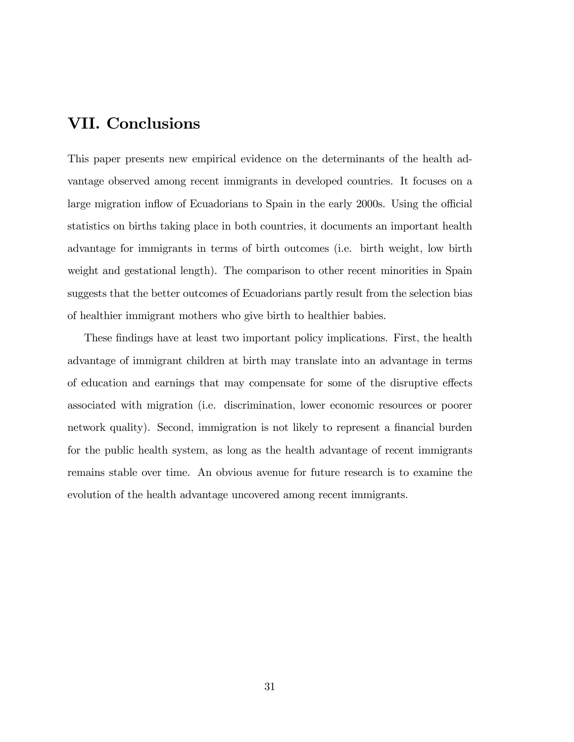## VII. Conclusions

This paper presents new empirical evidence on the determinants of the health advantage observed among recent immigrants in developed countries. It focuses on a large migration inflow of Ecuadorians to Spain in the early 2000s. Using the official statistics on births taking place in both countries, it documents an important health advantage for immigrants in terms of birth outcomes (i.e. birth weight, low birth weight and gestational length). The comparison to other recent minorities in Spain suggests that the better outcomes of Ecuadorians partly result from the selection bias of healthier immigrant mothers who give birth to healthier babies.

These findings have at least two important policy implications. First, the health advantage of immigrant children at birth may translate into an advantage in terms of education and earnings that may compensate for some of the disruptive effects associated with migration (i.e. discrimination, lower economic resources or poorer network quality). Second, immigration is not likely to represent a financial burden for the public health system, as long as the health advantage of recent immigrants remains stable over time. An obvious avenue for future research is to examine the evolution of the health advantage uncovered among recent immigrants.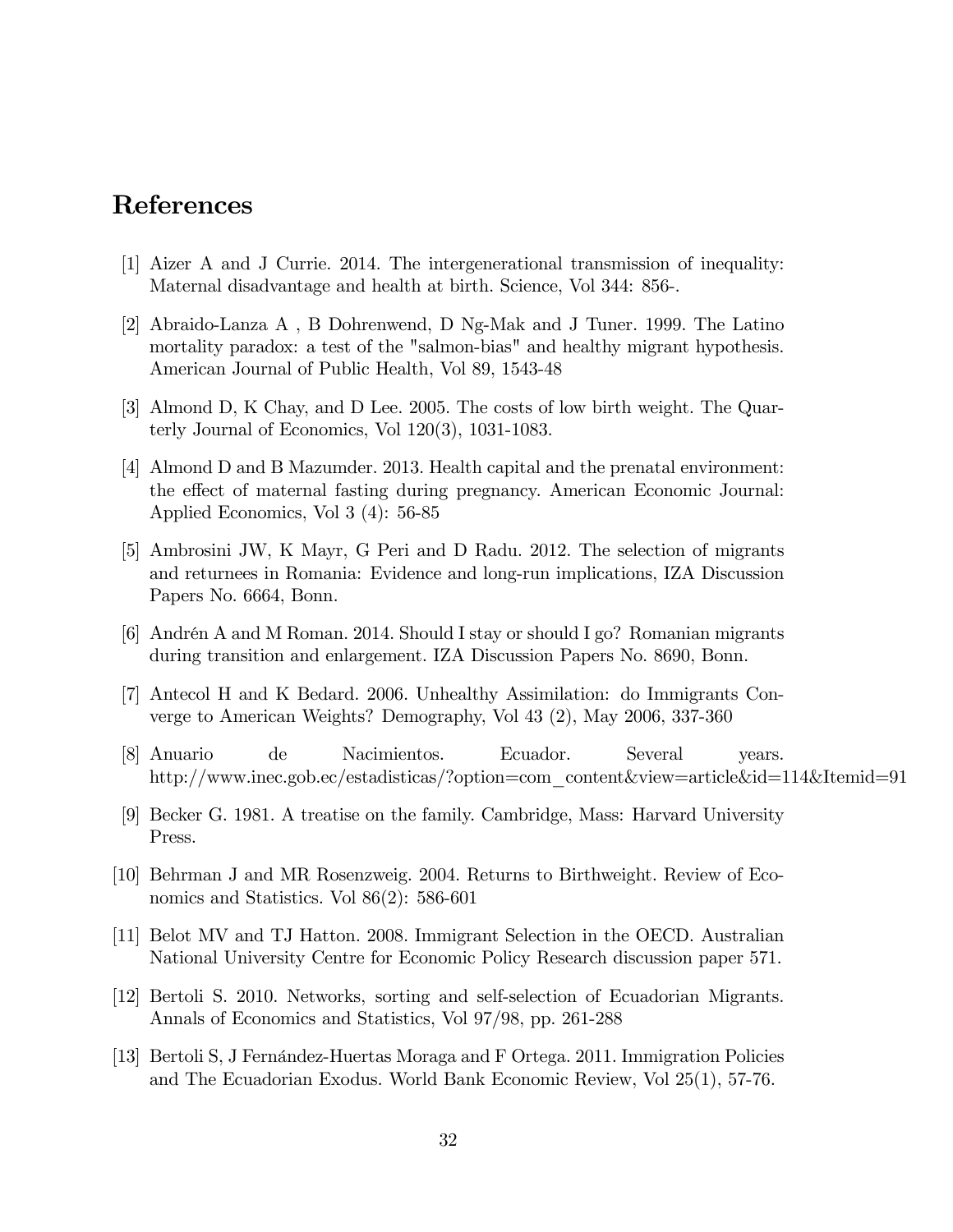# References

[1] Aizer A and J Currie. 2014. The intergenerational transmission of inequality: Maternal disadvantage and health at birth. Science, Vol 344: 856-.

[2] Abraido-Lanza A , B Dohrenwend, D Ng-Mak and J Tuner. 1999. The Latino mortality paradox: a test of the "salmon-bias" and healthy migrant hypothesis. American Journal of Public Health, Vol 89, 1543-48

[3] Almond D, K Chay, and D Lee. 2005. The costs of low birth weight. The Quarterly Journal of Economics, Vol 120(3), 1031-1083.

[4] Almond D and B Mazumder. 2013. Health capital and the prenatal environment: the effect of maternal fasting during pregnancy. American Economic Journal: Applied Economics, Vol 3 (4): 56-85

[5] Ambrosini JW, K Mayr, G Peri and D Radu. 2012. The selection of migrants and returnees in Romania: Evidence and long-run implications, IZA Discussion Papers No. 6664, Bonn.

[6] Andrén A and M Roman. 2014. Should I stay or should I go? Romanian migrants during transition and enlargement. IZA Discussion Papers No. 8690, Bonn.

[7] Antecol H and K Bedard. 2006. Unhealthy Assimilation: do Immigrants Converge to American Weights? Demography, Vol 43 (2), May 2006, 337-360

[8] Anuario de Nacimientos. Ecuador. Several years. http://www.inec.gob.ec/estadisticas/?option=com_content&view=article&id=114&Itemid=91

[9] Becker G. 1981. A treatise on the family. Cambridge, Mass: Harvard University Press.

[10] Behrman J and MR Rosenzweig. 2004. Returns to Birthweight. Review of Economics and Statistics. Vol 86(2): 586-601

[11] Belot MV and TJ Hatton. 2008. Immigrant Selection in the OECD. Australian National University Centre for Economic Policy Research discussion paper 571.

[12] Bertoli S. 2010. Networks, sorting and self-selection of Ecuadorian Migrants. Annals of Economics and Statistics, Vol 97/98, pp. 261-288

[13] Bertoli S, J Fernández-Huertas Moraga and F Ortega. 2011. Immigration Policies and The Ecuadorian Exodus. World Bank Economic Review, Vol 25(1), 57-76.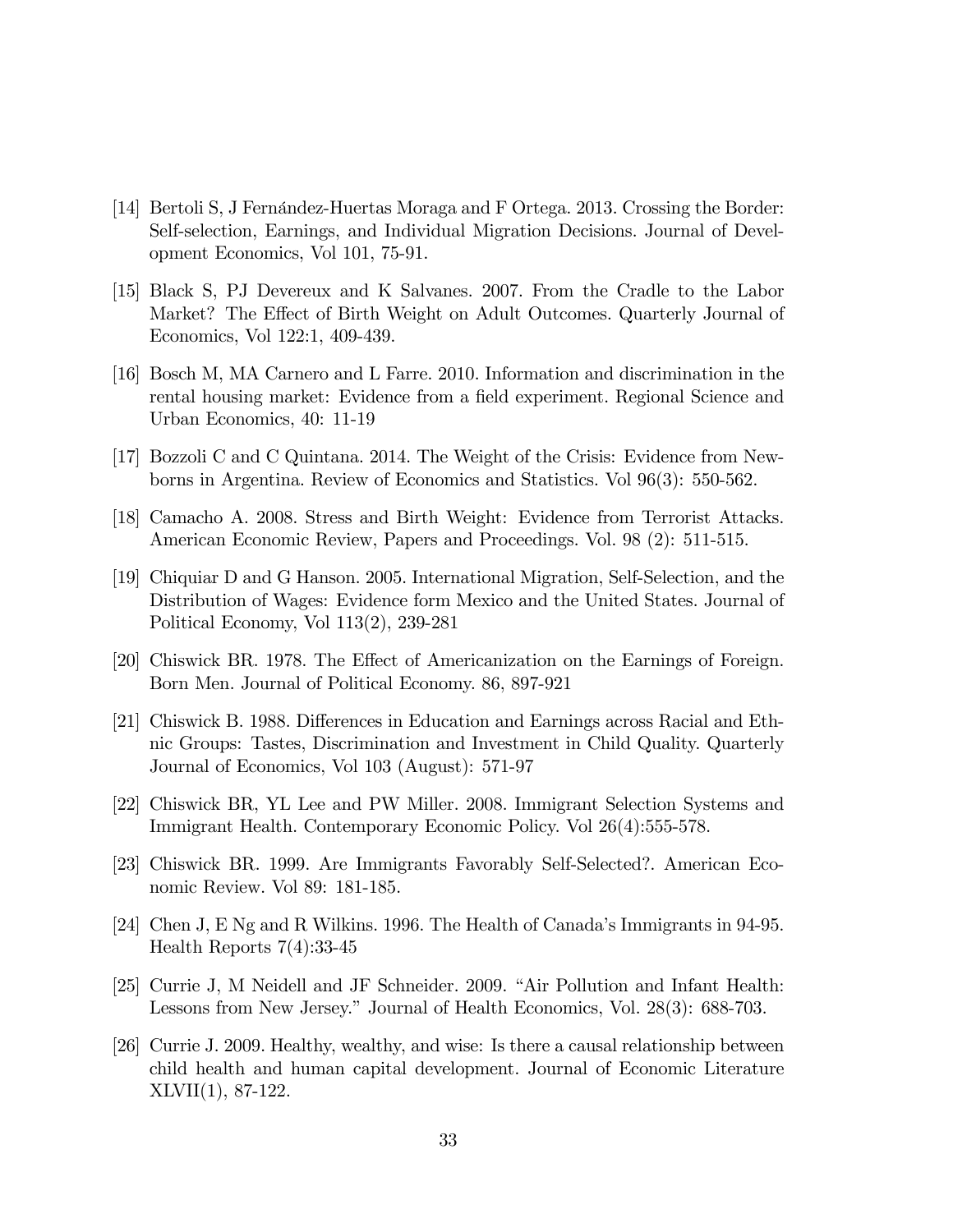[14] Bertoli S, J Fernández-Huertas Moraga and F Ortega. 2013. Crossing the Border: Self-selection, Earnings, and Individual Migration Decisions. Journal of Development Economics, Vol 101, 75-91.

[15] Black S, PJ Devereux and K Salvanes. 2007. From the Cradle to the Labor Market? The Effect of Birth Weight on Adult Outcomes. Quarterly Journal of Economics, Vol 122:1, 409-439.

[16] Bosch M, MA Carnero and L Farre. 2010. Information and discrimination in the rental housing market: Evidence from a field experiment. Regional Science and Urban Economics, 40: 11-19

[17] Bozzoli C and C Quintana. 2014. The Weight of the Crisis: Evidence from Newborns in Argentina. Review of Economics and Statistics. Vol 96(3): 550-562.

[18] Camacho A. 2008. Stress and Birth Weight: Evidence from Terrorist Attacks. American Economic Review, Papers and Proceedings. Vol. 98 (2): 511-515.

[19] Chiquiar D and G Hanson. 2005. International Migration, Self-Selection, and the Distribution of Wages: Evidence form Mexico and the United States. Journal of Political Economy, Vol 113(2), 239-281

[20] Chiswick BR. 1978. The Effect of Americanization on the Earnings of Foreign. Born Men. Journal of Political Economy. 86, 897-921

[21] Chiswick B. 1988. Differences in Education and Earnings across Racial and Ethnic Groups: Tastes, Discrimination and Investment in Child Quality. Quarterly Journal of Economics, Vol 103 (August): 571-97

[22] Chiswick BR, YL Lee and PW Miller. 2008. Immigrant Selection Systems and Immigrant Health. Contemporary Economic Policy. Vol 26(4):555-578.

[23] Chiswick BR. 1999. Are Immigrants Favorably Self-Selected?. American Economic Review. Vol 89: 181-185.

[24] Chen J, E Ng and R Wilkins. 1996. The Health of Canada's Immigrants in 94-95. Health Reports 7(4):33-45

[25] Currie J, M Neidell and JF Schneider. 2009. "Air Pollution and Infant Health: Lessons from New Jersey." Journal of Health Economics, Vol. 28(3): 688-703.

[26] Currie J. 2009. Healthy, wealthy, and wise: Is there a causal relationship between child health and human capital development. Journal of Economic Literature XLVII(1), 87-122.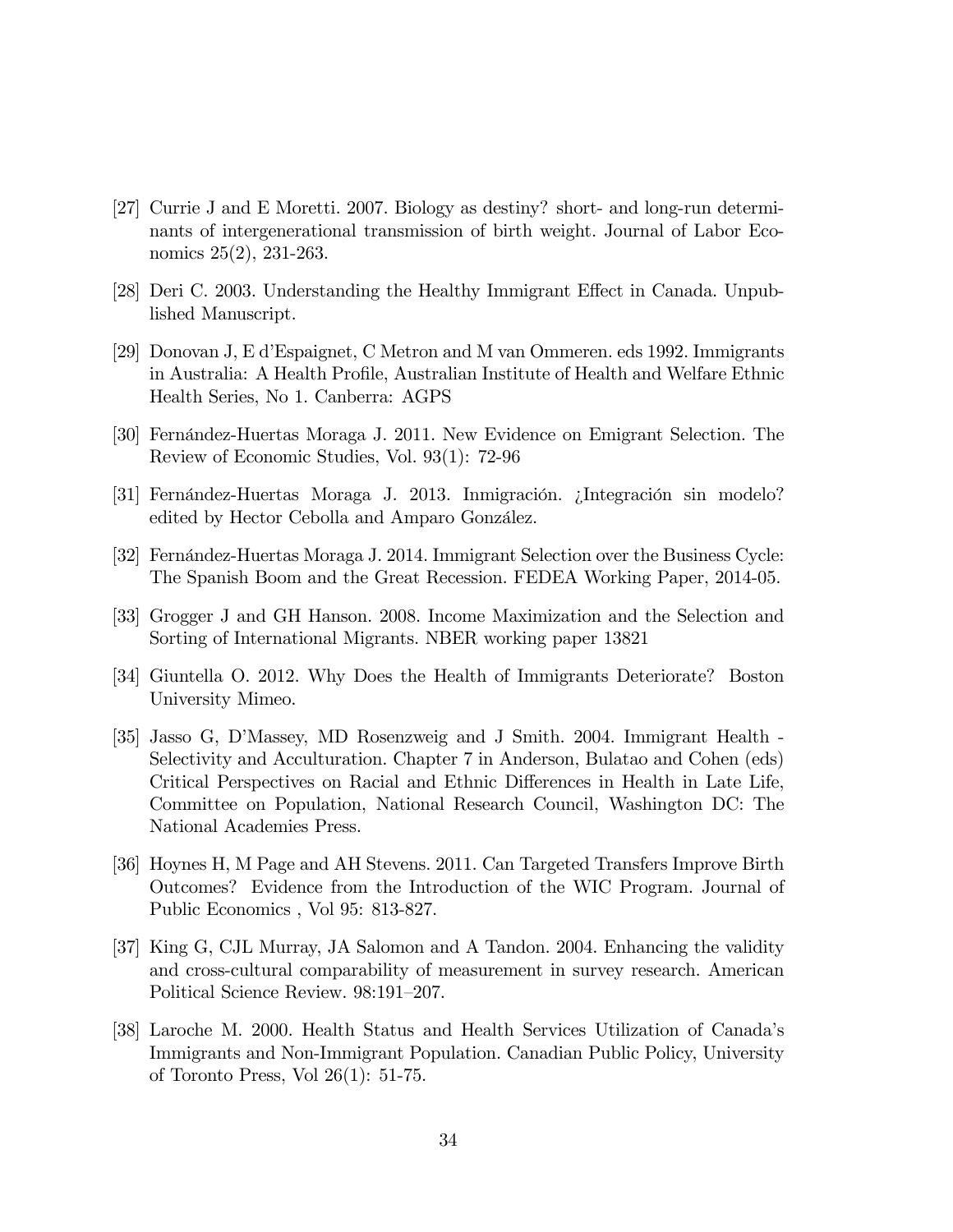[27] Currie J and E Moretti. 2007. Biology as destiny? short- and long-run determinants of intergenerational transmission of birth weight. Journal of Labor Economics 25(2), 231-263.

[28] Deri C. 2003. Understanding the Healthy Immigrant Effect in Canada. Unpublished Manuscript.

[29] Donovan J, E d'Espaignet, C Metron and M van Ommeren. eds 1992. Immigrants in Australia: A Health Profile, Australian Institute of Health and Welfare Ethnic Health Series, No 1. Canberra: AGPS

[30] Fernández-Huertas Moraga J. 2011. New Evidence on Emigrant Selection. The Review of Economic Studies, Vol. 93(1): 72-96

[31] Fernández-Huertas Moraga J. 2013. Inmigración. ¿Integración sin modelo? edited by Hector Cebolla and Amparo González.

[32] Fernández-Huertas Moraga J. 2014. Immigrant Selection over the Business Cycle: The Spanish Boom and the Great Recession. FEDEA Working Paper, 2014-05.

[33] Grogger J and GH Hanson. 2008. Income Maximization and the Selection and Sorting of International Migrants. NBER working paper 13821

[34] Giuntella O. 2012. Why Does the Health of Immigrants Deteriorate? Boston University Mimeo.

[35] Jasso G, D'Massey, MD Rosenzweig and J Smith. 2004. Immigrant Health - Selectivity and Acculturation. Chapter 7 in Anderson, Bulatao and Cohen (eds) Critical Perspectives on Racial and Ethnic Differences in Health in Late Life, Committee on Population, National Research Council, Washington DC: The National Academies Press.

[36] Hoynes H, M Page and AH Stevens. 2011. Can Targeted Transfers Improve Birth Outcomes? Evidence from the Introduction of the WIC Program. Journal of Public Economics , Vol 95: 813-827.

[37] King G, CJL Murray, JA Salomon and A Tandon. 2004. Enhancing the validity and cross-cultural comparability of measurement in survey research. American Political Science Review. 98:191–207.

[38] Laroche M. 2000. Health Status and Health Services Utilization of Canada's Immigrants and Non-Immigrant Population. Canadian Public Policy, University of Toronto Press, Vol 26(1): 51-75.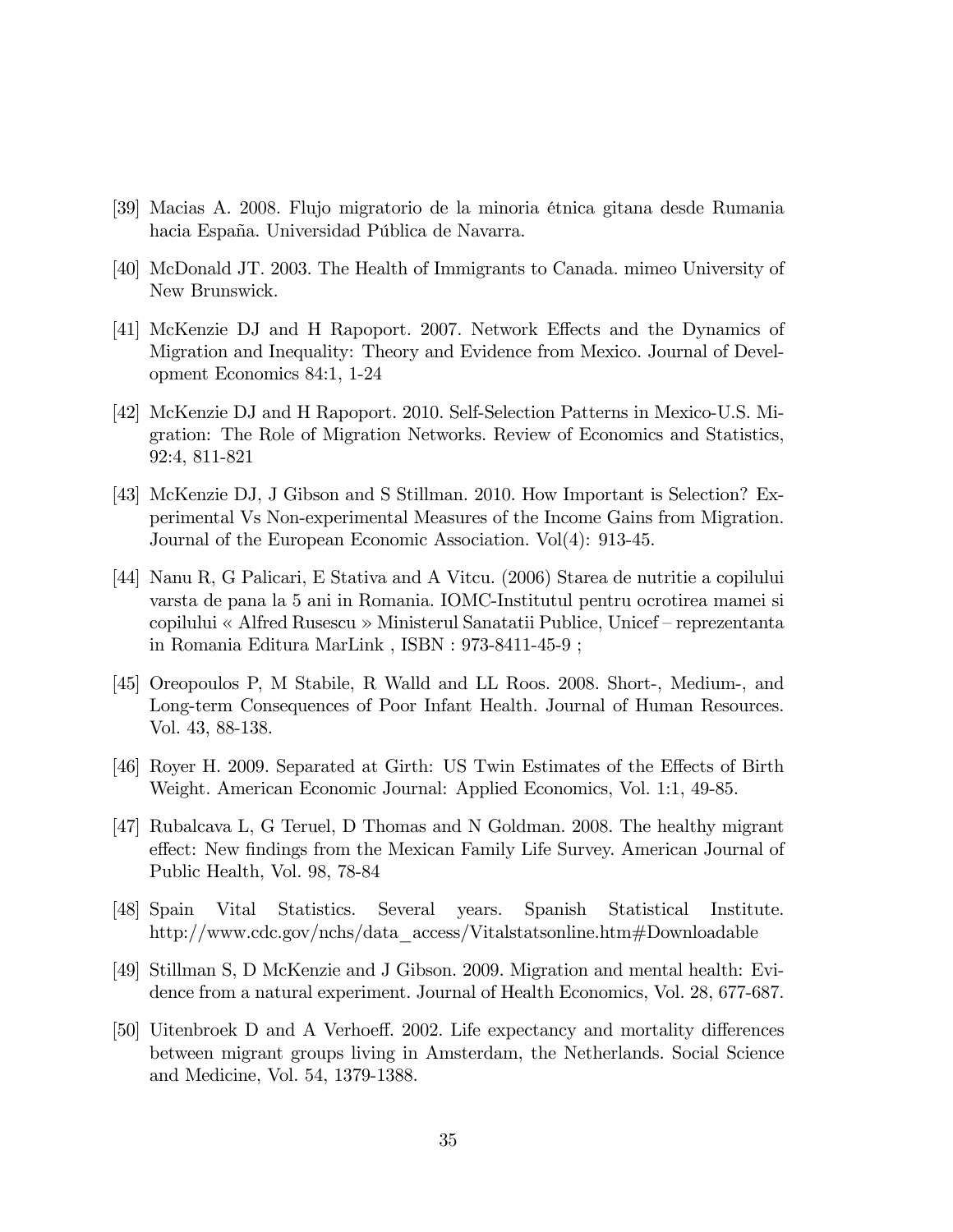[39] Macias A. 2008. Flujo migratorio de la minoria étnica gitana desde Rumania hacia España. Universidad Pública de Navarra.

[40] McDonald JT. 2003. The Health of Immigrants to Canada. mimeo University of New Brunswick.

[41] McKenzie DJ and H Rapoport. 2007. Network Effects and the Dynamics of Migration and Inequality: Theory and Evidence from Mexico. Journal of Development Economics 84:1, 1-24

[42] McKenzie DJ and H Rapoport. 2010. Self-Selection Patterns in Mexico-U.S. Migration: The Role of Migration Networks. Review of Economics and Statistics, 92:4, 811-821

[43] McKenzie DJ, J Gibson and S Stillman. 2010. How Important is Selection? Experimental Vs Non-experimental Measures of the Income Gains from Migration. Journal of the European Economic Association. Vol(4): 913-45.

[44] Nanu R, G Palicari, E Stativa and A Vitcu. (2006) Starea de nutritie a copilului varsta de pana la 5 ani in Romania. IOMC-Institutul pentru ocrotirea mamei si copilului « Alfred Rusescu » Ministerul Sanatatii Publice, Unicef – reprezentanta in Romania Editura MarLink , ISBN : 973-8411-45-9 ;

[45] Oreopoulos P, M Stabile, R Walld and LL Roos. 2008. Short-, Medium-, and Long-term Consequences of Poor Infant Health. Journal of Human Resources. Vol. 43, 88-138.

[46] Royer H. 2009. Separated at Girth: US Twin Estimates of the Effects of Birth Weight. American Economic Journal: Applied Economics, Vol. 1:1, 49-85.

[47] Rubalcava L, G Teruel, D Thomas and N Goldman. 2008. The healthy migrant effect: New findings from the Mexican Family Life Survey. American Journal of Public Health, Vol. 98, 78-84

[48] Spain Vital Statistics. Several years. Spanish Statistical Institute. http://www.cdc.gov/nchs/data_access/Vitalstatsonline.htm#Downloadable

[49] Stillman S, D McKenzie and J Gibson. 2009. Migration and mental health: Evidence from a natural experiment. Journal of Health Economics, Vol. 28, 677-687.

[50] Uitenbroek D and A Verhoeff. 2002. Life expectancy and mortality differences between migrant groups living in Amsterdam, the Netherlands. Social Science and Medicine, Vol. 54, 1379-1388.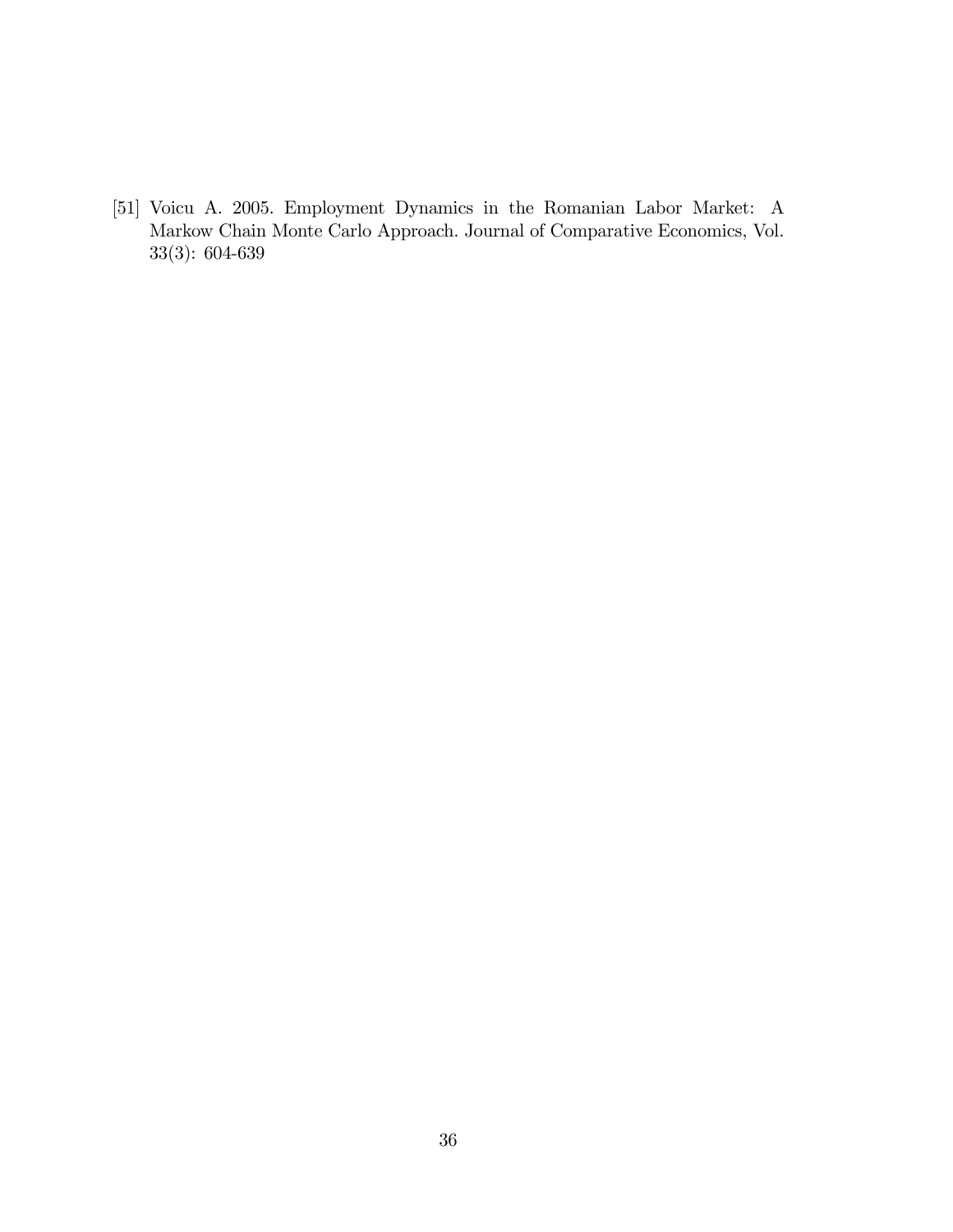[51] Voicu A. 2005. Employment Dynamics in the Romanian Labor Market: A Markow Chain Monte Carlo Approach. Journal of Comparative Economics, Vol. 33(3): 604-639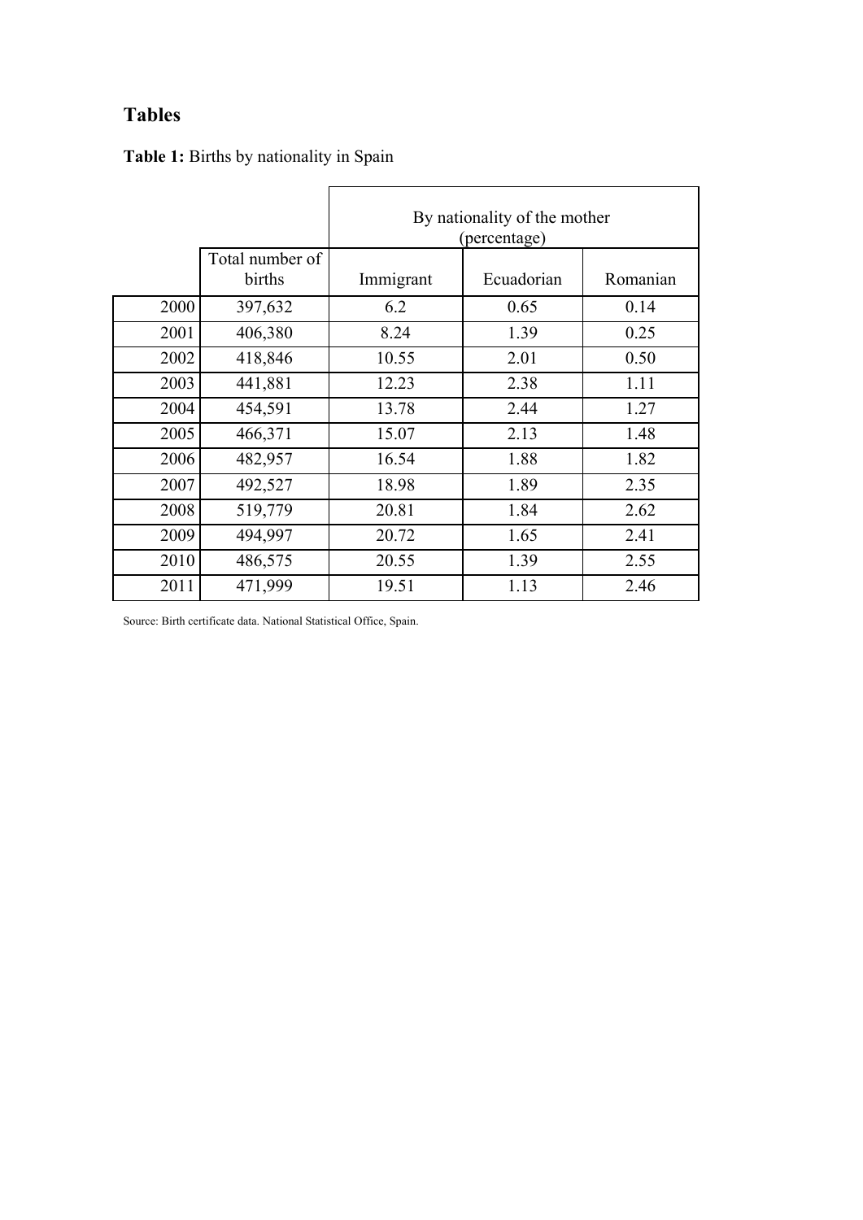# Tables

**Table 1:** Births by nationality in Spain

| | | By nationality of the mother (percentage) | | |
|---|---|---|---|---|
| | Total number of births | Immigrant | Ecuadorian | Romanian |
| 2000 | 397,632 | 6.2 | 0.65 | 0.14 |
| 2001 | 406,380 | 8.24 | 1.39 | 0.25 |
| 2002 | 418,846 | 10.55 | 2.01 | 0.50 |
| 2003 | 441,881 | 12.23 | 2.38 | 1.11 |
| 2004 | 454,591 | 13.78 | 2.44 | 1.27 |
| 2005 | 466,371 | 15.07 | 2.13 | 1.48 |
| 2006 | 482,957 | 16.54 | 1.88 | 1.82 |
| 2007 | 492,527 | 18.98 | 1.89 | 2.35 |
| 2008 | 519,779 | 20.81 | 1.84 | 2.62 |
| 2009 | 494,997 | 20.72 | 1.65 | 2.41 |
| 2010 | 486,575 | 20.55 | 1.39 | 2.55 |
| 2011 | 471,999 | 19.51 | 1.13 | 2.46 |

Source: Birth certificate data. National Statistical Office, Spain.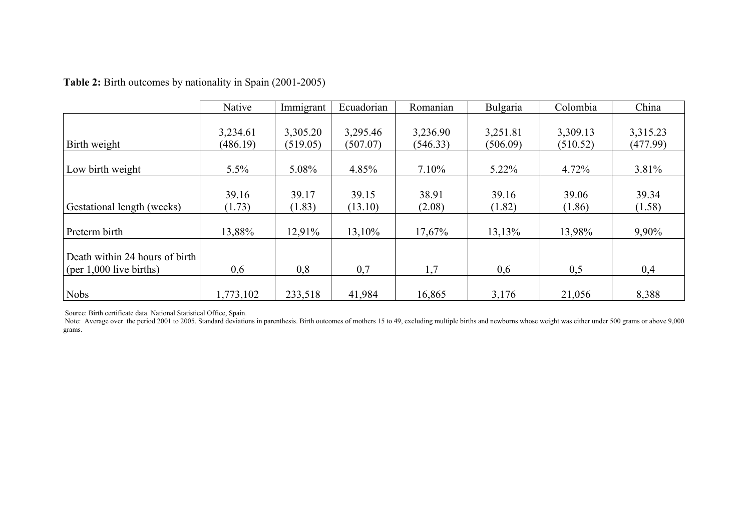**Table 2:** Birth outcomes by nationality in Spain (2001-2005)

| | Native | Immigrant | Ecuadorian | Romanian | Bulgaria | Colombia | China |
|---|---|---|---|---|---|---|---|
| Birth weight | 3,234.61 (486.19) | 3,305.20 (519.05) | 3,295.46 (507.07) | 3,236.90 (546.33) | 3,251.81 (506.09) | 3,309.13 (510.52) | 3,315.23 (477.99) |
| Low birth weight | 5.5% | 5.08% | 4.85% | 7.10% | 5.22% | 4.72% | 3.81% |
| Gestational length (weeks) | 39.16 (1.73) | 39.17 (1.83) | 39.15 (13.10) | 38.91 (2.08) | 39.16 (1.82) | 39.06 (1.86) | 39.34 (1.58) |
| Preterm birth | 13,88% | 12,91% | 13,10% | 17,67% | 13,13% | 13,98% | 9,90% |
| Death within 24 hours of birth (per 1,000 live births) | 0,6 | 0,8 | 0,7 | 1,7 | 0,6 | 0,5 | 0,4 |
| Nobs | 1,773,102 | 233,518 | 41,984 | 16,865 | 3,176 | 21,056 | 8,388 |

Source: Birth certificate data. National Statistical Office, Spain.

Note: Average over the period 2001 to 2005. Standard deviations in parenthesis. Birth outcomes of mothers 15 to 49, excluding multiple births and newborns whose weight was either under 500 grams or above 9,000 grams.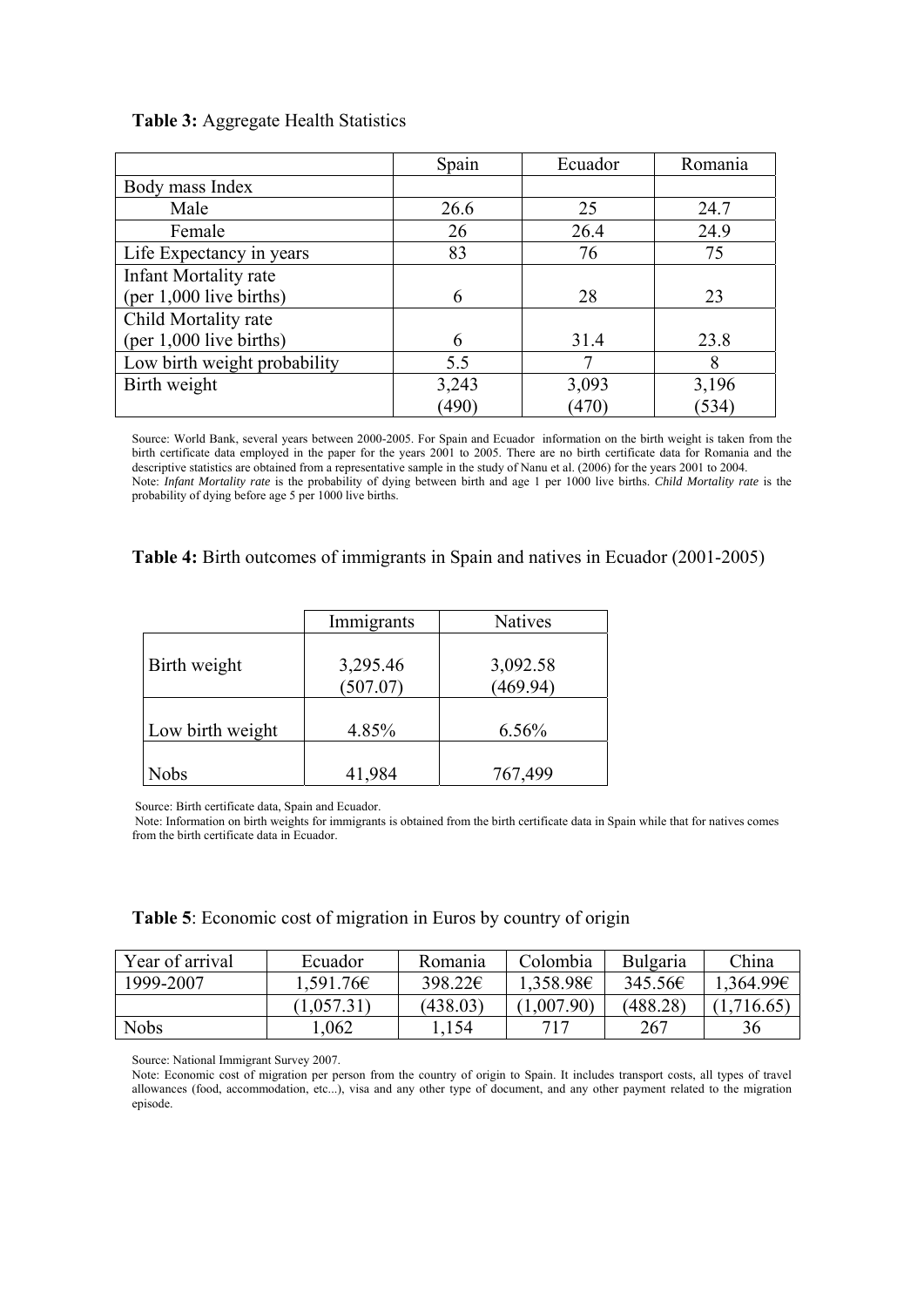**Table 3:** Aggregate Health Statistics

| | Spain | Ecuador | Romania |
|---|---|---|---|
| Body mass Index | | | |
| Male | 26.6 | 25 | 24.7 |
| Female | 26 | 26.4 | 24.9 |
| Life Expectancy in years | 83 | 76 | 75 |
| Infant Mortality rate (per 1,000 live births) | 6 | 28 | 23 |
| Child Mortality rate (per 1,000 live births) | 6 | 31.4 | 23.8 |
| Low birth weight probability | 5.5 | 7 | 8 |
| Birth weight | 3,243 | 3,093 | 3,196 |
| | (490) | (470) | (534) |

Source: World Bank, several years between 2000-2005. For Spain and Ecuador information on the birth weight is taken from the birth certificate data employed in the paper for the years 2001 to 2005. There are no birth certificate data for Romania and the descriptive statistics are obtained from a representative sample in the study of Nanu et al. (2006) for the years 2001 to 2004.
Note: *Infant Mortality rate* is the probability of dying between birth and age 1 per 1000 live births. *Child Mortality rate* is the probability of dying before age 5 per 1000 live births.

**Table 4:** Birth outcomes of immigrants in Spain and natives in Ecuador (2001-2005)

| | Immigrants | Natives |
|---|---|---|
| Birth weight | 3,295.46 | 3,092.58 |
| | (507.07) | (469.94) |
| Low birth weight | 4.85% | 6.56% |
| Nobs | 41,984 | 767,499 |

Source: Birth certificate data, Spain and Ecuador.
Note: Information on birth weights for immigrants is obtained from the birth certificate data in Spain while that for natives comes from the birth certificate data in Ecuador.

**Table 5**: Economic cost of migration in Euros by country of origin

| Year of arrival | Ecuador | Romania | Colombia | Bulgaria | China |
|---|---|---|---|---|---|
| 1999-2007 | 1,591.76€ | 398.22€ | 1,358.98€ | 345.56€ | 1,364.99€ |
| | (1,057.31) | (438.03) | (1,007.90) | (488.28) | (1,716.65) |
| Nobs | 1,062 | 1,154 | 717 | 267 | 36 |

Source: National Immigrant Survey 2007.
Note: Economic cost of migration per person from the country of origin to Spain. It includes transport costs, all types of travel allowances (food, accommodation, etc...), visa and any other type of document, and any other payment related to the migration episode.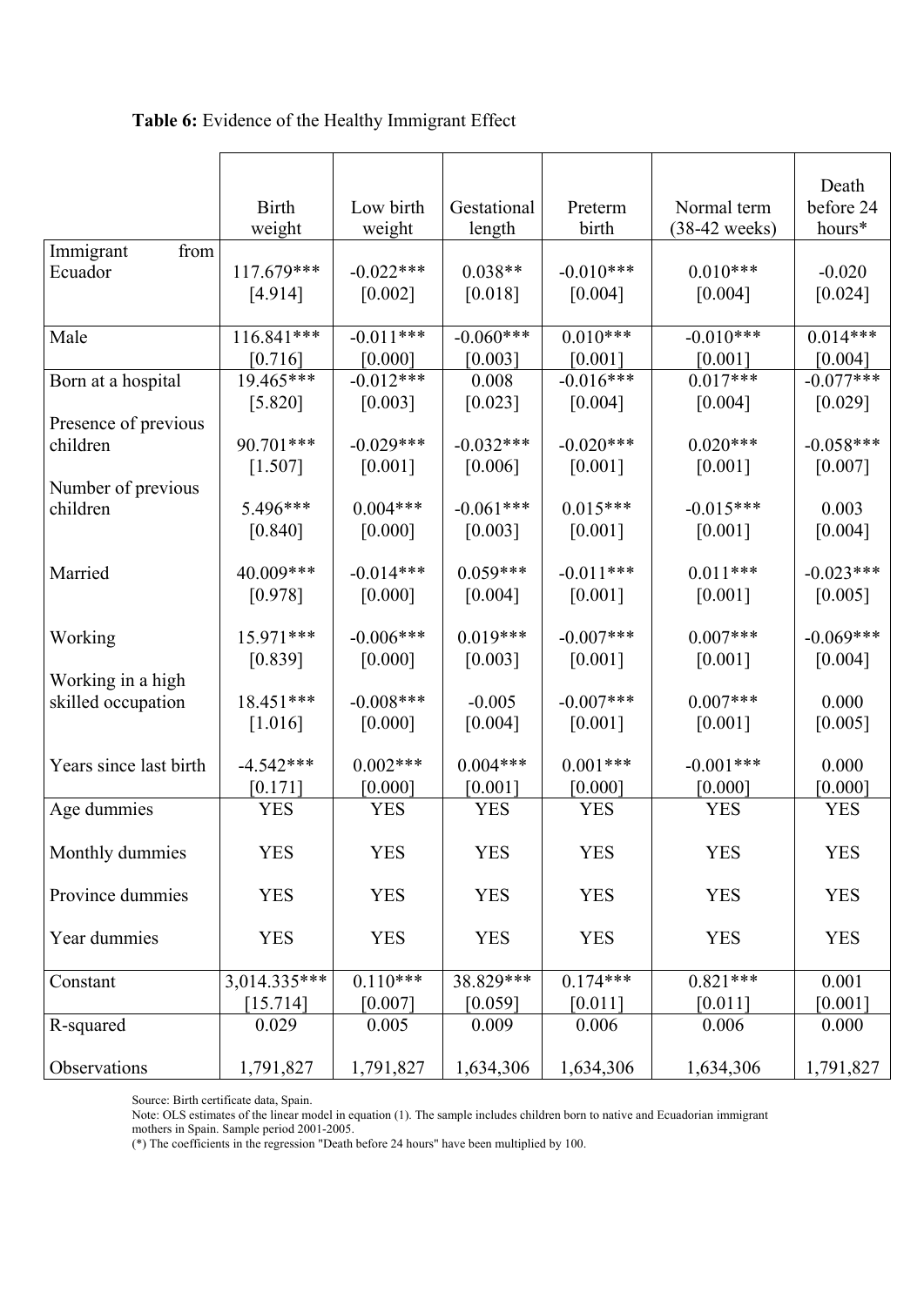**Table 6:** Evidence of the Healthy Immigrant Effect

| | Birth weight | Low birth weight | Gestational length | Preterm birth | Normal term (38-42 weeks) | Death before 24 hours* |
|---|---|---|---|---|---|---|
| Immigrant from Ecuador | 117.679*** | -0.022*** | 0.038** | -0.010*** | 0.010*** | -0.020 |
| | [4.914] | [0.002] | [0.018] | [0.004] | [0.004] | [0.024] |
| Male | 116.841*** | -0.011*** | -0.060*** | 0.010*** | -0.010*** | 0.014*** |
| | [0.716] | [0.000] | [0.003] | [0.001] | [0.001] | [0.004] |
| Born at a hospital | 19.465*** | -0.012*** | 0.008 | -0.016*** | 0.017*** | -0.077*** |
| | [5.820] | [0.003] | [0.023] | [0.004] | [0.004] | [0.029] |
| Presence of previous children | 90.701*** | -0.029*** | -0.032*** | -0.020*** | 0.020*** | -0.058*** |
| | [1.507] | [0.001] | [0.006] | [0.001] | [0.001] | [0.007] |
| Number of previous children | 5.496*** | 0.004*** | -0.061*** | 0.015*** | -0.015*** | 0.003 |
| | [0.840] | [0.000] | [0.003] | [0.001] | [0.001] | [0.004] |
| Married | 40.009*** | -0.014*** | 0.059*** | -0.011*** | 0.011*** | -0.023*** |
| | [0.978] | [0.000] | [0.004] | [0.001] | [0.001] | [0.005] |
| Working | 15.971*** | -0.006*** | 0.019*** | -0.007*** | 0.007*** | -0.069*** |
| | [0.839] | [0.000] | [0.003] | [0.001] | [0.001] | [0.004] |
| Working in a high skilled occupation | 18.451*** | -0.008*** | -0.005 | -0.007*** | 0.007*** | 0.000 |
| | [1.016] | [0.000] | [0.004] | [0.001] | [0.001] | [0.005] |
| Years since last birth | -4.542*** | 0.002*** | 0.004*** | 0.001*** | -0.001*** | 0.000 |
| | [0.171] | [0.000] | [0.001] | [0.000] | [0.000] | [0.000] |
| Age dummies | YES | YES | YES | YES | YES | YES |
| Monthly dummies | YES | YES | YES | YES | YES | YES |
| Province dummies | YES | YES | YES | YES | YES | YES |
| Year dummies | YES | YES | YES | YES | YES | YES |
| Constant | 3,014.335*** | 0.110*** | 38.829*** | 0.174*** | 0.821*** | 0.001 |
| | [15.714] | [0.007] | [0.059] | [0.011] | [0.011] | [0.001] |
| R-squared | 0.029 | 0.005 | 0.009 | 0.006 | 0.006 | 0.000 |
| Observations | 1,791,827 | 1,791,827 | 1,634,306 | 1,634,306 | 1,634,306 | 1,791,827 |

Source: Birth certificate data, Spain.
Note: OLS estimates of the linear model in equation (1). The sample includes children born to native and Ecuadorian immigrant mothers in Spain. Sample period 2001-2005.
(*) The coefficients in the regression "Death before 24 hours" have been multiplied by 100.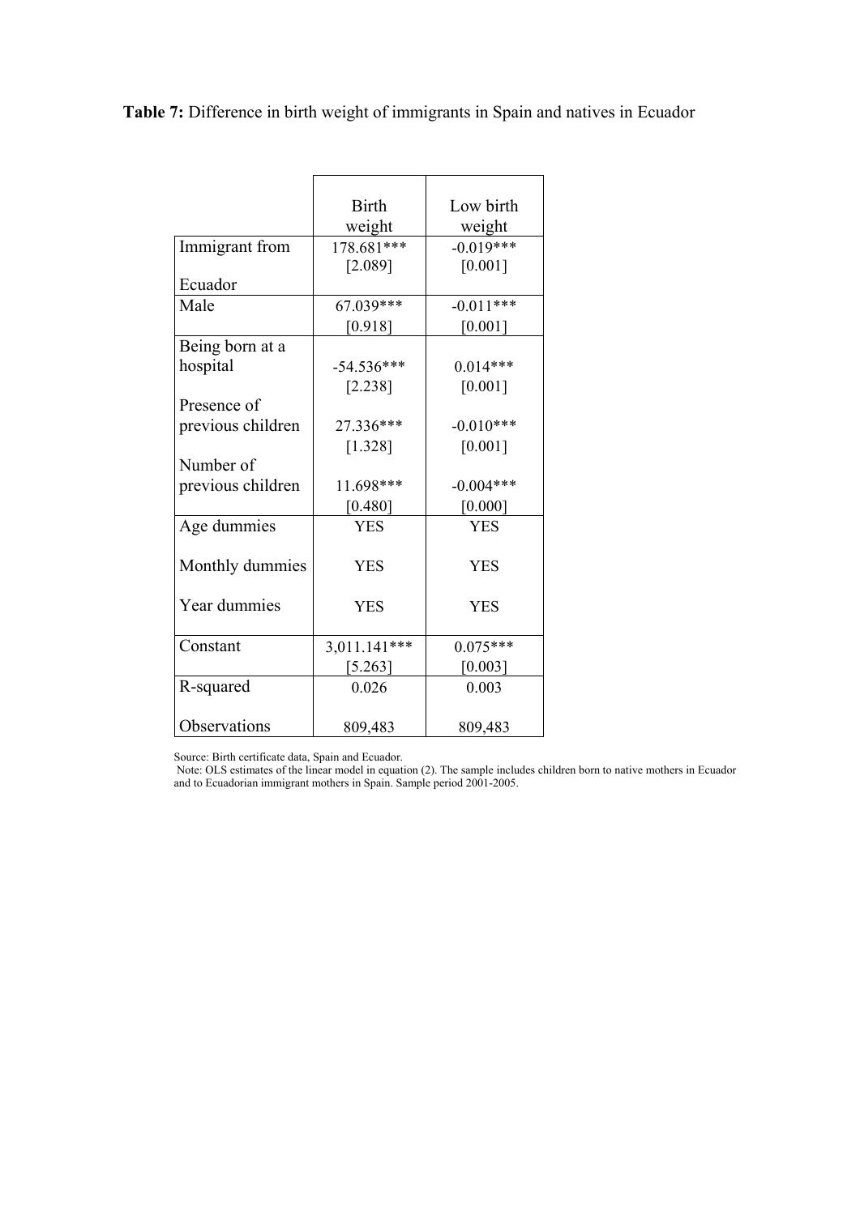**Table 7:** Difference in birth weight of immigrants in Spain and natives in Ecuador

| | Birth weight | Low birth weight |
|---|---|---|
| Immigrant from Ecuador | 178.681*** | -0.019*** |
| | [2.089] | [0.001] |
| Male | 67.039*** | -0.011*** |
| | [0.918] | [0.001] |
| Being born at a hospital | -54.536*** | 0.014*** |
| | [2.238] | [0.001] |
| Presence of previous children | 27.336*** | -0.010*** |
| | [1.328] | [0.001] |
| Number of previous children | 11.698*** | -0.004*** |
| | [0.480] | [0.000] |
| Age dummies | YES | YES |
| Monthly dummies | YES | YES |
| Year dummies | YES | YES |
| Constant | 3,011.141*** | 0.075*** |
| | [5.263] | [0.003] |
| R-squared | 0.026 | 0.003 |
| Observations | 809,483 | 809,483 |

Source: Birth certificate data, Spain and Ecuador.

Note: OLS estimates of the linear model in equation (2). The sample includes children born to native mothers in Ecuador and to Ecuadorian immigrant mothers in Spain. Sample period 2001-2005.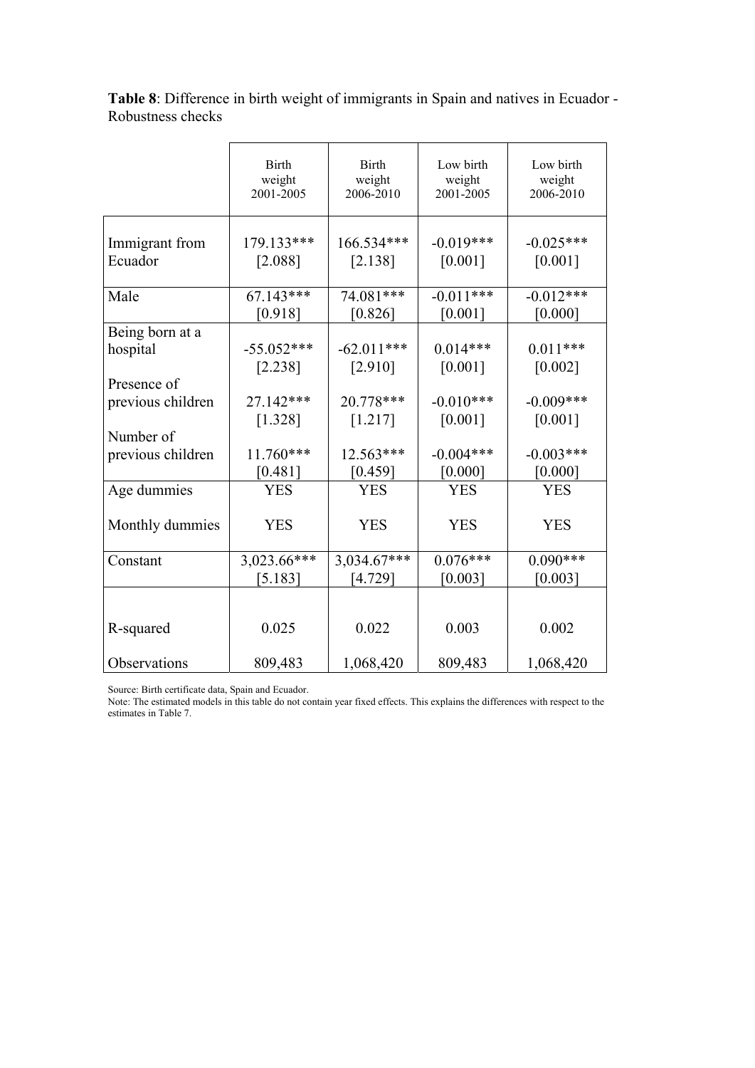**Table 8**: Difference in birth weight of immigrants in Spain and natives in Ecuador - Robustness checks

| | Birth weight 2001-2005 | Birth weight 2006-2010 | Low birth weight 2001-2005 | Low birth weight 2006-2010 |
|---|---|---|---|---|
| Immigrant from Ecuador | 179.133*** | 166.534*** | -0.019*** | -0.025*** |
| | [2.088] | [2.138] | [0.001] | [0.001] |
| Male | 67.143*** | 74.081*** | -0.011*** | -0.012*** |
| | [0.918] | [0.826] | [0.001] | [0.000] |
| Being born at a hospital | -55.052*** | -62.011*** | 0.014*** | 0.011*** |
| | [2.238] | [2.910] | [0.001] | [0.002] |
| Presence of previous children | 27.142*** | 20.778*** | -0.010*** | -0.009*** |
| | [1.328] | [1.217] | [0.001] | [0.001] |
| Number of previous children | 11.760*** | 12.563*** | -0.004*** | -0.003*** |
| | [0.481] | [0.459] | [0.000] | [0.000] |
| Age dummies | YES | YES | YES | YES |
| Monthly dummies | YES | YES | YES | YES |
| Constant | 3,023.66*** | 3,034.67*** | 0.076*** | 0.090*** |
| | [5.183] | [4.729] | [0.003] | [0.003] |
| R-squared | 0.025 | 0.022 | 0.003 | 0.002 |
| Observations | 809,483 | 1,068,420 | 809,483 | 1,068,420 |

Source: Birth certificate data, Spain and Ecuador.

Note: The estimated models in this table do not contain year fixed effects. This explains the differences with respect to the estimates in Table 7.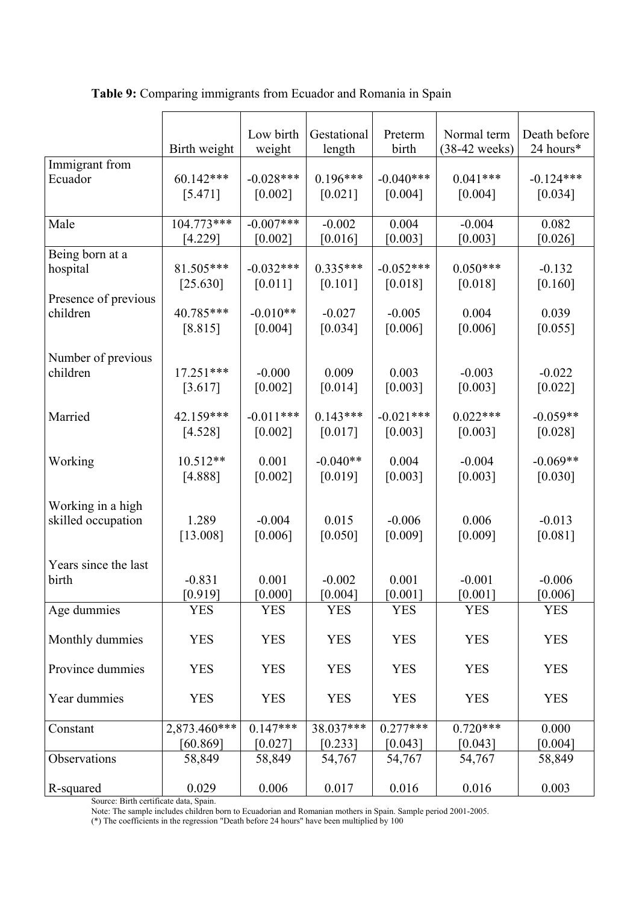**Table 9:** Comparing immigrants from Ecuador and Romania in Spain

| | Birth weight | Low birth weight | Gestational length | Preterm birth | Normal term (38-42 weeks) | Death before 24 hours* |
|---|---|---|---|---|---|---|
| Immigrant from Ecuador | 60.142*** | -0.028*** | 0.196*** | -0.040*** | 0.041*** | -0.124*** |
| | [5.471] | [0.002] | [0.021] | [0.004] | [0.004] | [0.034] |
| Male | 104.773*** | -0.007*** | -0.002 | 0.004 | -0.004 | 0.082 |
| | [4.229] | [0.002] | [0.016] | [0.003] | [0.003] | [0.026] |
| Being born at a hospital | 81.505*** | -0.032*** | 0.335*** | -0.052*** | 0.050*** | -0.132 |
| | [25.630] | [0.011] | [0.101] | [0.018] | [0.018] | [0.160] |
| Presence of previous children | 40.785*** | -0.010** | -0.027 | -0.005 | 0.004 | 0.039 |
| | [8.815] | [0.004] | [0.034] | [0.006] | [0.006] | [0.055] |
| Number of previous children | 17.251*** | -0.000 | 0.009 | 0.003 | -0.003 | -0.022 |
| | [3.617] | [0.002] | [0.014] | [0.003] | [0.003] | [0.022] |
| Married | 42.159*** | -0.011*** | 0.143*** | -0.021*** | 0.022*** | -0.059** |
| | [4.528] | [0.002] | [0.017] | [0.003] | [0.003] | [0.028] |
| Working | 10.512** | 0.001 | -0.040** | 0.004 | -0.004 | -0.069** |
| | [4.888] | [0.002] | [0.019] | [0.003] | [0.003] | [0.030] |
| Working in a high skilled occupation | 1.289 | -0.004 | 0.015 | -0.006 | 0.006 | -0.013 |
| | [13.008] | [0.006] | [0.050] | [0.009] | [0.009] | [0.081] |
| Years since the last birth | -0.831 | 0.001 | -0.002 | 0.001 | -0.001 | -0.006 |
| | [0.919] | [0.000] | [0.004] | [0.001] | [0.001] | [0.006] |
| Age dummies | YES | YES | YES | YES | YES | YES |
| Monthly dummies | YES | YES | YES | YES | YES | YES |
| Province dummies | YES | YES | YES | YES | YES | YES |
| Year dummies | YES | YES | YES | YES | YES | YES |
| Constant | 2,873.460*** | 0.147*** | 38.037*** | 0.277*** | 0.720*** | 0.000 |
| | [60.869] | [0.027] | [0.233] | [0.043] | [0.043] | [0.004] |
| Observations | 58,849 | 58,849 | 54,767 | 54,767 | 54,767 | 58,849 |
| R-squared | 0.029 | 0.006 | 0.017 | 0.016 | 0.016 | 0.003 |

Source: Birth certificate data, Spain.

Note: The sample includes children born to Ecuadorian and Romanian mothers in Spain. Sample period 2001-2005.

(*) The coefficients in the regression "Death before 24 hours" have been multiplied by 100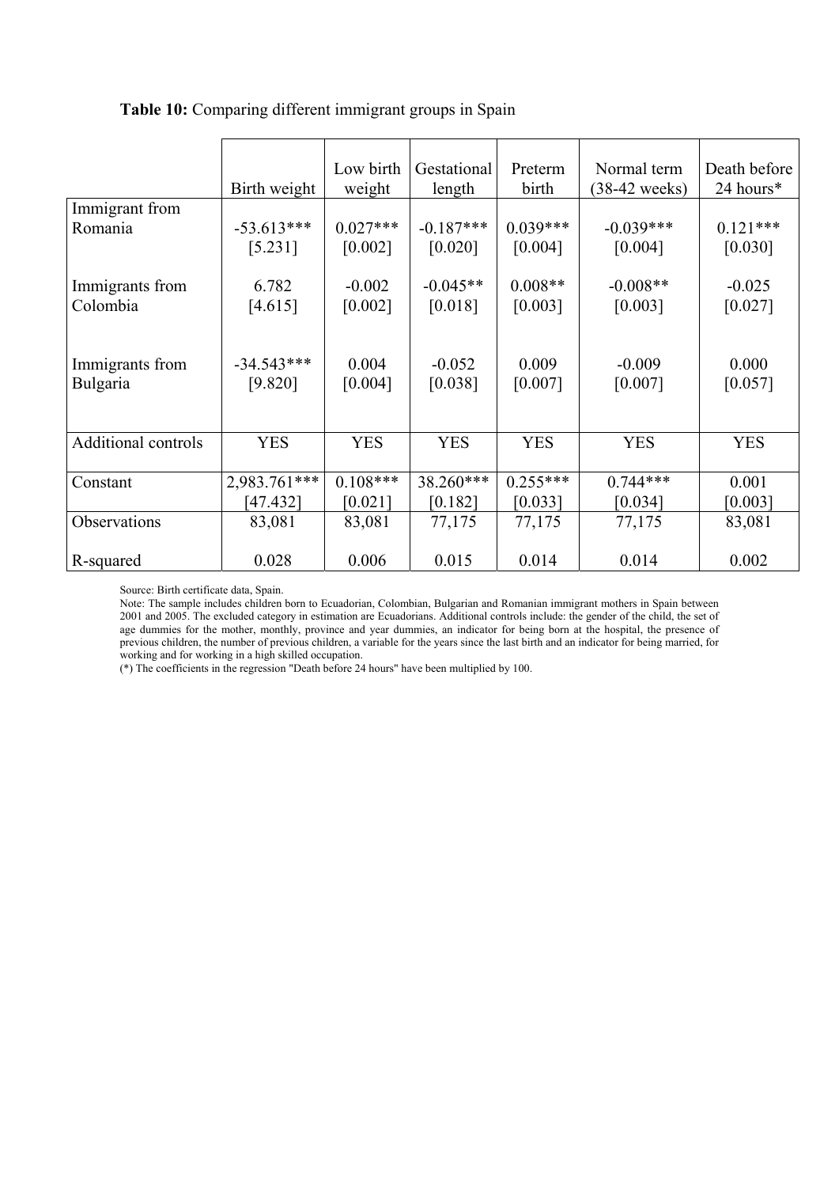**Table 10:** Comparing different immigrant groups in Spain

| | Birth weight | Low birth weight | Gestational length | Preterm birth | Normal term (38-42 weeks) | Death before 24 hours* |
|---|---|---|---|---|---|---|
| Immigrant from Romania | -53.613*** | 0.027*** | -0.187*** | 0.039*** | -0.039*** | 0.121*** |
| | [5.231] | [0.002] | [0.020] | [0.004] | [0.004] | [0.030] |
| Immigrants from Colombia | 6.782 | -0.002 | -0.045** | 0.008** | -0.008** | -0.025 |
| | [4.615] | [0.002] | [0.018] | [0.003] | [0.003] | [0.027] |
| Immigrants from Bulgaria | -34.543*** | 0.004 | -0.052 | 0.009 | -0.009 | 0.000 |
| | [9.820] | [0.004] | [0.038] | [0.007] | [0.007] | [0.057] |
| Additional controls | YES | YES | YES | YES | YES | YES |
| Constant | 2,983.761*** | 0.108*** | 38.260*** | 0.255*** | 0.744*** | 0.001 |
| | [47.432] | [0.021] | [0.182] | [0.033] | [0.034] | [0.003] |
| Observations | 83,081 | 83,081 | 77,175 | 77,175 | 77,175 | 83,081 |
| R-squared | 0.028 | 0.006 | 0.015 | 0.014 | 0.014 | 0.002 |

Source: Birth certificate data, Spain.

Note: The sample includes children born to Ecuadorian, Colombian, Bulgarian and Romanian immigrant mothers in Spain between 2001 and 2005. The excluded category in estimation are Ecuadorians. Additional controls include: the gender of the child, the set of age dummies for the mother, monthly, province and year dummies, an indicator for being born at the hospital, the presence of previous children, the number of previous children, a variable for the years since the last birth and an indicator for being married, for working and for working in a high skilled occupation.

(*) The coefficients in the regression "Death before 24 hours" have been multiplied by 100.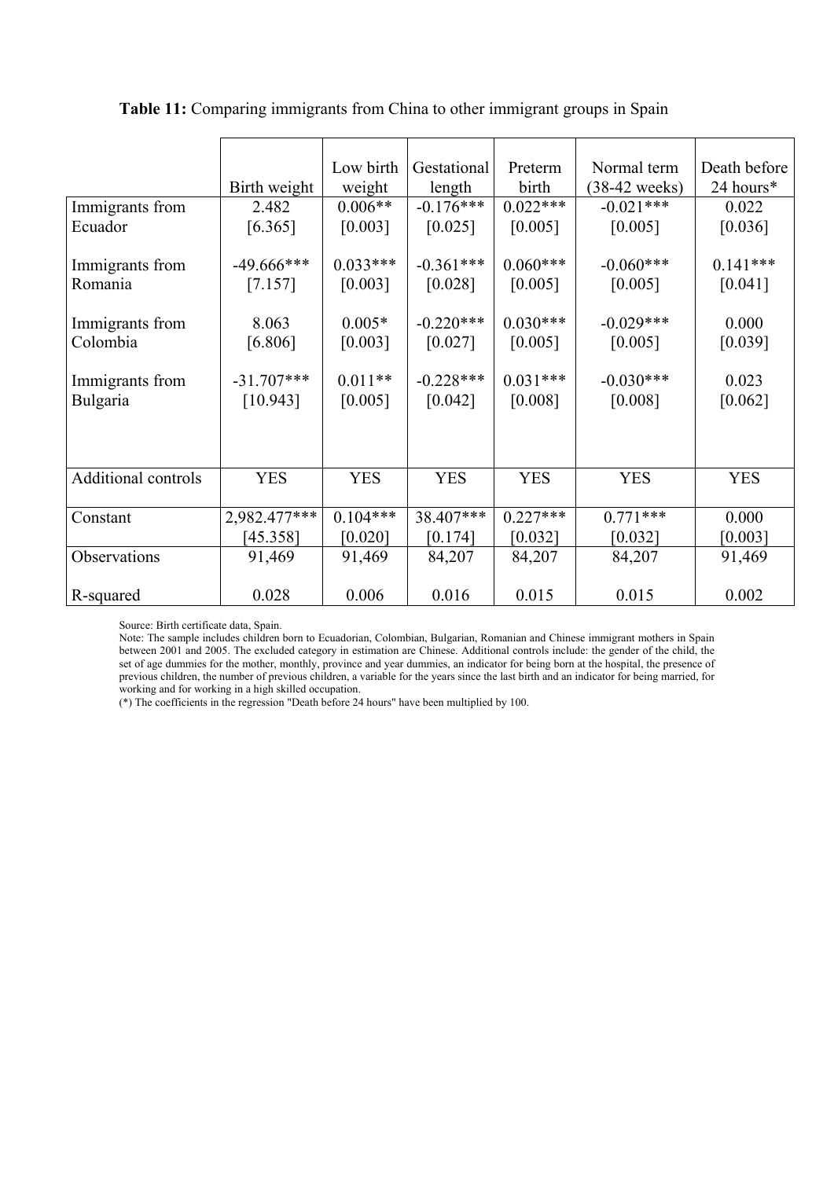**Table 11:** Comparing immigrants from China to other immigrant groups in Spain

| | Birth weight | Low birth weight | Gestational length | Preterm birth | Normal term (38-42 weeks) | Death before 24 hours* |
|---|---|---|---|---|---|---|
| Immigrants from Ecuador | 2.482 | 0.006** | -0.176*** | 0.022*** | -0.021*** | 0.022 |
| | [6.365] | [0.003] | [0.025] | [0.005] | [0.005] | [0.036] |
| Immigrants from Romania | -49.666*** | 0.033*** | -0.361*** | 0.060*** | -0.060*** | 0.141*** |
| | [7.157] | [0.003] | [0.028] | [0.005] | [0.005] | [0.041] |
| Immigrants from Colombia | 8.063 | 0.005* | -0.220*** | 0.030*** | -0.029*** | 0.000 |
| | [6.806] | [0.003] | [0.027] | [0.005] | [0.005] | [0.039] |
| Immigrants from Bulgaria | -31.707*** | 0.011** | -0.228*** | 0.031*** | -0.030*** | 0.023 |
| | [10.943] | [0.005] | [0.042] | [0.008] | [0.008] | [0.062] |
| Additional controls | YES | YES | YES | YES | YES | YES |
| Constant | 2,982.477*** | 0.104*** | 38.407*** | 0.227*** | 0.771*** | 0.000 |
| | [45.358] | [0.020] | [0.174] | [0.032] | [0.032] | [0.003] |
| Observations | 91,469 | 91,469 | 84,207 | 84,207 | 84,207 | 91,469 |
| R-squared | 0.028 | 0.006 | 0.016 | 0.015 | 0.015 | 0.002 |

Source: Birth certificate data, Spain.

Note: The sample includes children born to Ecuadorian, Colombian, Bulgarian, Romanian and Chinese immigrant mothers in Spain between 2001 and 2005. The excluded category in estimation are Chinese. Additional controls include: the gender of the child, the set of age dummies for the mother, monthly, province and year dummies, an indicator for being born at the hospital, the presence of previous children, the number of previous children, a variable for the years since the last birth and an indicator for being married, for working and for working in a high skilled occupation.

(*) The coefficients in the regression "Death before 24 hours" have been multiplied by 100.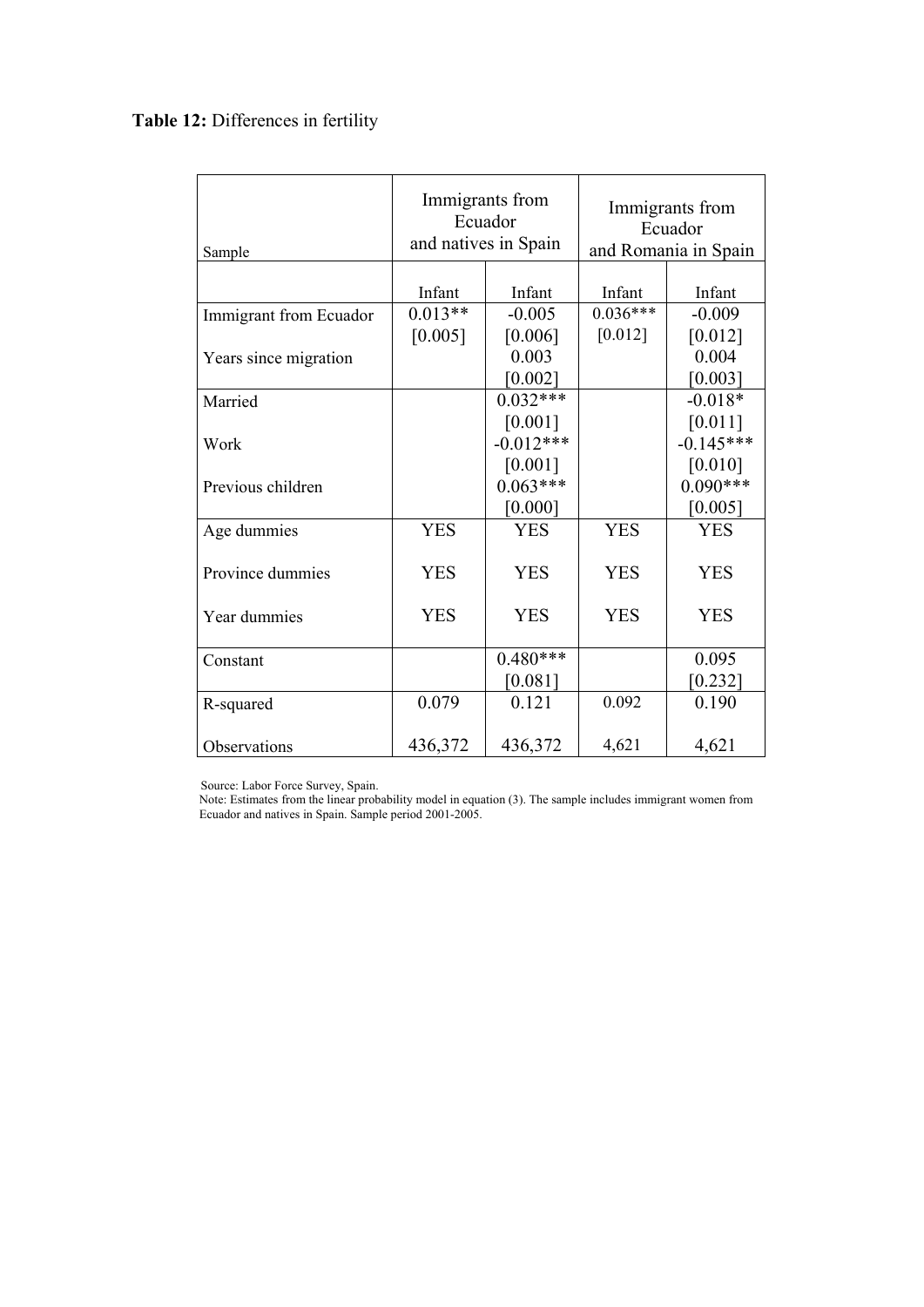**Table 12:** Differences in fertility

| Sample | Immigrants from Ecuador and natives in Spain | | Immigrants from Ecuador and Romania in Spain | |
|---|---|---|---|---|
| | Infant | Infant | Infant | Infant |
| Immigrant from Ecuador | 0.013** | -0.005 | 0.036*** | -0.009 |
| | [0.005] | [0.006] | [0.012] | [0.012] |
| Years since migration | | 0.003 | | 0.004 |
| | | [0.002] | | [0.003] |
| Married | | 0.032*** | | -0.018* |
| | | [0.001] | | [0.011] |
| Work | | -0.012*** | | -0.145*** |
| | | [0.001] | | [0.010] |
| Previous children | | 0.063*** | | 0.090*** |
| | | [0.000] | | [0.005] |
| Age dummies | YES | YES | YES | YES |
| Province dummies | YES | YES | YES | YES |
| Year dummies | YES | YES | YES | YES |
| Constant | | 0.480*** | | 0.095 |
| | | [0.081] | | [0.232] |
| R-squared | 0.079 | 0.121 | 0.092 | 0.190 |
| Observations | 436,372 | 436,372 | 4,621 | 4,621 |

Source: Labor Force Survey, Spain.
Note: Estimates from the linear probability model in equation (3). The sample includes immigrant women from Ecuador and natives in Spain. Sample period 2001-2005.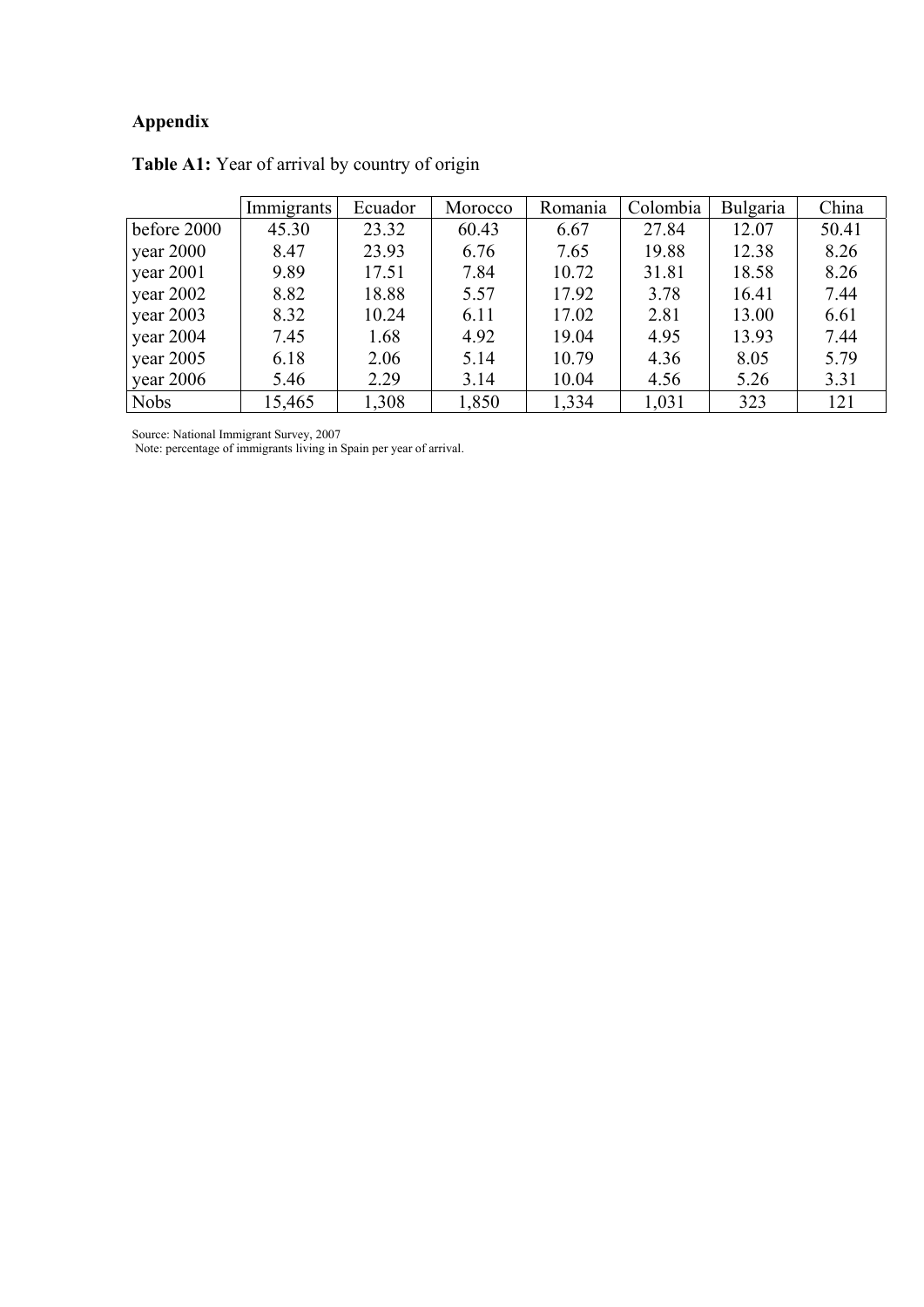## Appendix

**Table A1:** Year of arrival by country of origin

| | Immigrants | Ecuador | Morocco | Romania | Colombia | Bulgaria | China |
|---|---|---|---|---|---|---|---|
| before 2000 | 45.30 | 23.32 | 60.43 | 6.67 | 27.84 | 12.07 | 50.41 |
| year 2000 | 8.47 | 23.93 | 6.76 | 7.65 | 19.88 | 12.38 | 8.26 |
| year 2001 | 9.89 | 17.51 | 7.84 | 10.72 | 31.81 | 18.58 | 8.26 |
| year 2002 | 8.82 | 18.88 | 5.57 | 17.92 | 3.78 | 16.41 | 7.44 |
| year 2003 | 8.32 | 10.24 | 6.11 | 17.02 | 2.81 | 13.00 | 6.61 |
| year 2004 | 7.45 | 1.68 | 4.92 | 19.04 | 4.95 | 13.93 | 7.44 |
| year 2005 | 6.18 | 2.06 | 5.14 | 10.79 | 4.36 | 8.05 | 5.79 |
| year 2006 | 5.46 | 2.29 | 3.14 | 10.04 | 4.56 | 5.26 | 3.31 |
| Nobs | 15,465 | 1,308 | 1,850 | 1,334 | 1,031 | 323 | 121 |

Source: National Immigrant Survey, 2007

Note: percentage of immigrants living in Spain per year of arrival.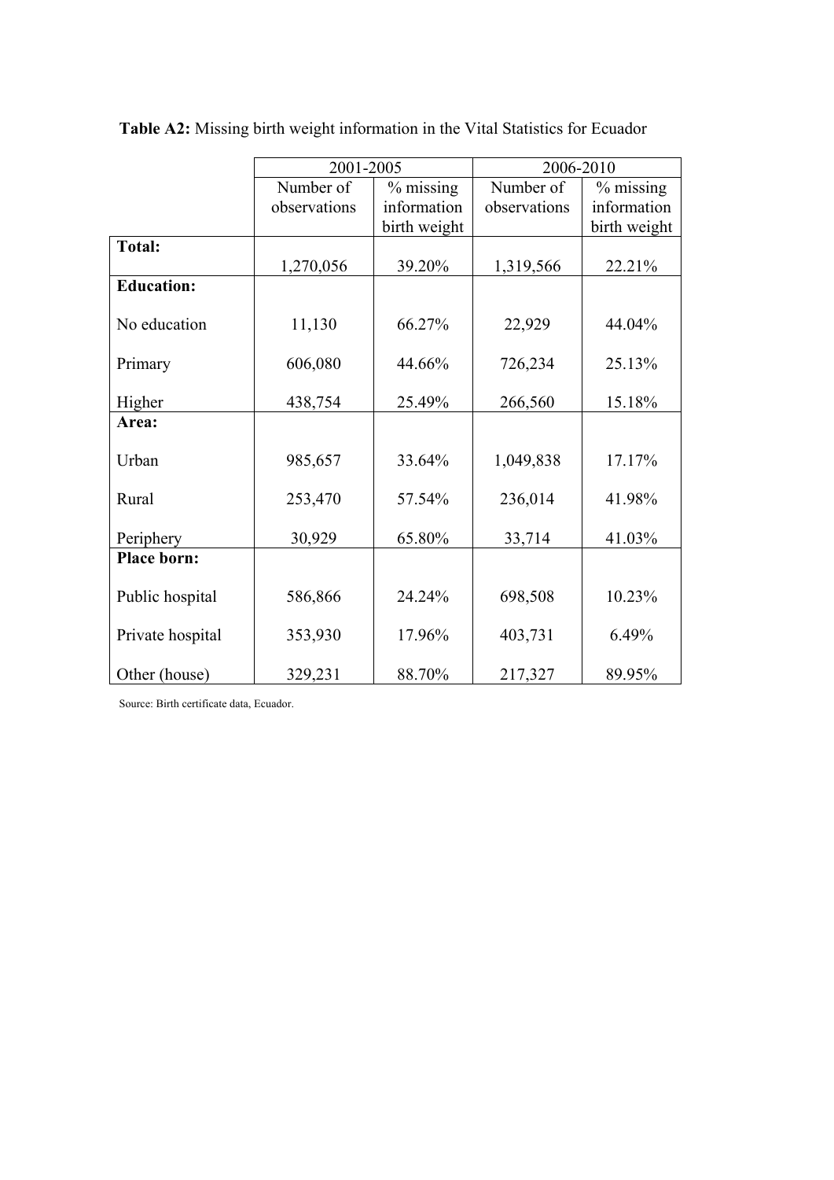**Table A2:** Missing birth weight information in the Vital Statistics for Ecuador

| | 2001-2005 | | 2006-2010 | |
|---|---|---|---|---|
| | Number of observations | % missing information birth weight | Number of observations | % missing information birth weight |
| **Total:** | 1,270,056 | 39.20% | 1,319,566 | 22.21% |
| **Education:** | | | | |
| No education | 11,130 | 66.27% | 22,929 | 44.04% |
| Primary | 606,080 | 44.66% | 726,234 | 25.13% |
| Higher | 438,754 | 25.49% | 266,560 | 15.18% |
| **Area:** | | | | |
| Urban | 985,657 | 33.64% | 1,049,838 | 17.17% |
| Rural | 253,470 | 57.54% | 236,014 | 41.98% |
| Periphery | 30,929 | 65.80% | 33,714 | 41.03% |
| **Place born:** | | | | |
| Public hospital | 586,866 | 24.24% | 698,508 | 10.23% |
| Private hospital | 353,930 | 17.96% | 403,731 | 6.49% |
| Other (house) | 329,231 | 88.70% | 217,327 | 89.95% |

Source: Birth certificate data, Ecuador.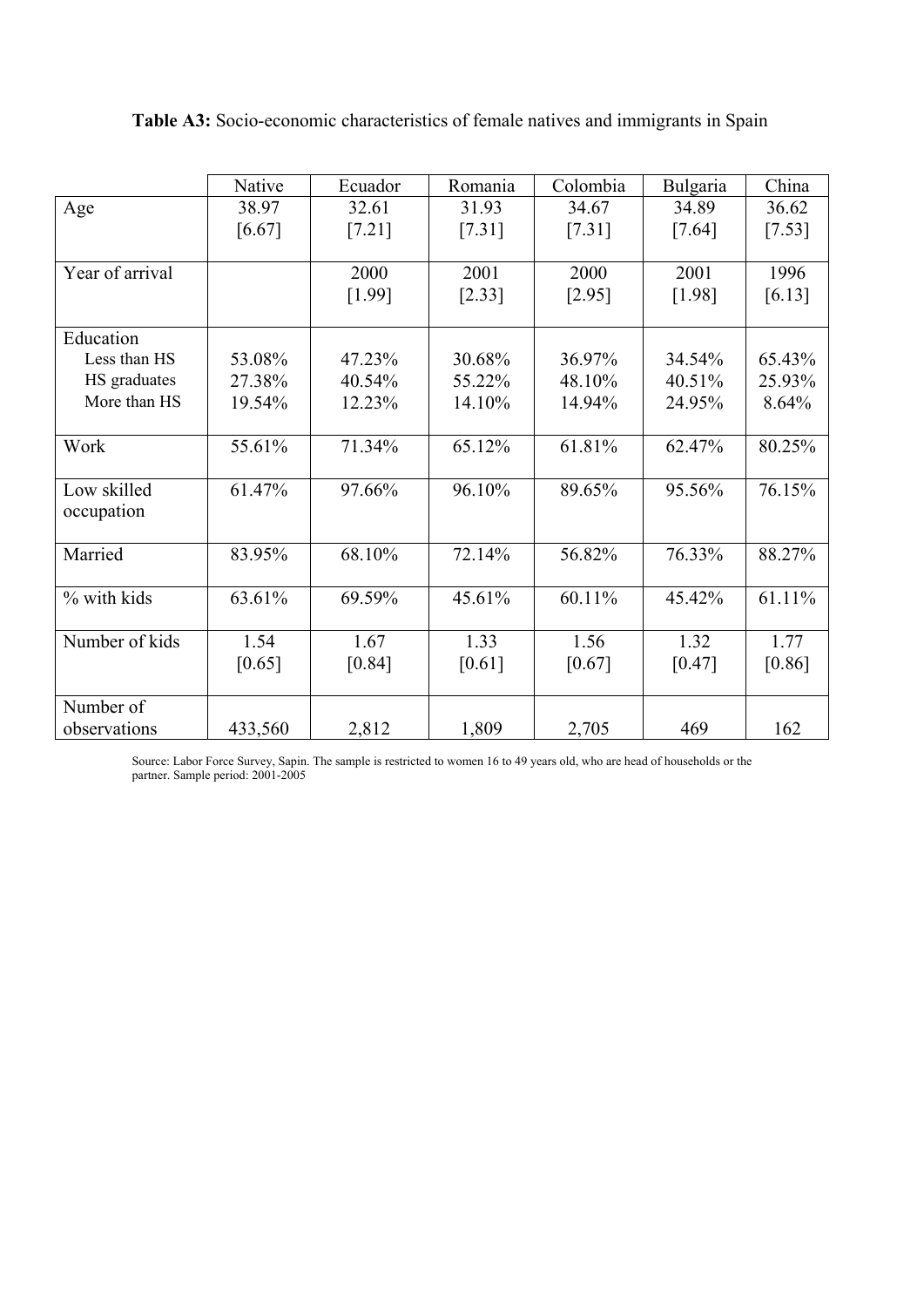**Table A3:** Socio-economic characteristics of female natives and immigrants in Spain

| | Native | Ecuador | Romania | Colombia | Bulgaria | China |
|---|---|---|---|---|---|---|
| Age | 38.97 | 32.61 | 31.93 | 34.67 | 34.89 | 36.62 |
| | [6.67] | [7.21] | [7.31] | [7.31] | [7.64] | [7.53] |
| Year of arrival | | 2000 | 2001 | 2000 | 2001 | 1996 |
| | | [1.99] | [2.33] | [2.95] | [1.98] | [6.13] |
| Education | | | | | | |
| Less than HS | 53.08% | 47.23% | 30.68% | 36.97% | 34.54% | 65.43% |
| HS graduates | 27.38% | 40.54% | 55.22% | 48.10% | 40.51% | 25.93% |
| More than HS | 19.54% | 12.23% | 14.10% | 14.94% | 24.95% | 8.64% |
| Work | 55.61% | 71.34% | 65.12% | 61.81% | 62.47% | 80.25% |
| Low skilled occupation | 61.47% | 97.66% | 96.10% | 89.65% | 95.56% | 76.15% |
| Married | 83.95% | 68.10% | 72.14% | 56.82% | 76.33% | 88.27% |
| % with kids | 63.61% | 69.59% | 45.61% | 60.11% | 45.42% | 61.11% |
| Number of kids | 1.54 | 1.67 | 1.33 | 1.56 | 1.32 | 1.77 |
| | [0.65] | [0.84] | [0.61] | [0.67] | [0.47] | [0.86] |
| Number of observations | 433,560 | 2,812 | 1,809 | 2,705 | 469 | 162 |

Source: Labor Force Survey, Sapin. The sample is restricted to women 16 to 49 years old, who are head of households or the partner. Sample period: 2001-2005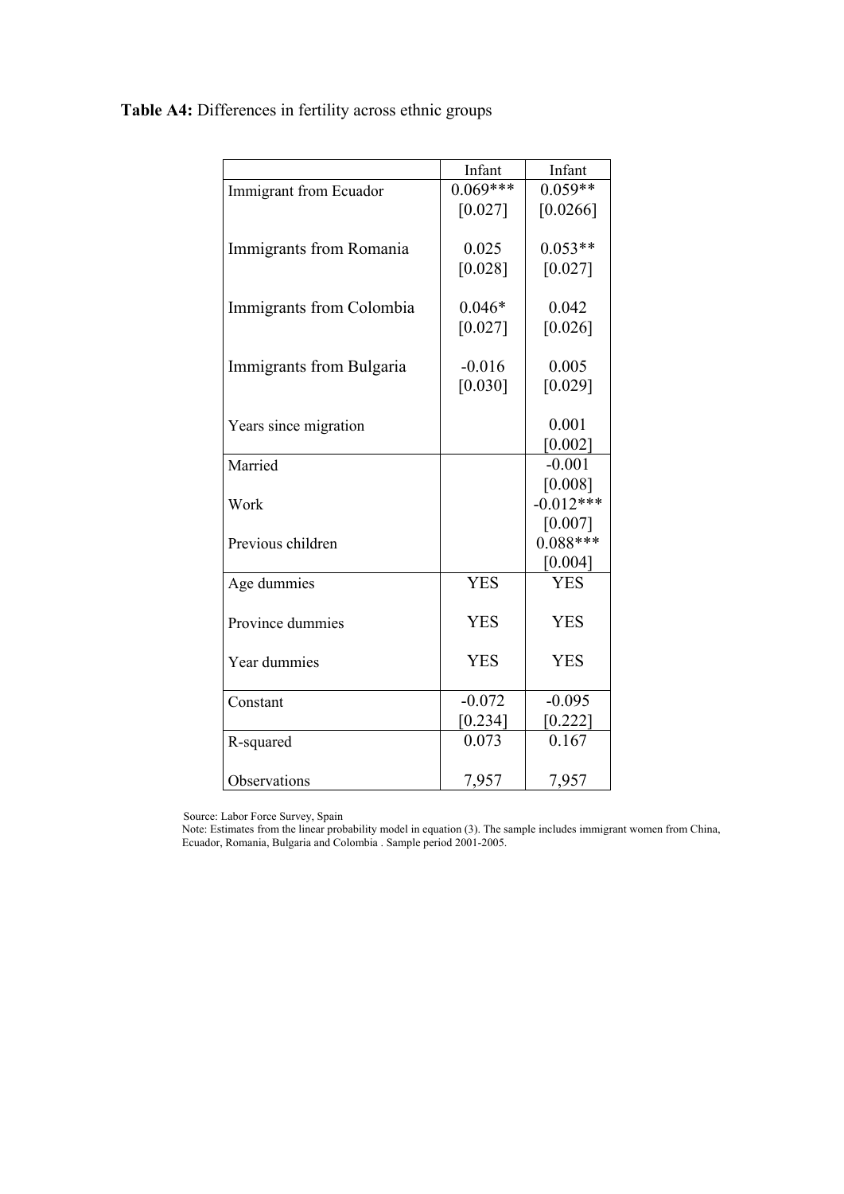**Table A4:** Differences in fertility across ethnic groups

| | Infant | Infant |
|---|---|---|
| Immigrant from Ecuador | 0.069*** | 0.059** |
| | [0.027] | [0.0266] |
| Immigrants from Romania | 0.025 | 0.053** |
| | [0.028] | [0.027] |
| Immigrants from Colombia | 0.046* | 0.042 |
| | [0.027] | [0.026] |
| Immigrants from Bulgaria | -0.016 | 0.005 |
| | [0.030] | [0.029] |
| Years since migration | | 0.001 |
| | | [0.002] |
| Married | | -0.001 |
| | | [0.008] |
| Work | | -0.012*** |
| | | [0.007] |
| Previous children | | 0.088*** |
| | | [0.004] |
| Age dummies | YES | YES |
| Province dummies | YES | YES |
| Year dummies | YES | YES |
| Constant | -0.072 | -0.095 |
| | [0.234] | [0.222] |
| R-squared | 0.073 | 0.167 |
| Observations | 7,957 | 7,957 |

Source: Labor Force Survey, Spain

Note: Estimates from the linear probability model in equation (3). The sample includes immigrant women from China, Ecuador, Romania, Bulgaria and Colombia . Sample period 2001-2005.